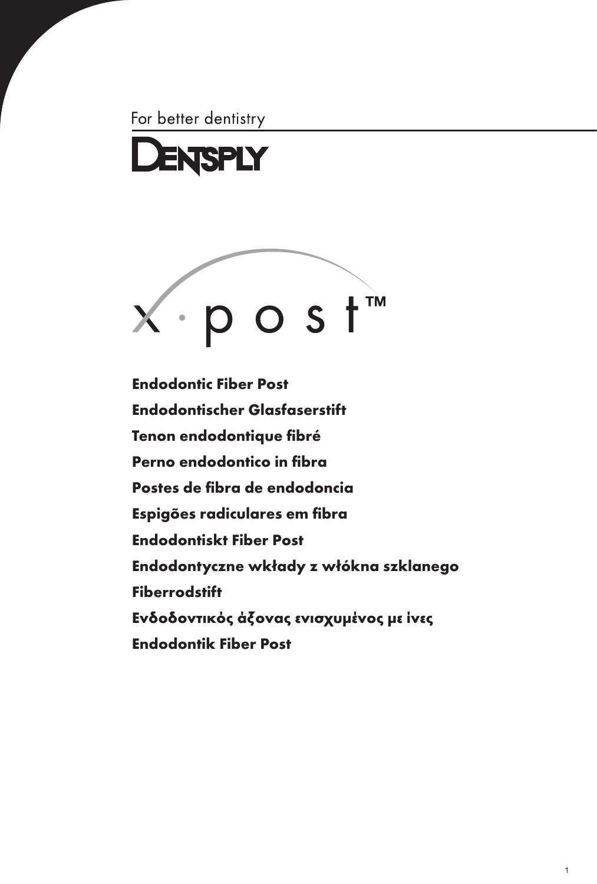For better dentistry

# DENTSPLY

# x·post™

**Endodontic Fiber Post**

**Endodontischer Glasfaserstift**

**Tenon endodontique fibré**

**Perno endodontico in fibra**

**Postes de fibra de endodoncia**

**Espigões radiculares em fibra**

**Endodontiskt Fiber Post**

**Endodontyczne wkłady z włókna szklanego**

**Fiberrodstift**

**Ενδοδοντικός άξονας ενισχυμένος με ίνες**

**Endodontik Fiber Post**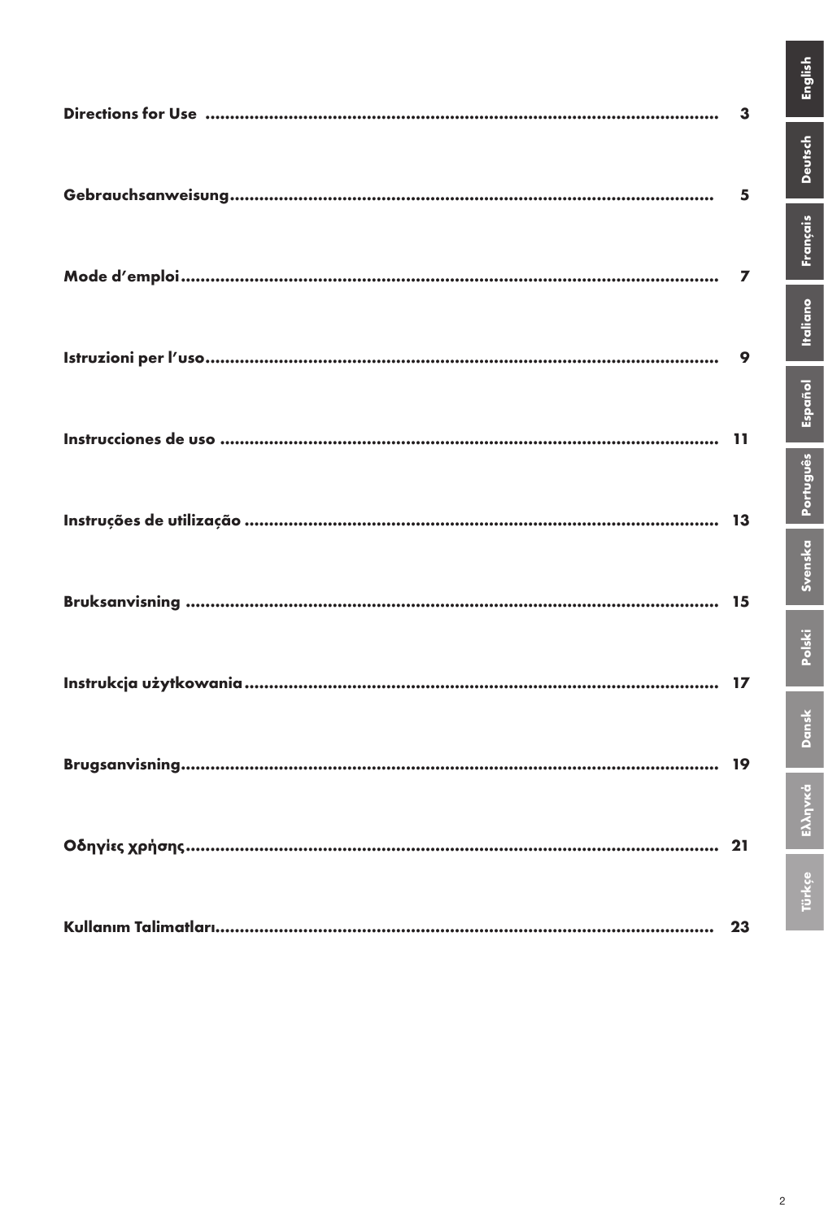| | |
|---|---|
| **Directions for Use** | **3** |
| **Gebrauchsanweisung** | **5** |
| **Mode d'emploi** | **7** |
| **Istruzioni per l'uso** | **9** |
| **Instrucciones de uso** | **11** |
| **Instruções de utilização** | **13** |
| **Bruksanvisning** | **15** |
| **Instrukcja użytkowania** | **17** |
| **Brugsanvisning** | **19** |
| **Οδηγίες χρήσης** | **21** |
| **Kullanım Talimatları** | **23** |

English | Deutsch | Français | Italiano | Español | Português | Svenska | Polski | Dansk | Ελληνικά | Türkçe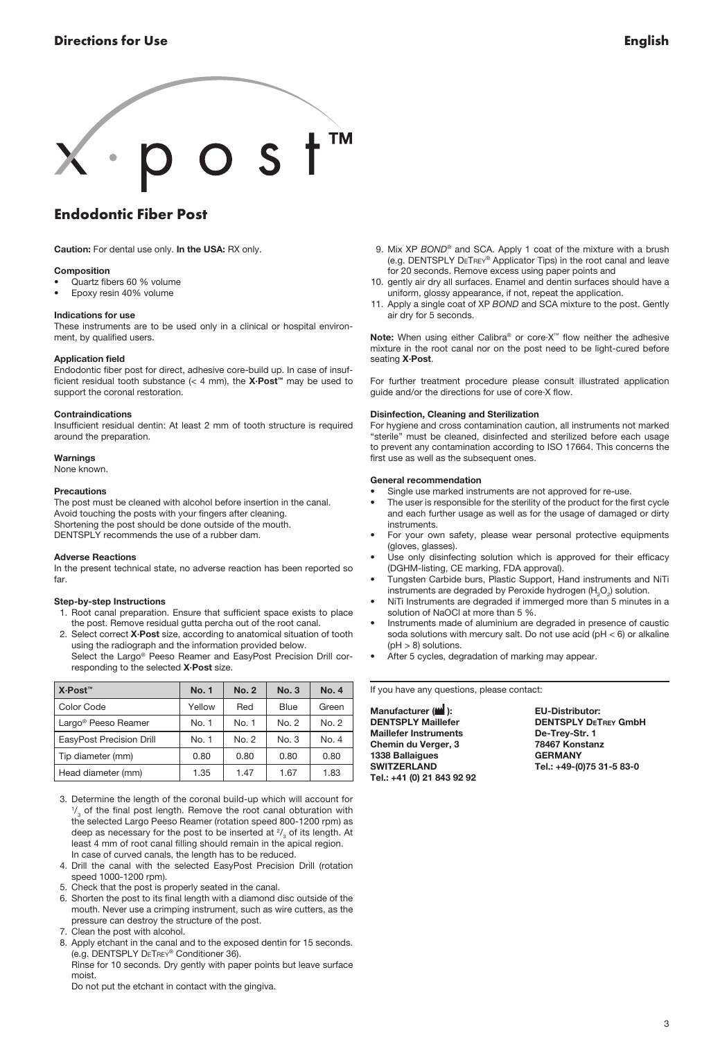# X·Post™

## Endodontic Fiber Post

**Caution:** For dental use only. **In the USA:** RX only.

**Composition**

- Quartz fibers 60 % volume
- Epoxy resin 40% volume

**Indications for use**

These instruments are to be used only in a clinical or hospital environment, by qualified users.

**Application field**

Endodontic fiber post for direct, adhesive core-build up. In case of insufficient residual tooth substance (< 4 mm), the **X·Post™** may be used to support the coronal restoration.

**Contraindications**

Insufficient residual dentin: At least 2 mm of tooth structure is required around the preparation.

**Warnings**

None known.

**Precautions**

The post must be cleaned with alcohol before insertion in the canal.
Avoid touching the posts with your fingers after cleaning.
Shortening the post should be done outside of the mouth.
DENTSPLY recommends the use of a rubber dam.

**Adverse Reactions**

In the present technical state, no adverse reaction has been reported so far.

**Step-by-step Instructions**

1. Root canal preparation. Ensure that sufficient space exists to place the post. Remove residual gutta percha out of the root canal.
2. Select correct **X·Post** size, according to anatomical situation of tooth using the radiograph and the information provided below.
   Select the Largo® Peeso Reamer and EasyPost Precision Drill corresponding to the selected **X·Post** size.

| X·Post™ | No. 1 | No. 2 | No. 3 | No. 4 |
|---|---|---|---|---|
| Color Code | Yellow | Red | Blue | Green |
| Largo® Peeso Reamer | No. 1 | No. 1 | No. 2 | No. 2 |
| EasyPost Precision Drill | No. 1 | No. 2 | No. 3 | No. 4 |
| Tip diameter (mm) | 0.80 | 0.80 | 0.80 | 0.80 |
| Head diameter (mm) | 1.35 | 1.47 | 1.67 | 1.83 |

3. Determine the length of the coronal build-up which will account for $^1/_3$ of the final post length. Remove the root canal obturation with the selected Largo Peeso Reamer (rotation speed 800-1200 rpm) as deep as necessary for the post to be inserted at $^2/_3$ of its length. At least 4 mm of root canal filling should remain in the apical region. In case of curved canals, the length has to be reduced.
4. Drill the canal with the selected EasyPost Precision Drill (rotation speed 1000-1200 rpm).
5. Check that the post is properly seated in the canal.
6. Shorten the post to its final length with a diamond disc outside of the mouth. Never use a crimping instrument, such as wire cutters, as the pressure can destroy the structure of the post.
7. Clean the post with alcohol.
8. Apply etchant in the canal and to the exposed dentin for 15 seconds. (e.g. DENTSPLY DeTrey® Conditioner 36).
   Rinse for 10 seconds. Dry gently with paper points but leave surface moist.
   Do not put the etchant in contact with the gingiva.
9. Mix XP *BOND*® and SCA. Apply 1 coat of the mixture with a brush (e.g. DENTSPLY DeTrey® Applicator Tips) in the root canal and leave for 20 seconds. Remove excess using paper points and
10. gently air dry all surfaces. Enamel and dentin surfaces should have a uniform, glossy appearance, if not, repeat the application.
11. Apply a single coat of XP *BOND* and SCA mixture to the post. Gently air dry for 5 seconds.

**Note:** When using either Calibra® or core·X™ flow neither the adhesive mixture in the root canal nor on the post need to be light-cured before seating **X·Post**.

For further treatment procedure please consult illustrated application guide and/or the directions for use of core·X flow.

**Disinfection, Cleaning and Sterilization**

For hygiene and cross contamination caution, all instruments not marked "sterile" must be cleaned, disinfected and sterilized before each usage to prevent any contamination according to ISO 17664. This concerns the first use as well as the subsequent ones.

**General recommendation**

- Single use marked instruments are not approved for re-use.
- The user is responsible for the sterility of the product for the first cycle and each further usage as well as for the usage of damaged or dirty instruments.
- For your own safety, please wear personal protective equipments (gloves, glasses).
- Use only disinfecting solution which is approved for their efficacy (DGHM-listing, CE marking, FDA approval).
- Tungsten Carbide burs, Plastic Support, Hand instruments and NiTi instruments are degraded by Peroxide hydrogen ($H_2O_2$) solution.
- NiTi Instruments are degraded if immerged more than 5 minutes in a solution of NaOCl at more than 5 %.
- Instruments made of aluminium are degraded in presence of caustic soda solutions with mercury salt. Do not use acid (pH < 6) or alkaline (pH > 8) solutions.
- After 5 cycles, degradation of marking may appear.

If you have any questions, please contact:

**Manufacturer:**
**DENTSPLY Maillefer**
**Maillefer Instruments**
**Chemin du Verger, 3**
**1338 Ballaigues**
**SWITZERLAND**
**Tel.: +41 (0) 21 843 92 92**

**EU-Distributor:**
**DENTSPLY DeTrey GmbH**
**De-Trey-Str. 1**
**78467 Konstanz**
**GERMANY**
**Tel.: +49-(0)75 31-5 83-0**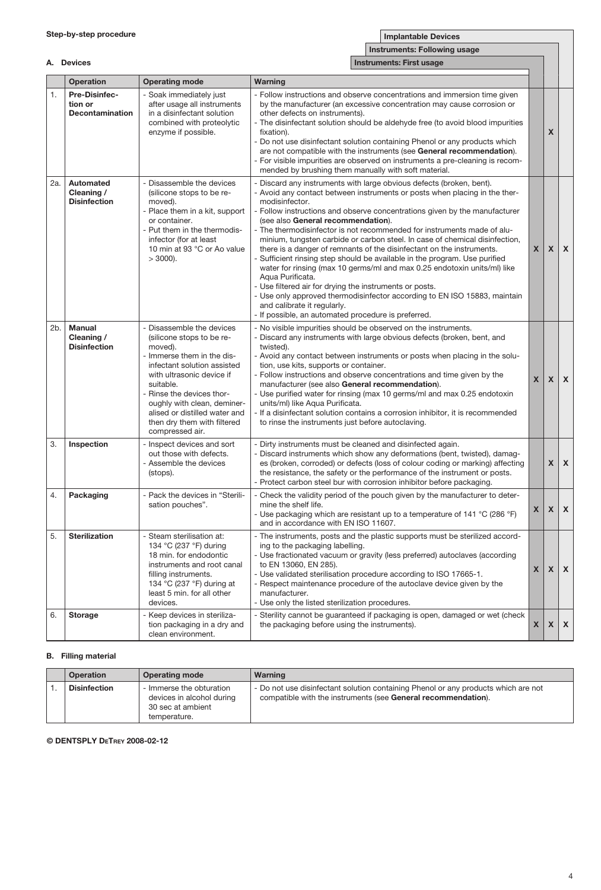**Step-by-step procedure**

**A. Devices**

| | Operation | Operating mode | Warning | Instruments: First usage | Instruments: Following usage | Implantable Devices |
|---|---|---|---|---|---|---|
| 1. | **Pre-Disinfection or Decontamination** | - Soak immediately just after usage all instruments in a disinfectant solution combined with proteolytic enzyme if possible. | - Follow instructions and observe concentrations and immersion time given by the manufacturer (an excessive concentration may cause corrosion or other defects on instruments).<br>- The disinfectant solution should be aldehyde free (to avoid blood impurities fixation).<br>- Do not use disinfectant solution containing Phenol or any products which are not compatible with the instruments (see **General recommendation**).<br>- For visible impurities are observed on instruments a pre-cleaning is recommended by brushing them manually with soft material. | | X | |
| 2a. | **Automated Cleaning / Disinfection** | - Disassemble the devices (silicone stops to be removed).<br>- Place them in a kit, support or container.<br>- Put them in the thermodisinfector (for at least 10 min at 93 °C or Ao value > 3000). | - Discard any instruments with large obvious defects (broken, bent).<br>- Avoid any contact between instruments or posts when placing in the thermodisinfector.<br>- Follow instructions and observe concentrations given by the manufacturer (see also **General recommendation**).<br>- The thermodisinfector is not recommended for instruments made of aluminium, tungsten carbide or carbon steel. In case of chemical disinfection, there is a danger of remnants of the disinfectant on the instruments.<br>- Sufficient rinsing step should be available in the program. Use purified water for rinsing (max 10 germs/ml and max 0.25 endotoxin units/ml) like Aqua Purificata.<br>- Use filtered air for drying the instruments or posts.<br>- Use only approved thermodisinfector according to EN ISO 15883, maintain and calibrate it regularly.<br>- If possible, an automated procedure is preferred. | X | X | X |
| 2b. | **Manual Cleaning / Disinfection** | - Disassemble the devices (silicone stops to be removed).<br>- Immerse them in the disinfectant solution assisted with ultrasonic device if suitable.<br>- Rinse the devices thoroughly with clean, demineralised or distilled water and then dry them with filtered compressed air. | - No visible impurities should be observed on the instruments.<br>- Discard any instruments with large obvious defects (broken, bent, and twisted).<br>- Avoid any contact between instruments or posts when placing in the solution, use kits, supports or container.<br>- Follow instructions and observe concentrations and time given by the manufacturer (see also **General recommendation**).<br>- Use purified water for rinsing (max 10 germs/ml and max 0.25 endotoxin units/ml) like Aqua Purificata.<br>- If a disinfectant solution contains a corrosion inhibitor, it is recommended to rinse the instruments just before autoclaving. | X | X | X |
| 3. | **Inspection** | - Inspect devices and sort out those with defects.<br>- Assemble the devices (stops). | - Dirty instruments must be cleaned and disinfected again.<br>- Discard instruments which show any deformations (bent, twisted), damages (broken, corroded) or defects (loss of colour coding or marking) affecting the resistance, the safety or the performance of the instrument or posts.<br>- Protect carbon steel bur with corrosion inhibitor before packaging. | | X | X |
| 4. | **Packaging** | - Pack the devices in "Sterilisation pouches". | - Check the validity period of the pouch given by the manufacturer to determine the shelf life.<br>- Use packaging which are resistant up to a temperature of 141 °C (286 °F) and in accordance with EN ISO 11607. | X | X | X |
| 5. | **Sterilization** | - Steam sterilisation at: 134 °C (237 °F) during 18 min. for endodontic instruments and root canal filling instruments. 134 °C (237 °F) during at least 5 min. for all other devices. | - The instruments, posts and the plastic supports must be sterilized according to the packaging labelling.<br>- Use fractionated vacuum or gravity (less preferred) autoclaves (according to EN 13060, EN 285).<br>- Use validated sterilisation procedure according to ISO 17665-1.<br>- Respect maintenance procedure of the autoclave device given by the manufacturer.<br>- Use only the listed sterilization procedures. | X | X | X |
| 6. | **Storage** | - Keep devices in sterilization packaging in a dry and clean environment. | - Sterility cannot be guaranteed if packaging is open, damaged or wet (check the packaging before using the instruments). | X | X | X |

**B. Filling material**

| | Operation | Operating mode | Warning |
|---|---|---|---|
| 1. | **Disinfection** | - Immerse the obturation devices in alcohol during 30 sec at ambient temperature. | - Do not use disinfectant solution containing Phenol or any products which are not compatible with the instruments (see **General recommendation**). |

**© DENTSPLY DeTrey 2008-02-12**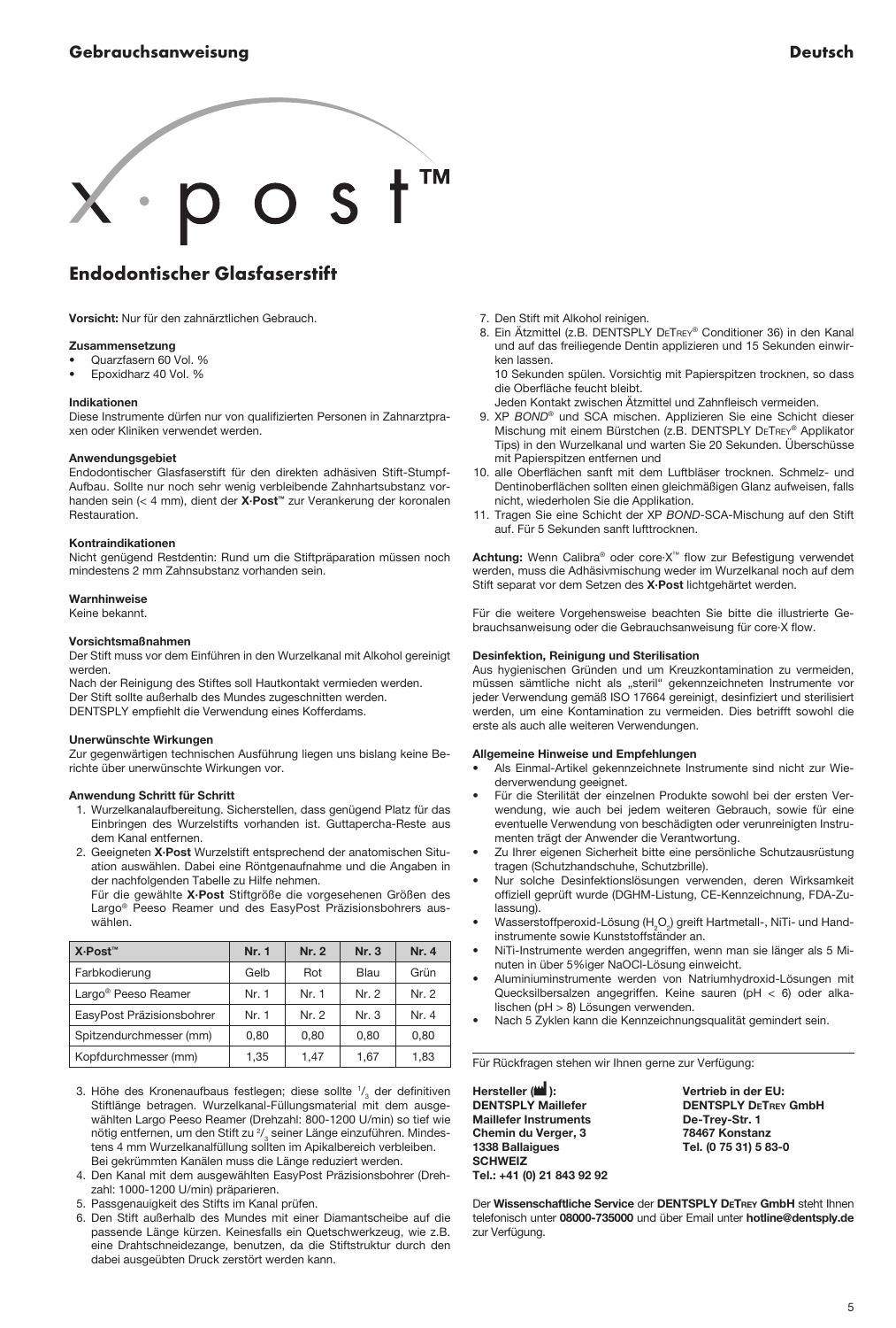Gebrauchsanweisung

Deutsch

# x·post™

## Endodontischer Glasfaserstift

**Vorsicht:** Nur für den zahnärztlichen Gebrauch.

**Zusammensetzung**

- Quarzfasern 60 Vol. %
- Epoxidharz 40 Vol. %

**Indikationen**

Diese Instrumente dürfen nur von qualifizierten Personen in Zahnarztpraxen oder Kliniken verwendet werden.

**Anwendungsgebiet**

Endodontischer Glasfaserstift für den direkten adhäsiven Stift-Stumpf-Aufbau. Sollte nur noch sehr wenig verbleibende Zahnhartsubstanz vorhanden sein (< 4 mm), dient der **X·Post™** zur Verankerung der koronalen Restauration.

**Kontraindikationen**

Nicht genügend Restdentin: Rund um die Stiftpräparation müssen noch mindestens 2 mm Zahnsubstanz vorhanden sein.

**Warnhinweise**

Keine bekannt.

**Vorsichtsmaßnahmen**

Der Stift muss vor dem Einführen in den Wurzelkanal mit Alkohol gereinigt werden.

Nach der Reinigung des Stiftes soll Hautkontakt vermieden werden.

Der Stift sollte außerhalb des Mundes zugeschnitten werden.

DENTSPLY empfiehlt die Verwendung eines Kofferdams.

**Unerwünschte Wirkungen**

Zur gegenwärtigen technischen Ausführung liegen uns bislang keine Berichte über unerwünschte Wirkungen vor.

**Anwendung Schritt für Schritt**

1. Wurzelkanalaufbereitung. Sicherstellen, dass genügend Platz für das Einbringen des Wurzelstifts vorhanden ist. Guttapercha-Reste aus dem Kanal entfernen.
2. Geeigneten **X·Post** Wurzelstift entsprechend der anatomischen Situation auswählen. Dabei eine Röntgenaufnahme und die Angaben in der nachfolgenden Tabelle zu Hilfe nehmen.
   Für die gewählte **X·Post** Stiftgröße die vorgesehenen Größen des Largo® Peeso Reamer und des EasyPost Präzisionsbohrers auswählen.

| X·Post™ | Nr. 1 | Nr. 2 | Nr. 3 | Nr. 4 |
|---|---|---|---|---|
| Farbkodierung | Gelb | Rot | Blau | Grün |
| Largo® Peeso Reamer | Nr. 1 | Nr. 1 | Nr. 2 | Nr. 2 |
| EasyPost Präzisionsbohrer | Nr. 1 | Nr. 2 | Nr. 3 | Nr. 4 |
| Spitzendurchmesser (mm) | 0,80 | 0,80 | 0,80 | 0,80 |
| Kopfdurchmesser (mm) | 1,35 | 1,47 | 1,67 | 1,83 |

3. Höhe des Kronenaufbaus festlegen; diese sollte $^1/_3$ der definitiven Stiftlänge betragen. Wurzelkanal-Füllungsmaterial mit dem ausgewählten Largo Peeso Reamer (Drehzahl: 800-1200 U/min) so tief wie nötig entfernen, um den Stift zu $^2/_3$ seiner Länge einzuführen. Mindestens 4 mm Wurzelkanalfüllung sollten im Apikalbereich verbleiben. Bei gekrümmten Kanälen muss die Länge reduziert werden.
4. Den Kanal mit dem ausgewählten EasyPost Präzisionsbohrer (Drehzahl: 1000-1200 U/min) präparieren.
5. Passgenauigkeit des Stifts im Kanal prüfen.
6. Den Stift außerhalb des Mundes mit einer Diamantscheibe auf die passende Länge kürzen. Keinesfalls ein Quetschwerkzeug, wie z.B. eine Drahtschneidezange, benutzen, da die Stiftstruktur durch den dabei ausgeübten Druck zerstört werden kann.
7. Den Stift mit Alkohol reinigen.
8. Ein Ätzmittel (z.B. DENTSPLY DeTrey® Conditioner 36) in den Kanal und auf das freiliegende Dentin applizieren und 15 Sekunden einwirken lassen.
   10 Sekunden spülen. Vorsichtig mit Papierspitzen trocknen, so dass die Oberfläche feucht bleibt.
   Jeden Kontakt zwischen Ätzmittel und Zahnfleisch vermeiden.
9. XP *BOND*® und SCA mischen. Applizieren Sie eine Schicht dieser Mischung mit einem Bürstchen (z.B. DENTSPLY DeTrey® Applikator Tips) in den Wurzelkanal und warten Sie 20 Sekunden. Überschüsse mit Papierspitzen entfernen und
10. alle Oberflächen sanft mit dem Luftbläser trocknen. Schmelz- und Dentinoberflächen sollten einen gleichmäßigen Glanz aufweisen, falls nicht, wiederholen Sie die Applikation.
11. Tragen Sie eine Schicht der XP *BOND*-SCA-Mischung auf den Stift auf. Für 5 Sekunden sanft lufttrocknen.

**Achtung:** Wenn Calibra® oder core·X™ flow zur Befestigung verwendet werden, muss die Adhäsivmischung weder im Wurzelkanal noch auf dem Stift separat vor dem Setzen des **X·Post** lichtgehärtet werden.

Für die weitere Vorgehensweise beachten Sie bitte die illustrierte Gebrauchsanweisung oder die Gebrauchsanweisung für core·X flow.

**Desinfektion, Reinigung und Sterilisation**

Aus hygienischen Gründen und um Kreuzkontamination zu vermeiden, müssen sämtliche nicht als „steril" gekennzeichneten Instrumente vor jeder Verwendung gemäß ISO 17664 gereinigt, desinfiziert und sterilisiert werden, um eine Kontamination zu vermeiden. Dies betrifft sowohl die erste als auch alle weiteren Verwendungen.

**Allgemeine Hinweise und Empfehlungen**

- Als Einmal-Artikel gekennzeichnete Instrumente sind nicht zur Wiederverwendung geeignet.
- Für die Sterilität der einzelnen Produkte sowohl bei der ersten Verwendung, wie auch bei jedem weiteren Gebrauch, sowie für eine eventuelle Verwendung von beschädigten oder verunreinigten Instrumenten trägt der Anwender die Verantwortung.
- Zu Ihrer eigenen Sicherheit bitte eine persönliche Schutzausrüstung tragen (Schutzhandschuhe, Schutzbrille).
- Nur solche Desinfektionslösungen verwenden, deren Wirksamkeit offiziell geprüft wurde (DGHM-Listung, CE-Kennzeichnung, FDA-Zulassung).
- Wasserstoffperoxid-Lösung ($H_2O_2$) greift Hartmetall-, NiTi- und Handinstrumente sowie Kunststoffständer an.
- NiTi-Instrumente werden angegriffen, wenn man sie länger als 5 Minuten in über 5%iger NaOCl-Lösung einweicht.
- Aluminiuminstrumente werden von Natriumhydroxid-Lösungen mit Quecksilbersalzen angegriffen. Keine sauren (pH < 6) oder alkalischen (pH > 8) Lösungen verwenden.
- Nach 5 Zyklen kann die Kennzeichnungsqualität gemindert sein.

Für Rückfragen stehen wir Ihnen gerne zur Verfügung:

**Hersteller:**
**DENTSPLY Maillefer**
**Maillefer Instruments**
**Chemin du Verger, 3**
**1338 Ballaigues**
**SCHWEIZ**
**Tel.: +41 (0) 21 843 92 92**

**Vertrieb in der EU:**
**DENTSPLY DeTrey GmbH**
**De-Trey-Str. 1**
**78467 Konstanz**
**Tel. (0 75 31) 5 83-0**

Der **Wissenschaftliche Service** der **DENTSPLY DeTrey GmbH** steht Ihnen telefonisch unter **08000-735000** und über Email unter **hotline@dentsply.de** zur Verfügung.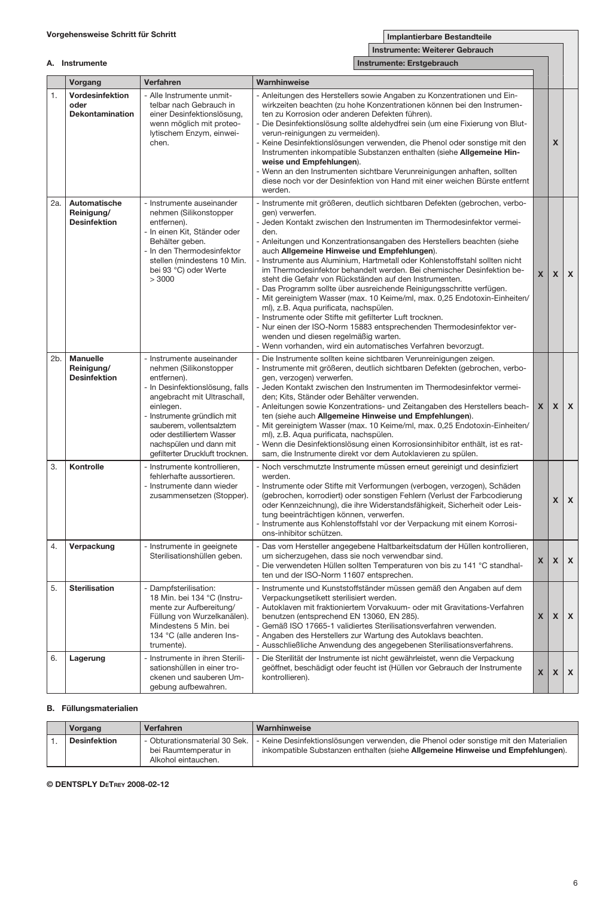**Vorgehensweise Schritt für Schritt**

**A. Instrumente**

| | Vorgang | Verfahren | Warnhinweise | Instrumente: Erstgebrauch | Instrumente: Weiterer Gebrauch | Implantierbare Bestandteile |
|---|---|---|---|---|---|---|
| 1. | **Vordesinfektion oder Dekontamination** | - Alle Instrumente unmittelbar nach Gebrauch in einer Desinfektionslösung, wenn möglich mit proteolytischem Enzym, einweichen. | - Anleitungen des Herstellers sowie Angaben zu Konzentrationen und Einwirkzeiten beachten (zu hohe Konzentrationen können bei den Instrumenten zu Korrosion oder anderen Defekten führen).<br>- Die Desinfektionslösung sollte aldehydfrei sein (um eine Fixierung von Blutverun-reinigungen zu vermeiden).<br>- Keine Desinfektionslösungen verwenden, die Phenol oder sonstige mit den Instrumenten inkompatible Substanzen enthalten (siehe **Allgemeine Hinweise und Empfehlungen**).<br>- Wenn an den Instrumenten sichtbare Verunreinigungen anhaften, sollten diese noch vor der Desinfektion von Hand mit einer weichen Bürste entfernt werden. | | X | |
| 2a. | **Automatische Reinigung/ Desinfektion** | - Instrumente auseinander nehmen (Silikonstopper entfernen).<br>- In einen Kit, Ständer oder Behälter geben.<br>- In den Thermodesinfektor stellen (mindestens 10 Min. bei 93 °C) oder Werte > 3000 | - Instrumente mit größeren, deutlich sichtbaren Defekten (gebrochen, verbogen) verwerfen.<br>- Jeden Kontakt zwischen den Instrumenten im Thermodesinfektor vermeiden.<br>- Anleitungen und Konzentrationsangaben des Herstellers beachten (siehe auch **Allgemeine Hinweise und Empfehlungen**).<br>- Instrumente aus Aluminium, Hartmetall oder Kohlenstoffstahl sollten nicht im Thermodesinfektor behandelt werden. Bei chemischer Desinfektion besteht die Gefahr von Rückständen auf den Instrumenten.<br>- Das Programm sollte über ausreichende Reinigungsschritte verfügen.<br>- Mit gereinigtem Wasser (max. 10 Keime/ml, max. 0,25 Endotoxin-Einheiten/ml), z.B. Aqua purificata, nachspülen.<br>- Instrumente oder Stifte mit gefilterter Luft trocknen.<br>- Nur einen der ISO-Norm 15883 entsprechenden Thermodesinfektor verwenden und diesen regelmäßig warten.<br>- Wenn vorhanden, wird ein automatisches Verfahren bevorzugt. | X | X | X |
| 2b. | **Manuelle Reinigung/ Desinfektion** | - Instrumente auseinander nehmen (Silikonstopper entfernen).<br>- In Desinfektionslösung, falls angebracht mit Ultraschall, einlegen.<br>- Instrumente gründlich mit sauberem, vollentsalztem oder destilliertem Wasser nachspülen und dann mit gefilterter Druckluft trocknen. | - Die Instrumente sollten keine sichtbaren Verunreinigungen zeigen.<br>- Instrumente mit größeren, deutlich sichtbaren Defekten (gebrochen, verbogen, verzogen) verwerfen.<br>- Jeden Kontakt zwischen den Instrumenten im Thermodesinfektor vermeiden; Kits, Ständer oder Behälter verwenden.<br>- Anleitungen sowie Konzentrations- und Zeitangaben des Herstellers beachten (siehe auch **Allgemeine Hinweise und Empfehlungen**).<br>- Mit gereinigtem Wasser (max. 10 Keime/ml, max. 0,25 Endotoxin-Einheiten/ml), z.B. Aqua purificata, nachspülen.<br>- Wenn die Desinfektionslösung einen Korrosionsinhibitor enthält, ist es ratsam, die Instrumente direkt vor dem Autoklavieren zu spülen. | X | X | X |
| 3. | **Kontrolle** | - Instrumente kontrollieren, fehlerhafte aussortieren.<br>- Instrumente dann wieder zusammensetzen (Stopper). | - Noch verschmutzte Instrumente müssen erneut gereinigt und desinfiziert werden.<br>- Instrumente oder Stifte mit Verformungen (verbogen, verzogen), Schäden (gebrochen, korrodiert) oder sonstigen Fehlern (Verlust der Farbcodierung oder Kennzeichnung), die ihre Widerstandsfähigkeit, Sicherheit oder Leistung beeinträchtigen können, verwerfen.<br>- Instrumente aus Kohlenstoffstahl vor der Verpackung mit einem Korrosions-inhibitor schützen. | | X | X |
| 4. | **Verpackung** | - Instrumente in geeignete Sterilisationshüllen geben. | - Das vom Hersteller angegebene Haltbarkeitsdatum der Hüllen kontrollieren, um sicherzugehen, dass sie noch verwendbar sind.<br>- Die verwendeten Hüllen sollten Temperaturen von bis zu 141 °C standhalten und der ISO-Norm 11607 entsprechen. | X | X | X |
| 5. | **Sterilisation** | - Dampfsterilisation: 18 Min. bei 134 °C (Instrumente zur Aufbereitung/ Füllung von Wurzelkanälen). Mindestens 5 Min. bei 134 °C (alle anderen Instrumente). | - Instrumente und Kunststoffständer müssen gemäß den Angaben auf dem Verpackungsetikett sterilisiert werden.<br>- Autoklaven mit fraktioniertem Vorvakuum- oder mit Gravitations-Verfahren benutzen (entsprechend EN 13060, EN 285).<br>- Gemäß ISO 17665-1 validiertes Sterilisationsverfahren verwenden.<br>- Angaben des Herstellers zur Wartung des Autoklavs beachten.<br>- Ausschließliche Anwendung des angegebenen Sterilisationsverfahrens. | X | X | X |
| 6. | **Lagerung** | - Instrumente in ihren Sterilisationshüllen in einer trockenen und sauberen Umgebung aufbewahren. | - Die Sterilität der Instrumente ist nicht gewährleistet, wenn die Verpackung geöffnet, beschädigt oder feucht ist (Hüllen vor Gebrauch der Instrumente kontrollieren). | X | X | X |

**B. Füllungsmaterialien**

| | Vorgang | Verfahren | Warnhinweise |
|---|---|---|---|
| 1. | **Desinfektion** | - Obturationsmaterial 30 Sek. bei Raumtemperatur in Alkohol eintauchen. | - Keine Desinfektionslösungen verwenden, die Phenol oder sonstige mit den Materialien inkompatible Substanzen enthalten (siehe **Allgemeine Hinweise und Empfehlungen**). |

**© DENTSPLY DeTrey 2008-02-12**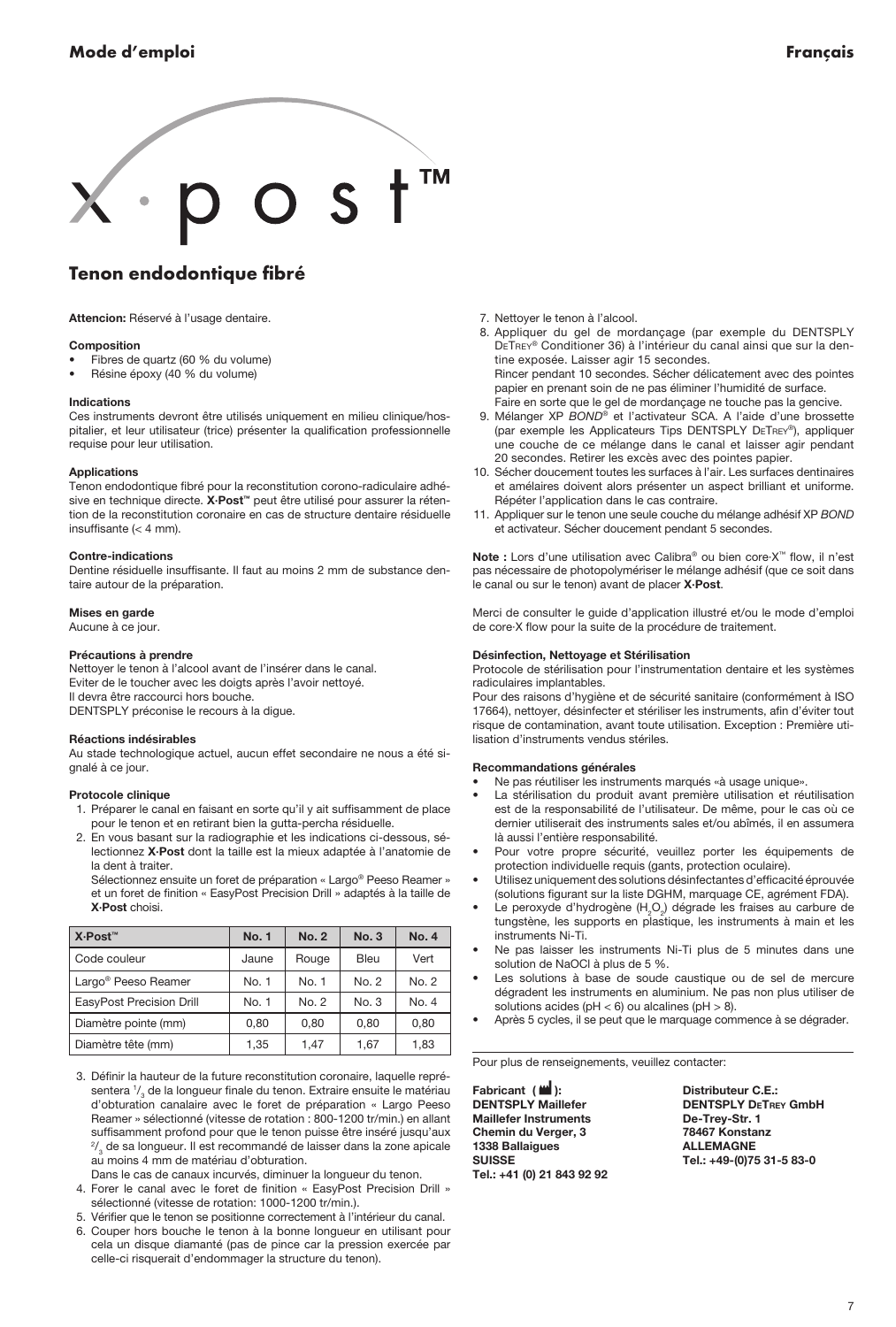# x·post™

## Tenon endodontique fibré

**Attencion:** Réservé à l'usage dentaire.

**Composition**

- Fibres de quartz (60 % du volume)
- Résine époxy (40 % du volume)

**Indications**

Ces instruments devront être utilisés uniquement en milieu clinique/hospitalier, et leur utilisateur (trice) présenter la qualification professionnelle requise pour leur utilisation.

**Applications**

Tenon endodontique fibré pour la reconstitution corono-radiculaire adhésive en technique directe. **X·Post™** peut être utilisé pour assurer la rétention de la reconstitution coronaire en cas de structure dentaire résiduelle insuffisante (< 4 mm).

**Contre-indications**

Dentine résiduelle insuffisante. Il faut au moins 2 mm de substance dentaire autour de la préparation.

**Mises en garde**

Aucune à ce jour.

**Précautions à prendre**

Nettoyer le tenon à l'alcool avant de l'insérer dans le canal.
Eviter de le toucher avec les doigts après l'avoir nettoyé.
Il devra être raccourci hors bouche.
DENTSPLY préconise le recours à la digue.

**Réactions indésirables**

Au stade technologique actuel, aucun effet secondaire ne nous a été signalé à ce jour.

**Protocole clinique**

1. Préparer le canal en faisant en sorte qu'il y ait suffisamment de place pour le tenon et en retirant bien la gutta-percha résiduelle.
2. En vous basant sur la radiographie et les indications ci-dessous, sélectionnez **X·Post** dont la taille est la mieux adaptée à l'anatomie de la dent à traiter.
   Sélectionnez ensuite un foret de préparation « Largo® Peeso Reamer » et un foret de finition « EasyPost Precision Drill » adaptés à la taille de **X·Post** choisi.

| X·Post™ | No. 1 | No. 2 | No. 3 | No. 4 |
|---|---|---|---|---|
| Code couleur | Jaune | Rouge | Bleu | Vert |
| Largo® Peeso Reamer | No. 1 | No. 1 | No. 2 | No. 2 |
| EasyPost Precision Drill | No. 1 | No. 2 | No. 3 | No. 4 |
| Diamètre pointe (mm) | 0,80 | 0,80 | 0,80 | 0,80 |
| Diamètre tête (mm) | 1,35 | 1,47 | 1,67 | 1,83 |

3. Définir la hauteur de la future reconstitution coronaire, laquelle représentera $^1/_3$ de la longueur finale du tenon. Extraire ensuite le matériau d'obturation canalaire avec le foret de préparation « Largo Peeso Reamer » sélectionné (vitesse de rotation : 800-1200 tr/min.) en allant suffisamment profond pour que le tenon puisse être inséré jusqu'aux $^2/_3$ de sa longueur. Il est recommandé de laisser dans la zone apicale au moins 4 mm de matériau d'obturation.
   Dans le cas de canaux incurvés, diminuer la longueur du tenon.
4. Forer le canal avec le foret de finition « EasyPost Precision Drill » sélectionné (vitesse de rotation: 1000-1200 tr/min.).
5. Vérifier que le tenon se positionne correctement à l'intérieur du canal.
6. Couper hors bouche le tenon à la bonne longueur en utilisant pour cela un disque diamanté (pas de pince car la pression exercée par celle-ci risquerait d'endommager la structure du tenon).
7. Nettoyer le tenon à l'alcool.
8. Appliquer du gel de mordançage (par exemple du DENTSPLY DeTrey® Conditioner 36) à l'intérieur du canal ainsi que sur la dentine exposée. Laisser agir 15 secondes.
   Rincer pendant 10 secondes. Sécher délicatement avec des pointes papier en prenant soin de ne pas éliminer l'humidité de surface.
   Faire en sorte que le gel de mordançage ne touche pas la gencive.
9. Mélanger XP *BOND®* et l'activateur SCA. A l'aide d'une brossette (par exemple les Applicateurs Tips DENTSPLY DeTrey®), appliquer une couche de ce mélange dans le canal et laisser agir pendant 20 secondes. Retirer les excès avec des pointes papier.
10. Sécher doucement toutes les surfaces à l'air. Les surfaces dentinaires et amélaires doivent alors présenter un aspect brilliant et uniforme. Répéter l'application dans le cas contraire.
11. Appliquer sur le tenon une seule couche du mélange adhésif XP *BOND* et activateur. Sécher doucement pendant 5 secondes.

**Note :** Lors d'une utilisation avec Calibra® ou bien core·X™ flow, il n'est pas nécessaire de photopolymériser le mélange adhésif (que ce soit dans le canal ou sur le tenon) avant de placer **X·Post**.

Merci de consulter le guide d'application illustré et/ou le mode d'emploi de core·X flow pour la suite de la procédure de traitement.

**Désinfection, Nettoyage et Stérilisation**

Protocole de stérilisation pour l'instrumentation dentaire et les systèmes radiculaires implantables.
Pour des raisons d'hygiène et de sécurité sanitaire (conformément à ISO 17664), nettoyer, désinfecter et stériliser les instruments, afin d'éviter tout risque de contamination, avant toute utilisation. Exception : Première utilisation d'instruments vendus stériles.

**Recommandations générales**

- Ne pas réutiliser les instruments marqués «à usage unique».
- La stérilisation du produit avant première utilisation et réutilisation est de la responsabilité de l'utilisateur. De même, pour le cas où ce dernier utiliserait des instruments sales et/ou abîmés, il en assumera là aussi l'entière responsabilité.
- Pour votre propre sécurité, veuillez porter les équipements de protection individuelle requis (gants, protection oculaire).
- Utilisez uniquement des solutions désinfectantes d'efficacité éprouvée (solutions figurant sur la liste DGHM, marquage CE, agrément FDA).
- Le peroxyde d'hydrogène ($H_2O_2$) dégrade les fraises au carbure de tungstène, les supports en plastique, les instruments à main et les instruments Ni-Ti.
- Ne pas laisser les instruments Ni-Ti plus de 5 minutes dans une solution de NaOCl à plus de 5 %.
- Les solutions à base de soude caustique ou de sel de mercure dégradent les instruments en aluminium. Ne pas non plus utiliser de solutions acides (pH < 6) ou alcalines (pH > 8).
- Après 5 cycles, il se peut que le marquage commence à se dégrader.

Pour plus de renseignements, veuillez contacter:

**Fabricant ( ):**
**DENTSPLY Maillefer**
**Maillefer Instruments**
**Chemin du Verger, 3**
**1338 Ballaigues**
**SUISSE**
**Tel.: +41 (0) 21 843 92 92**

**Distributeur C.E.:**
**DENTSPLY DeTrey GmbH**
**De-Trey-Str. 1**
**78467 Konstanz**
**ALLEMAGNE**
**Tel.: +49-(0)75 31-5 83-0**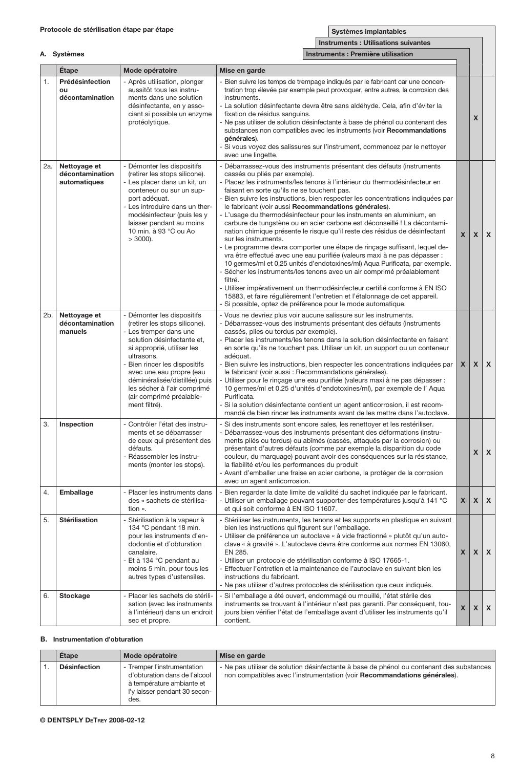**Protocole de stérilisation étape par étape**

### A. Systèmes

| | Étape | Mode opératoire | Mise en garde | Instruments : Première utilisation | Instruments : Utilisations suivantes | Systèmes implantables |
|---|---|---|---|---|---|---|
| 1. | **Prédésinfection ou décontamination** | - Après utilisation, plonger aussitôt tous les instruments dans une solution désinfectante, en y associant si possible un enzyme protéolytique. | - Bien suivre les temps de trempage indiqués par le fabricant car une concentration trop élevée par exemple peut provoquer, entre autres, la corrosion des instruments.<br>- La solution désinfectante devra être sans aldéhyde. Cela, afin d'éviter la fixation de résidus sanguins.<br>- Ne pas utiliser de solution désinfectante à base de phénol ou contenant des substances non compatibles avec les instruments (voir **Recommandations générales**).<br>- Si vous voyez des salissures sur l'instrument, commencez par le nettoyer avec une lingette. | | X | |
| 2a. | **Nettoyage et décontamination automatiques** | - Démonter les dispositifs (retirer les stops silicone).<br>- Les placer dans un kit, un conteneur ou sur un support adéquat.<br>- Les introduire dans un thermodésinfecteur (puis les y laisser pendant au moins 10 min. à 93 °C ou Ao > 3000). | - Débarrassez-vous des instruments présentant des défauts (instruments cassés ou pliés par exemple).<br>- Placez les instruments/les tenons à l'intérieur du thermodésinfecteur en faisant en sorte qu'ils ne se touchent pas.<br>- Bien suivre les instructions, bien respecter les concentrations indiquées par le fabricant (voir aussi **Recommandations générales**).<br>- L'usage du thermodésinfecteur pour les instruments en aluminium, en carbure de tungstène ou en acier carbone est déconseillé ! La décontamination chimique présente le risque qu'il reste des résidus de désinfectant sur les instruments.<br>- Le programme devra comporter une étape de rinçage suffisant, lequel devra être effectué avec une eau purifiée (valeurs maxi à ne pas dépasser : 10 germes/ml et 0,25 unités d'endotoxines/ml) Aqua Purificata, par exemple.<br>- Sécher les instruments/les tenons avec un air comprimé préalablement filtré.<br>- Utiliser impérativement un thermodésinfecteur certifié conforme à EN ISO 15883, et faire régulièrement l'entretien et l'étalonnage de cet appareil.<br>- Si possible, optez de préférence pour le mode automatique. | X | X | X |
| 2b. | **Nettoyage et décontamination manuels** | - Démonter les dispositifs (retirer les stops silicone).<br>- Les tremper dans une solution désinfectante et, si approprié, utiliser les ultrasons.<br>- Bien rincer les dispositifs avec une eau propre (eau déminéralisée/distillée) puis les sécher à l'air comprimé (air comprimé préalablement filtré). | - Vous ne devriez plus voir aucune salissure sur les instruments.<br>- Débarrassez-vous des instruments présentant des défauts (instruments cassés, plies ou tordus par exemple).<br>- Placer les instruments/les tenons dans la solution désinfectante en faisant en sorte qu'ils ne touchent pas. Utiliser un kit, un support ou un conteneur adéquat.<br>- Bien suivre les instructions, bien respecter les concentrations indiquées par le fabricant (voir aussi : Recommandations générales).<br>- Utiliser pour le rinçage une eau purifiée (valeurs maxi à ne pas dépasser : 10 germes/ml et 0,25 d'unités d'endotoxines/ml), par exemple de l' Aqua Purificata.<br>- Si la solution désinfectante contient un agent anticorrosion, il est recommandé de bien rincer les instruments avant de les mettre dans l'autoclave. | X | X | X |
| 3. | **Inspection** | - Contrôler l'état des instruments et se débarrasser de ceux qui présentent des défauts.<br>- Réassembler les instruments (monter les stops). | - Si des instruments sont encore sales, les renettoyer et les restériliser.<br>- Débarrassez-vous des instruments présentant des déformations (instruments pliés ou tordus) ou abîmés (cassés, attaqués par la corrosion) ou présentant d'autres défauts (comme par exemple la disparition du code couleur, du marquage) pouvant avoir des conséquences sur la résistance, la fiabilité et/ou les performances du produit<br>- Avant d'emballer une fraise en acier carbone, la protéger de la corrosion avec un agent anticorrosion. | | X | X |
| 4. | **Emballage** | - Placer les instruments dans des « sachets de stérilisation ». | - Bien regarder la date limite de validité du sachet indiquée par le fabricant.<br>- Utiliser un emballage pouvant supporter des températures jusqu'à 141 °C et qui soit conforme à EN ISO 11607. | X | X | X |
| 5. | **Stérilisation** | - Stérilisation à la vapeur à 134 °C pendant 18 min. pour les instruments d'endodontie et d'obturation canalaire.<br>- Et à 134 °C pendant au moins 5 min. pour tous les autres types d'ustensiles. | - Stériliser les instruments, les tenons et les supports en plastique en suivant bien les instructions qui figurent sur l'emballage.<br>- Utiliser de préférence un autoclave « à vide fractionné » plutôt qu'un autoclave « à gravité ». L'autoclave devra être conforme aux normes EN 13060, EN 285.<br>- Utiliser un protocole de stérilisation conforme à ISO 17665-1.<br>- Effectuer l'entretien et la maintenance de l'autoclave en suivant bien les instructions du fabricant.<br>- Ne pas utiliser d'autres protocoles de stérilisation que ceux indiqués. | X | X | X |
| 6. | **Stockage** | - Placer les sachets de stérilisation (avec les instruments à l'intérieur) dans un endroit sec et propre. | - Si l'emballage a été ouvert, endommagé ou mouillé, l'état stérile des instruments se trouvant à l'intérieur n'est pas garanti. Par conséquent, toujours bien vérifier l'état de l'emballage avant d'utiliser les instruments qu'il contient. | X | X | X |

### B. Instrumentation d'obturation

| | Étape | Mode opératoire | Mise en garde |
|---|---|---|---|
| 1. | **Désinfection** | - Tremper l'instrumentation d'obturation dans de l'alcool à température ambiante et l'y laisser pendant 30 secondes. | - Ne pas utiliser de solution désinfectante à base de phénol ou contenant des substances non compatibles avec l'instrumentation (voir **Recommandations générales**). |

**© DENTSPLY DETREY 2008-02-12**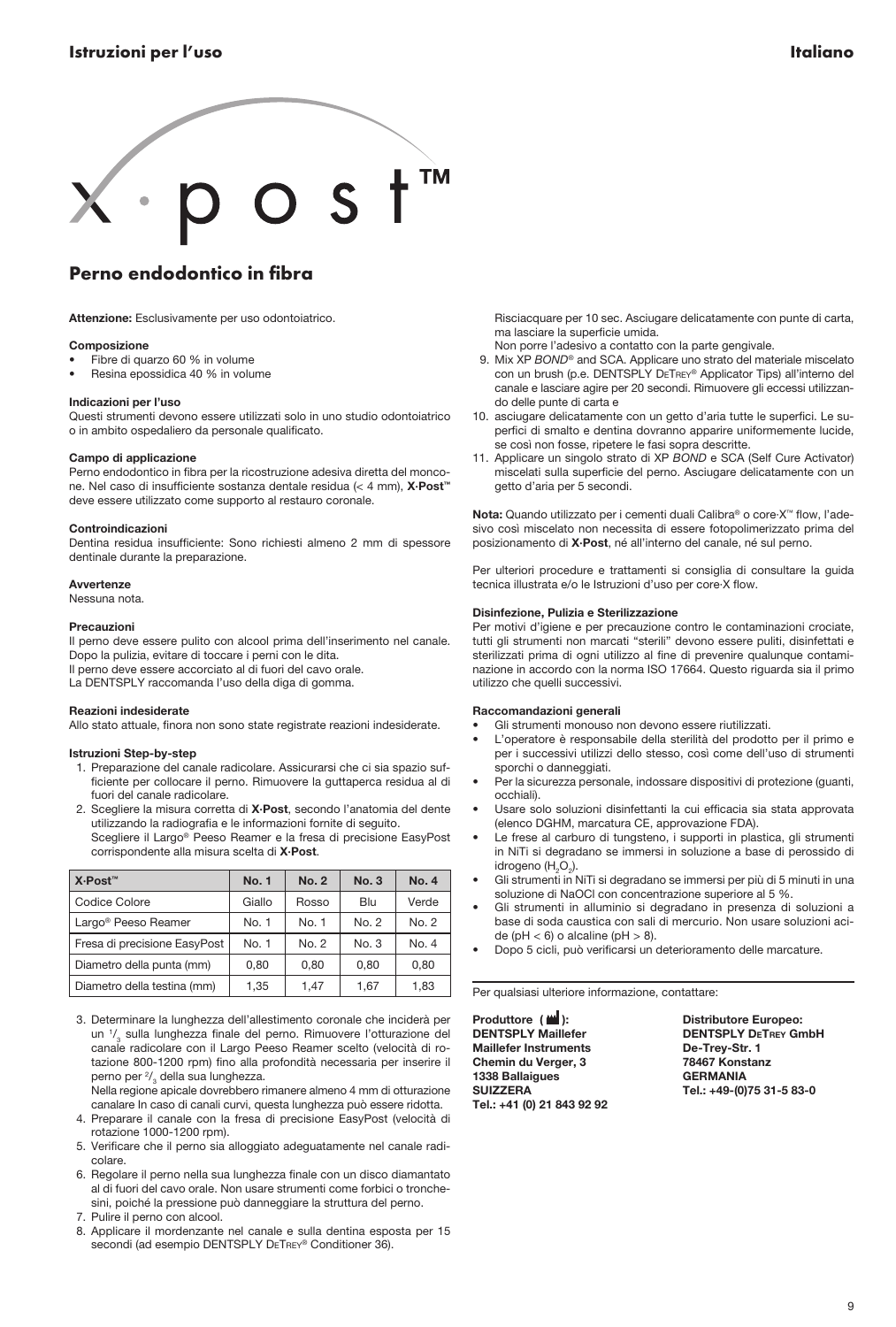# x·post™

## Perno endodontico in fibra

**Attenzione:** Esclusivamente per uso odontoiatrico.

**Composizione**
- Fibre di quarzo 60 % in volume
- Resina epossidica 40 % in volume

**Indicazioni per l'uso**
Questi strumenti devono essere utilizzati solo in uno studio odontoiatrico o in ambito ospedaliero da personale qualificato.

**Campo di applicazione**
Perno endodontico in fibra per la ricostruzione adesiva diretta del moncone. Nel caso di insufficiente sostanza dentale residua (< 4 mm), **X·Post™** deve essere utilizzato come supporto al restauro coronale.

**Controindicazioni**
Dentina residua insufficiente: Sono richiesti almeno 2 mm di spessore dentinale durante la preparazione.

**Avvertenze**
Nessuna nota.

**Precauzioni**
Il perno deve essere pulito con alcool prima dell'inserimento nel canale.
Dopo la pulizia, evitare di toccare i perni con le dita.
Il perno deve essere accorciato al di fuori del cavo orale.
La DENTSPLY raccomanda l'uso della diga di gomma.

**Reazioni indesiderate**
Allo stato attuale, finora non sono state registrate reazioni indesiderate.

**Istruzioni Step-by-step**

1. Preparazione del canale radicolare. Assicurarsi che ci sia spazio sufficiente per collocare il perno. Rimuovere la guttaperca residua al di fuori del canale radicolare.
2. Scegliere la misura corretta di **X·Post**, secondo l'anatomia del dente utilizzando la radiografia e le informazioni fornite di seguito.
   Scegliere il Largo® Peeso Reamer e la fresa di precisione EasyPost corrispondente alla misura scelta di **X·Post**.

| X·Post™ | No. 1 | No. 2 | No. 3 | No. 4 |
|---|---|---|---|---|
| Codice Colore | Giallo | Rosso | Blu | Verde |
| Largo® Peeso Reamer | No. 1 | No. 1 | No. 2 | No. 2 |
| Fresa di precisione EasyPost | No. 1 | No. 2 | No. 3 | No. 4 |
| Diametro della punta (mm) | 0,80 | 0,80 | 0,80 | 0,80 |
| Diametro della testina (mm) | 1,35 | 1,47 | 1,67 | 1,83 |

3. Determinare la lunghezza dell'allestimento coronale che inciderà per un $^{1}/_{3}$ sulla lunghezza finale del perno. Rimuovere l'otturazione del canale radicolare con il Largo Peeso Reamer scelto (velocità di rotazione 800-1200 rpm) fino alla profondità necessaria per inserire il perno per $^{2}/_{3}$ della sua lunghezza.
   Nella regione apicale dovrebbero rimanere almeno 4 mm di otturazione canalare In caso di canali curvi, questa lunghezza può essere ridotta.
4. Preparare il canale con la fresa di precisione EasyPost (velocità di rotazione 1000-1200 rpm).
5. Verificare che il perno sia alloggiato adeguatamente nel canale radicolare.
6. Regolare il perno nella sua lunghezza finale con un disco diamantato al di fuori del cavo orale. Non usare strumenti come forbici o tronchesini, poiché la pressione può danneggiare la struttura del perno.
7. Pulire il perno con alcool.
8. Applicare il mordenzante nel canale e sulla dentina esposta per 15 secondi (ad esempio DENTSPLY DeTrey® Conditioner 36).
   Risciacquare per 10 sec. Asciugare delicatamente con punte di carta, ma lasciare la superficie umida.
   Non porre l'adesivo a contatto con la parte gengivale.
9. Mix XP *BOND*® and SCA. Applicare uno strato del materiale miscelato con un brush (p.e. DENTSPLY DeTrey® Applicator Tips) all'interno del canale e lasciare agire per 20 secondi. Rimuovere gli eccessi utilizzando delle punte di carta e
10. asciugare delicatamente con un getto d'aria tutte le superfici. Le superfici di smalto e dentina dovranno apparire uniformemente lucide, se così non fosse, ripetere le fasi sopra descritte.
11. Applicare un singolo strato di XP *BOND* e SCA (Self Cure Activator) miscelati sulla superficie del perno. Asciugare delicatamente con un getto d'aria per 5 secondi.

**Nota:** Quando utilizzato per i cementi duali Calibra® o core·X™ flow, l'adesivo così miscelato non necessita di essere fotopolimerizzato prima del posizionamento di **X·Post**, né all'interno del canale, né sul perno.

Per ulteriori procedure e trattamenti si consiglia di consultare la guida tecnica illustrata e/o le Istruzioni d'uso per core·X flow.

**Disinfezione, Pulizia e Sterilizzazione**
Per motivi d'igiene e per precauzione contro le contaminazioni crociate, tutti gli strumenti non marcati "sterili" devono essere puliti, disinfettati e sterilizzati prima di ogni utilizzo al fine di prevenire qualunque contaminazione in accordo con la norma ISO 17664. Questo riguarda sia il primo utilizzo che quelli successivi.

**Raccomandazioni generali**
- Gli strumenti monouso non devono essere riutilizzati.
- L'operatore è responsabile della sterilità del prodotto per il primo e per i successivi utilizzi dello stesso, così come dell'uso di strumenti sporchi o danneggiati.
- Per la sicurezza personale, indossare dispositivi di protezione (guanti, occhiali).
- Usare solo soluzioni disinfettanti la cui efficacia sia stata approvata (elenco DGHM, marcatura CE, approvazione FDA).
- Le frese al carburo di tungsteno, i supporti in plastica, gli strumenti in NiTi si degradano se immersi in soluzione a base di perossido di idrogeno ($H_2O_2$).
- Gli strumenti in NiTi si degradano se immersi per più di 5 minuti in una soluzione di NaOCl con concentrazione superiore al 5 %.
- Gli strumenti in alluminio si degradano in presenza di soluzioni a base di soda caustica con sali di mercurio. Non usare soluzioni acide (pH < 6) o alcaline (pH > 8).
- Dopo 5 cicli, può verificarsi un deterioramento delle marcature.

Per qualsiasi ulteriore informazione, contattare:

**Produttore ( ):**
**DENTSPLY Maillefer**
**Maillefer Instruments**
**Chemin du Verger, 3**
**1338 Ballaigues**
**SUIZZERA**
**Tel.: +41 (0) 21 843 92 92**

**Distributore Europeo:**
**DENTSPLY DeTrey GmbH**
**De-Trey-Str. 1**
**78467 Konstanz**
**GERMANIA**
**Tel.: +49-(0)75 31-5 83-0**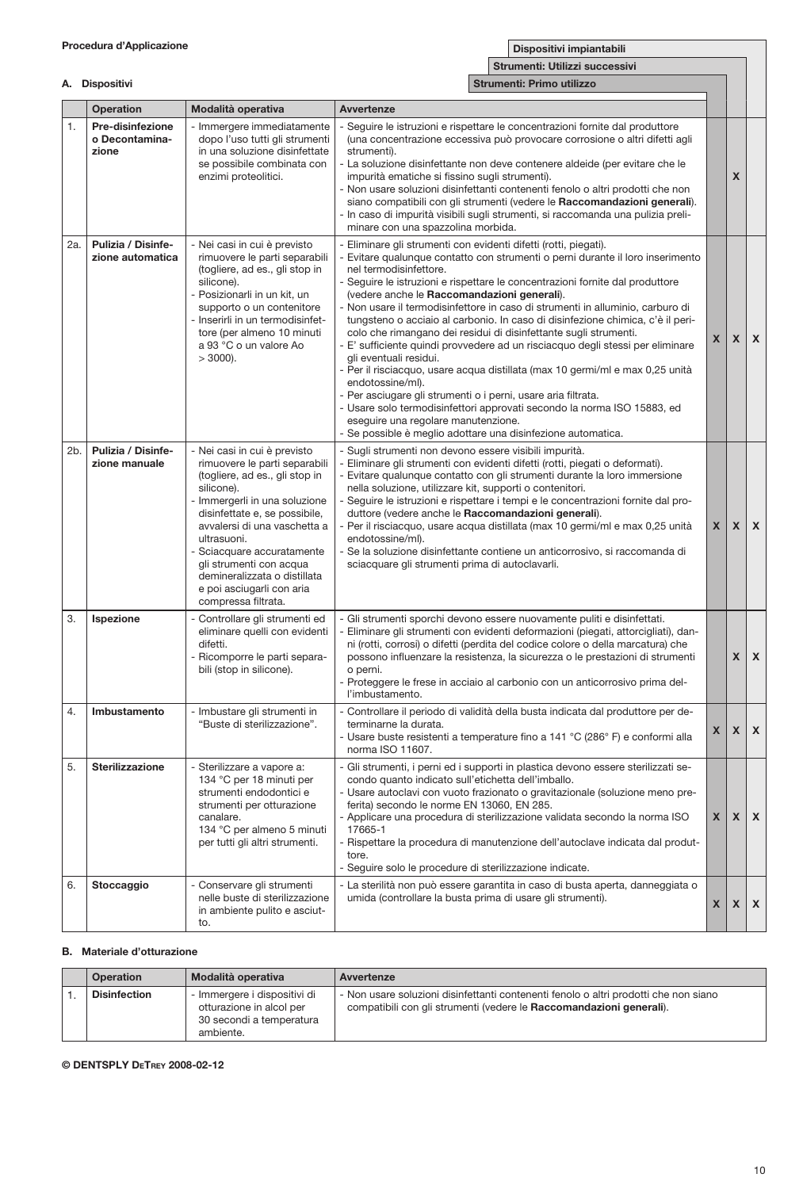**Procedura d'Applicazione**

**A. Dispositivi**

| | Operation | Modalità operativa | Avvertenze | Strumenti: Primo utilizzo | Strumenti: Utilizzi successivi | Dispositivi impiantabili |
|---|---|---|---|---|---|---|
| 1. | **Pre-disinfezione o Decontaminazione** | - Immergere immediatamente dopo l'uso tutti gli strumenti in una soluzione disinfettate se possibile combinata con enzimi proteolitici. | - Seguire le istruzioni e rispettare le concentrazioni fornite dal produttore (una concentrazione eccessiva può provocare corrosione o altri difetti agli strumenti).<br>- La soluzione disinfettante non deve contenere aldeide (per evitare che le impurità ematiche si fissino sugli strumenti).<br>- Non usare soluzioni disinfettanti contenenti fenolo o altri prodotti che non siano compatibili con gli strumenti (vedere le **Raccomandazioni generali**).<br>- In caso di impurità visibili sugli strumenti, si raccomanda una pulizia preliminare con una spazzolina morbida. | | X | |
| 2a. | **Pulizia / Disinfezione automatica** | - Nei casi in cui è previsto rimuovere le parti separabili (togliere, ad es., gli stop in silicone).<br>- Posizionarli in un kit, un supporto o un contenitore<br>- Inserirli in un termodisinfettore (per almeno 10 minuti a 93 °C o un valore Ao > 3000). | - Eliminare gli strumenti con evidenti difetti (rotti, piegati).<br>- Evitare qualunque contatto con strumenti o perni durante il loro inserimento nel termodisinfettore.<br>- Seguire le istruzioni e rispettare le concentrazioni fornite dal produttore (vedere anche le **Raccomandazioni generali**).<br>- Non usare il termodisinfettore in caso di strumenti in alluminio, carburo di tungsteno o acciaio al carbonio. In caso di disinfezione chimica, c'è il pericolo che rimangano dei residui di disinfettante sugli strumenti.<br>- E' sufficiente quindi provvedere ad un risciacquo degli stessi per eliminare gli eventuali residui.<br>- Per il risciacquo, usare acqua distillata (max 10 germi/ml e max 0,25 unità endotossine/ml).<br>- Per asciugare gli strumenti o i perni, usare aria filtrata.<br>- Usare solo termodisinfettori approvati secondo la norma ISO 15883, ed eseguire una regolare manutenzione.<br>- Se possibile è meglio adottare una disinfezione automatica. | X | X | X |
| 2b. | **Pulizia / Disinfezione manuale** | - Nei casi in cui è previsto rimuovere le parti separabili (togliere, ad es., gli stop in silicone).<br>- Immergerli in una soluzione disinfettate e, se possibile, avvalersi di una vaschetta a ultrasuoni.<br>- Sciacquare accuratamente gli strumenti con acqua demineralizzata o distillata e poi asciugarli con aria compressa filtrata. | - Sugli strumenti non devono essere visibili impurità.<br>- Eliminare gli strumenti con evidenti difetti (rotti, piegati o deformati).<br>- Evitare qualunque contatto con gli strumenti durante la loro immersione nella soluzione, utilizzare kit, supporti o contenitori.<br>- Seguire le istruzioni e rispettare i tempi e le concentrazioni fornite dal produttore (vedere anche le **Raccomandazioni generali**).<br>- Per il risciacquo, usare acqua distillata (max 10 germi/ml e max 0,25 unità endotossine/ml).<br>- Se la soluzione disinfettante contiene un anticorrosivo, si raccomanda di sciacquare gli strumenti prima di autoclavarli. | X | X | X |
| 3. | **Ispezione** | - Controllare gli strumenti ed eliminare quelli con evidenti difetti.<br>- Ricomporre le parti separabili (stop in silicone). | - Gli strumenti sporchi devono essere nuovamente puliti e disinfettati.<br>- Eliminare gli strumenti con evidenti deformazioni (piegati, attorcigliati), danni (rotti, corrosi) o difetti (perdita del codice colore o della marcatura) che possono influenzare la resistenza, la sicurezza o le prestazioni di strumenti o perni.<br>- Proteggere le frese in acciaio al carbonio con un anticorrosivo prima dell'imbustamento. | | X | X |
| 4. | **Imbustamento** | - Imbustare gli strumenti in "Buste di sterilizzazione". | - Controllare il periodo di validità della busta indicata dal produttore per determinarne la durata.<br>- Usare buste resistenti a temperature fino a 141 °C (286° F) e conformi alla norma ISO 11607. | X | X | X |
| 5. | **Sterilizzazione** | - Sterilizzare a vapore a:<br>134 °C per 18 minuti per strumenti endodontici e strumenti per otturazione canalare.<br>134 °C per almeno 5 minuti per tutti gli altri strumenti. | - Gli strumenti, i perni ed i supporti in plastica devono essere sterilizzati secondo quanto indicato sull'etichetta dell'imballo.<br>- Usare autoclavi con vuoto frazionato o gravitazionale (soluzione meno preferita) secondo le norme EN 13060, EN 285.<br>- Applicare una procedura di sterilizzazione validata secondo la norma ISO 17665-1<br>- Rispettare la procedura di manutenzione dell'autoclave indicata dal produttore.<br>- Seguire solo le procedure di sterilizzazione indicate. | X | X | X |
| 6. | **Stoccaggio** | - Conservare gli strumenti nelle buste di sterilizzazione in ambiente pulito e asciutto. | - La sterilità non può essere garantita in caso di busta aperta, danneggiata o umida (controllare la busta prima di usare gli strumenti). | X | X | X |

**B. Materiale d'otturazione**

| | Operation | Modalità operativa | Avvertenze |
|---|---|---|---|
| 1. | **Disinfection** | - Immergere i dispositivi di otturazione in alcol per 30 secondi a temperatura ambiente. | - Non usare soluzioni disinfettanti contenenti fenolo o altri prodotti che non siano compatibili con gli strumenti (vedere le **Raccomandazioni generali**). |

**© DENTSPLY DeTrey 2008-02-12**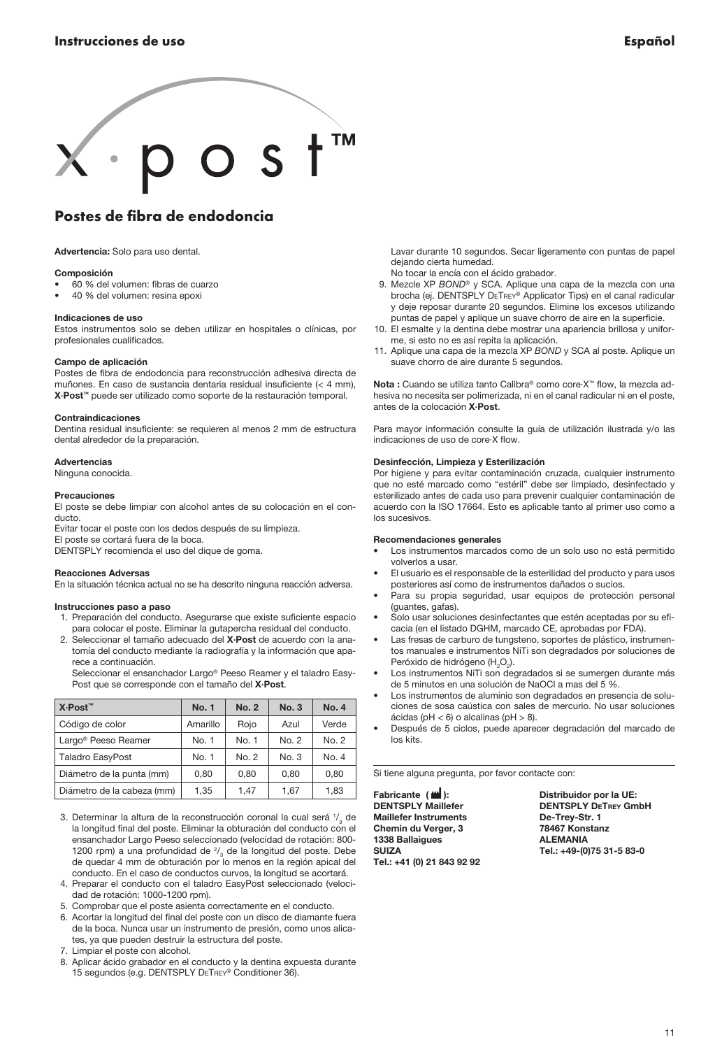Instrucciones de uso | Español

# X·post™

## Postes de fibra de endodoncia

**Advertencia:** Solo para uso dental.

**Composición**
- 60 % del volumen: fibras de cuarzo
- 40 % del volumen: resina epoxi

**Indicaciones de uso**
Estos instrumentos solo se deben utilizar en hospitales o clínicas, por profesionales cualificados.

**Campo de aplicación**
Postes de fibra de endodoncia para reconstrucción adhesiva directa de muñones. En caso de sustancia dentaria residual insuficiente (< 4 mm), **X·Post™** puede ser utilizado como soporte de la restauración temporal.

**Contraindicaciones**
Dentina residual insuficiente: se requieren al menos 2 mm de estructura dental alrededor de la preparación.

**Advertencias**
Ninguna conocida.

**Precauciones**
El poste se debe limpiar con alcohol antes de su colocación en el conducto.
Evitar tocar el poste con los dedos después de su limpieza.
El poste se cortará fuera de la boca.
DENTSPLY recomienda el uso del dique de goma.

**Reacciones Adversas**
En la situación técnica actual no se ha descrito ninguna reacción adversa.

**Instrucciones paso a paso**

1. Preparación del conducto. Asegurarse que existe suficiente espacio para colocar el poste. Eliminar la gutapercha residual del conducto.
2. Seleccionar el tamaño adecuado del **X·Post** de acuerdo con la anatomía del conducto mediante la radiografía y la información que aparece a continuación.
   Seleccionar el ensanchador Largo® Peeso Reamer y el taladro Easy-Post que se corresponde con el tamaño del **X·Post**.

| X·Post™ | No. 1 | No. 2 | No. 3 | No. 4 |
|---|---|---|---|---|
| Código de color | Amarillo | Rojo | Azul | Verde |
| Largo® Peeso Reamer | No. 1 | No. 1 | No. 2 | No. 2 |
| Taladro EasyPost | No. 1 | No. 2 | No. 3 | No. 4 |
| Diámetro de la punta (mm) | 0,80 | 0,80 | 0,80 | 0,80 |
| Diámetro de la cabeza (mm) | 1,35 | 1,47 | 1,67 | 1,83 |

3. Determinar la altura de la reconstrucción coronal la cual será $^1/_3$ de la longitud final del poste. Eliminar la obturación del conducto con el ensanchador Largo Peeso seleccionado (velocidad de rotación: 800-1200 rpm) a una profundidad de $^2/_3$ de la longitud del poste. Debe de quedar 4 mm de obturación por lo menos en la región apical del conducto. En el caso de conductos curvos, la longitud se acortará.
4. Preparar el conducto con el taladro EasyPost seleccionado (velocidad de rotación: 1000-1200 rpm).
5. Comprobar que el poste asienta correctamente en el conducto.
6. Acortar la longitud del final del poste con un disco de diamante fuera de la boca. Nunca usar un instrumento de presión, como unos alicates, ya que pueden destruir la estructura del poste.
7. Limpiar el poste con alcohol.
8. Aplicar ácido grabador en el conducto y la dentina expuesta durante 15 segundos (e.g. DENTSPLY DeTrey® Conditioner 36).
   Lavar durante 10 segundos. Secar ligeramente con puntas de papel dejando cierta humedad.
   No tocar la encía con el ácido grabador.
9. Mezcle XP *BOND*® y SCA. Aplique una capa de la mezcla con una brocha (ej. DENTSPLY DeTrey® Applicator Tips) en el canal radicular y deje reposar durante 20 segundos. Elimine los excesos utilizando puntas de papel y aplique un suave chorro de aire en la superficie.
10. El esmalte y la dentina debe mostrar una apariencia brillosa y uniforme, si esto no es así repita la aplicación.
11. Aplique una capa de la mezcla XP *BOND* y SCA al poste. Aplique un suave chorro de aire durante 5 segundos.

**Nota :** Cuando se utiliza tanto Calibra® como core·X™ flow, la mezcla adhesiva no necesita ser polimerizada, ni en el canal radicular ni en el poste, antes de la colocación **X·Post**.

Para mayor información consulte la guía de utilización ilustrada y/o las indicaciones de uso de core·X flow.

**Desinfección, Limpieza y Esterilización**
Por higiene y para evitar contaminación cruzada, cualquier instrumento que no esté marcado como "estéril" debe ser limpiado, desinfectado y esterilizado antes de cada uso para prevenir cualquier contaminación de acuerdo con la ISO 17664. Esto es aplicable tanto al primer uso como a los sucesivos.

**Recomendaciones generales**
- Los instrumentos marcados como de un solo uso no está permitido volverlos a usar.
- El usuario es el responsable de la esterilidad del producto y para usos posteriores así como de instrumentos dañados o sucios.
- Para su propia seguridad, usar equipos de protección personal (guantes, gafas).
- Solo usar soluciones desinfectantes que estén aceptadas por su eficacia (en el listado DGHM, marcado CE, aprobadas por FDA).
- Las fresas de carburo de tungsteno, soportes de plástico, instrumentos manuales e instrumentos NiTi son degradados por soluciones de Peróxido de hidrógeno ($H_2O_2$).
- Los instrumentos NiTi son degradados si se sumergen durante más de 5 minutos en una solución de NaOCl a mas del 5 %.
- Los instrumentos de aluminio son degradados en presencia de soluciones de sosa caústica con sales de mercurio. No usar soluciones ácidas (pH < 6) o alcalinas (pH > 8).
- Después de 5 ciclos, puede aparecer degradación del marcado de los kits.

Si tiene alguna pregunta, por favor contacte con:

**Fabricante:**
**DENTSPLY Maillefer**
**Maillefer Instruments**
**Chemin du Verger, 3**
**1338 Ballaigues**
**SUIZA**
**Tel.: +41 (0) 21 843 92 92**

**Distribuidor por la UE:**
**DENTSPLY DeTrey GmbH**
**De-Trey-Str. 1**
**78467 Konstanz**
**ALEMANIA**
**Tel.: +49-(0)75 31-5 83-0**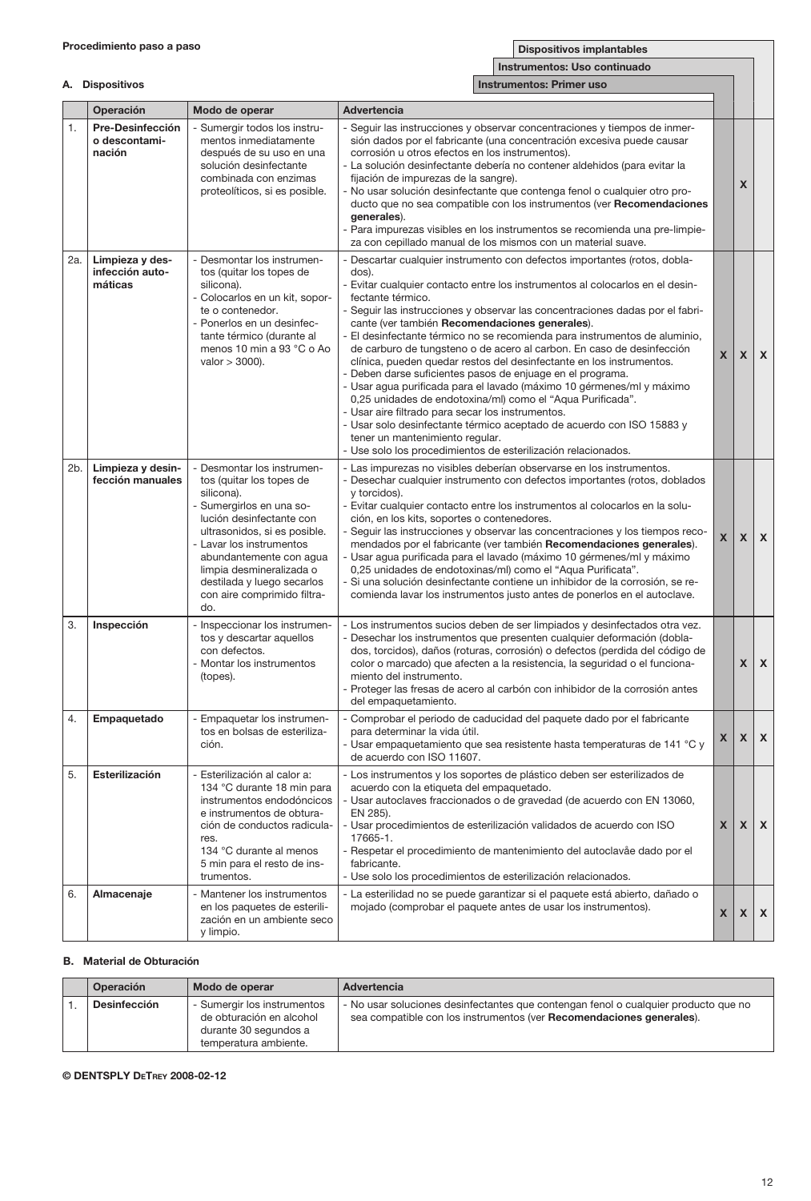**Procedimiento paso a paso**

**A. Dispositivos**

| | Operación | Modo de operar | Advertencia | Instrumentos: Primer uso | Instrumentos: Uso continuado | Dispositivos implantables |
|---|---|---|---|---|---|---|
| 1. | **Pre-Desinfección o descontaminación** | - Sumergir todos los instrumentos inmediatamente después de su uso en una solución desinfectante combinada con enzimas proteolíticos, si es posible. | - Seguir las instrucciones y observar concentraciones y tiempos de inmersión dados por el fabricante (una concentración excesiva puede causar corrosión u otros efectos en los instrumentos).<br>- La solución desinfectante debería no contener aldehidos (para evitar la fijación de impurezas de la sangre).<br>- No usar solución desinfectante que contenga fenol o cualquier otro producto que no sea compatible con los instrumentos (ver **Recomendaciones generales**).<br>- Para impurezas visibles en los instrumentos se recomienda una pre-limpieza con cepillado manual de los mismos con un material suave. | | X | |
| 2a. | **Limpieza y desinfección automáticas** | - Desmontar los instrumentos (quitar los topes de silicona).<br>- Colocarlos en un kit, soporte o contenedor.<br>- Ponerlos en un desinfectante térmico (durante al menos 10 min a 93 °C o Ao valor > 3000). | - Descartar cualquier instrumento con defectos importantes (rotos, doblados).<br>- Evitar cualquier contacto entre los instrumentos al colocarlos en el desinfectante térmico.<br>- Seguir las instrucciones y observar las concentraciones dadas por el fabricante (ver también **Recomendaciones generales**).<br>- El desinfectante térmico no se recomienda para instrumentos de aluminio, de carburo de tungsteno o de acero al carbon. En caso de desinfección clínica, pueden quedar restos del desinfectante en los instrumentos.<br>- Deben darse suficientes pasos de enjuague en el programa.<br>- Usar agua purificada para el lavado (máximo 10 gérmenes/ml y máximo 0,25 unidades de endotoxina/ml) como el "Aqua Purificada".<br>- Usar aire filtrado para secar los instrumentos.<br>- Usar solo desinfectante térmico aceptado de acuerdo con ISO 15883 y tener un mantenimiento regular.<br>- Use solo los procedimientos de esterilización relacionados. | X | X | X |
| 2b. | **Limpieza y desinfección manuales** | - Desmontar los instrumentos (quitar los topes de silicona).<br>- Sumergirlos en una solución desinfectante con ultrasonidos, si es posible.<br>- Lavar los instrumentos abundantemente con agua limpia desmineralizada o destilada y luego secarlos con aire comprimido filtrado. | - Las impurezas no visibles deberían observarse en los instrumentos.<br>- Desechar cualquier instrumento con defectos importantes (rotos, doblados y torcidos).<br>- Evitar cualquier contacto entre los instrumentos al colocarlos en la solución, en los kits, soportes o contenedores.<br>- Seguir las instrucciones y observar las concentraciones y los tiempos recomendados por el fabricante (ver también **Recomendaciones generales**).<br>- Usar agua purificada para el lavado (máximo 10 gérmenes/ml y máximo 0,25 unidades de endotoxinas/ml) como el "Aqua Purificata".<br>- Si una solución desinfectante contiene un inhibidor de la corrosión, se recomienda lavar los instrumentos justo antes de ponerlos en el autoclave. | X | X | X |
| 3. | **Inspección** | - Inspeccionar los instrumentos y descartar aquellos con defectos.<br>- Montar los instrumentos (topes). | - Los instrumentos sucios deben de ser limpiados y desinfectados otra vez.<br>- Desechar los instrumentos que presenten cualquier deformación (doblados, torcidos), daños (roturas, corrosión) o defectos (perdida del código de color o marcado) que afecten a la resistencia, la seguridad o el funcionamiento del instrumento.<br>- Proteger las fresas de acero al carbón con inhibidor de la corrosión antes del empaquetamiento. | | X | X |
| 4. | **Empaquetado** | - Empaquetar los instrumentos en bolsas de esterilización. | - Comprobar el periodo de caducidad del paquete dado por el fabricante para determinar la vida útil.<br>- Usar empaquetamiento que sea resistente hasta temperaturas de 141 °C y de acuerdo con ISO 11607. | X | X | X |
| 5. | **Esterilización** | - Esterilización al calor a: 134 °C durante 18 min para instrumentos endodóncicos e instrumentos de obturación de conductos radiculares.<br>134 °C durante al menos 5 min para el resto de instrumentos. | - Los instrumentos y los soportes de plástico deben ser esterilizados de acuerdo con la etiqueta del empaquetado.<br>- Usar autoclaves fraccionados o de gravedad (de acuerdo con EN 13060, EN 285).<br>- Usar procedimientos de esterilización validados de acuerdo con ISO 17665-1.<br>- Respetar el procedimiento de mantenimiento del autoclavåe dado por el fabricante.<br>- Use solo los procedimientos de esterilización relacionados. | X | X | X |
| 6. | **Almacenaje** | - Mantener los instrumentos en los paquetes de esterilización en un ambiente seco y limpio. | - La esterilidad no se puede garantizar si el paquete está abierto, dañado o mojado (comprobar el paquete antes de usar los instrumentos). | X | X | X |

**B. Material de Obturación**

| | Operación | Modo de operar | Advertencia |
|---|---|---|---|
| 1. | **Desinfección** | - Sumergir los instrumentos de obturación en alcohol durante 30 segundos a temperatura ambiente. | - No usar soluciones desinfectantes que contengan fenol o cualquier producto que no sea compatible con los instrumentos (ver **Recomendaciones generales**). |

**© DENTSPLY DeTrey 2008-02-12**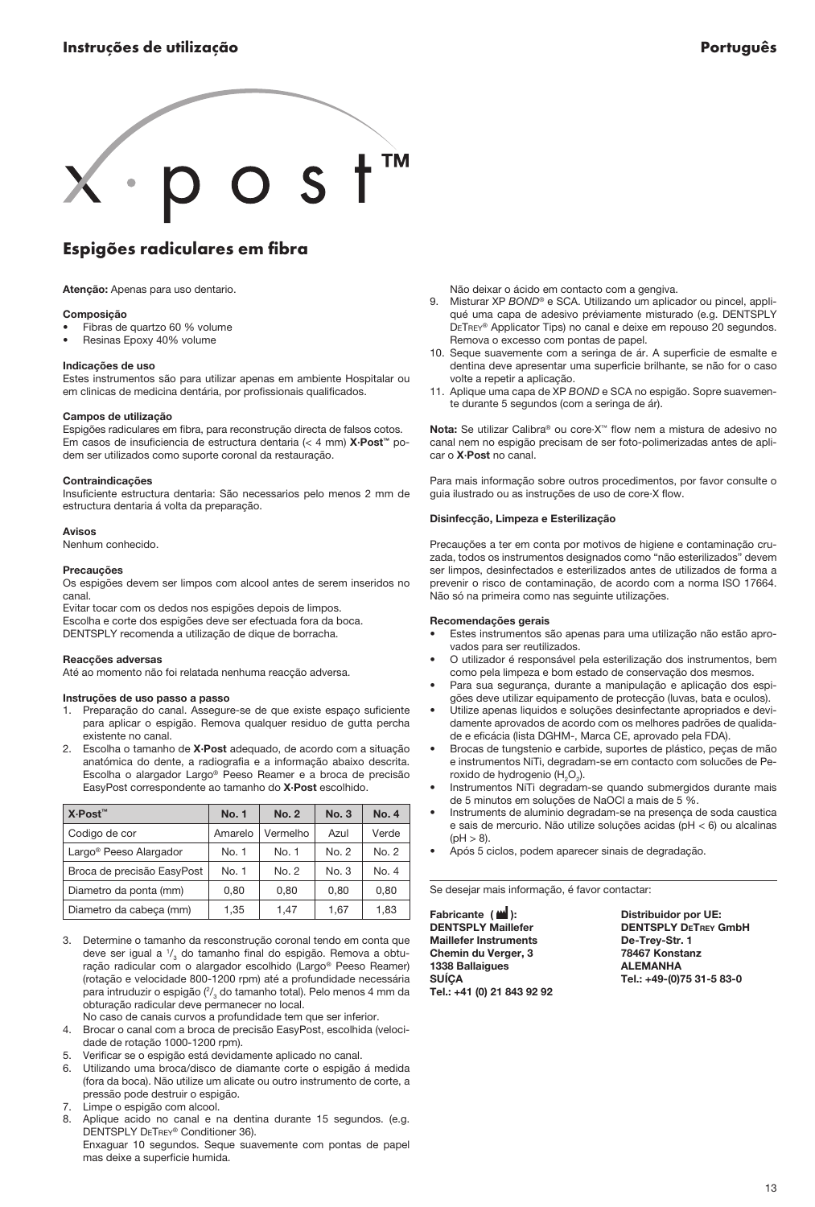# Instruções de utilização

Português

x·post™

## Espigões radiculares em fibra

**Atenção:** Apenas para uso dentario.

**Composição**

- Fibras de quartzo 60 % volume
- Resinas Epoxy 40% volume

**Indicações de uso**

Estes instrumentos são para utilizar apenas em ambiente Hospitalar ou em clinicas de medicina dentária, por profissionais qualificados.

**Campos de utilização**

Espigões radiculares em fibra, para reconstrução directa de falsos cotos. Em casos de insuficiencia de estructura dentaria (< 4 mm) **X·Post™** podem ser utilizados como suporte coronal da restauração.

**Contraindicações**

Insuficiente estructura dentaria: São necessarios pelo menos 2 mm de estructura dentaria á volta da preparação.

**Avisos**

Nenhum conhecido.

**Precauções**

Os espigões devem ser limpos com alcool antes de serem inseridos no canal.
Evitar tocar com os dedos nos espigões depois de limpos.
Escolha e corte dos espigões deve ser efectuada fora da boca.
DENTSPLY recomenda a utilização de dique de borracha.

**Reacções adversas**

Até ao momento não foi relatada nenhuma reacção adversa.

**Instruções de uso passo a passo**

1. Preparação do canal. Assegure-se de que existe espaço suficiente para aplicar o espigão. Remova qualquer residuo de gutta percha existente no canal.
2. Escolha o tamanho de **X·Post** adequado, de acordo com a situação anatómica do dente, a radiografia e a informação abaixo descrita. Escolha o alargador Largo® Peeso Reamer e a broca de precisão EasyPost correspondente ao tamanho do **X·Post** escolhido.

| X·Post™ | No. 1 | No. 2 | No. 3 | No. 4 |
|---|---|---|---|---|
| Codigo de cor | Amarelo | Vermelho | Azul | Verde |
| Largo® Peeso Alargador | No. 1 | No. 1 | No. 2 | No. 2 |
| Broca de precisão EasyPost | No. 1 | No. 2 | No. 3 | No. 4 |
| Diametro da ponta (mm) | 0,80 | 0,80 | 0,80 | 0,80 |
| Diametro da cabeça (mm) | 1,35 | 1,47 | 1,67 | 1,83 |

3. Determine o tamanho da resconstrução coronal tendo em conta que deve ser igual a $^1/_3$ do tamanho final do espigão. Remova a obturação radicular com o alargador escolhido (Largo® Peeso Reamer) (rotação e velocidade 800-1200 rpm) até a profundidade necessária para intruduzir o espigão ($^2/_3$ do tamanho total). Pelo menos 4 mm da obturação radicular deve permanecer no local.
   No caso de canais curvos a profundidade tem que ser inferior.
4. Brocar o canal com a broca de precisão EasyPost, escolhida (velocidade de rotação 1000-1200 rpm).
5. Verificar se o espigão está devidamente aplicado no canal.
6. Utilizando uma broca/disco de diamante corte o espigão á medida (fora da boca). Não utilize um alicate ou outro instrumento de corte, a pressão pode destruir o espigão.
7. Limpe o espigão com alcool.
8. Aplique acido no canal e na dentina durante 15 segundos. (e.g. DENTSPLY DeTrey® Conditioner 36).
   Enxaguar 10 segundos. Seque suavemente com pontas de papel mas deixe a superficie humida.
   Não deixar o ácido em contacto com a gengiva.
9. Misturar XP *BOND*® e SCA. Utilizando um aplicador ou pincel, appliqué uma capa de adesivo préviamente misturado (e.g. DENTSPLY DeTrey® Applicator Tips) no canal e deixe em repouso 20 segundos. Remova o excesso com pontas de papel.
10. Seque suavemente com a seringa de ár. A superficie de esmalte e dentina deve apresentar uma superficie brilhante, se não for o caso volte a repetir a aplicação.
11. Aplique uma capa de XP *BOND* e SCA no espigão. Sopre suavemente durante 5 segundos (com a seringa de ár).

**Nota:** Se utilizar Calibra® ou core·X™ flow nem a mistura de adesivo no canal nem no espigão precisam de ser foto-polimerizadas antes de aplicar o **X·Post** no canal.

Para mais informação sobre outros procedimentos, por favor consulte o guia ilustrado ou as instruções de uso de core·X flow.

**Disinfecção, Limpeza e Esterilização**

Precauções a ter em conta por motivos de higiene e contaminação cruzada, todos os instrumentos designados como "não esterilizados" devem ser limpos, desinfectados e esterilizados antes de utilizados de forma a prevenir o risco de contaminação, de acordo com a norma ISO 17664. Não só na primeira como nas seguinte utilizações.

**Recomendações gerais**

- Estes instrumentos são apenas para uma utilização não estão aprovados para ser reutilizados.
- O utilizador é responsável pela esterilização dos instrumentos, bem como pela limpeza e bom estado de conservação dos mesmos.
- Para sua segurança, durante a manipulação e aplicação dos espigões deve utilizar equipamento de protecção (luvas, bata e oculos).
- Utilize apenas liquidos e soluções desinfectante apropriados e devidamente aprovados de acordo com os melhores padrões de qualidade e eficácia (lista DGHM-, Marca CE, aprovado pela FDA).
- Brocas de tungstenio e carbide, suportes de plástico, peças de mão e instrumentos NiTi, degradam-se em contacto com solucões de Peroxido de hydrogenio ($H_2O_2$).
- Instrumentos NiTi degradam-se quando submergidos durante mais de 5 minutos em soluções de NaOCl a mais de 5 %.
- Instruments de aluminio degradam-se na presença de soda caustica e sais de mercurio. Não utilize soluções acidas (pH < 6) ou alcalinas (pH > 8).
- Após 5 ciclos, podem aparecer sinais de degradação.

Se desejar mais informação, é favor contactar:

**Fabricante ( ):**
**DENTSPLY Maillefer**
**Maillefer Instruments**
**Chemin du Verger, 3**
**1338 Ballaigues**
**SUÍÇA**
**Tel.: +41 (0) 21 843 92 92**

**Distribuidor por UE:**
**DENTSPLY DeTrey GmbH**
**De-Trey-Str. 1**
**78467 Konstanz**
**ALEMANHA**
**Tel.: +49-(0)75 31-5 83-0**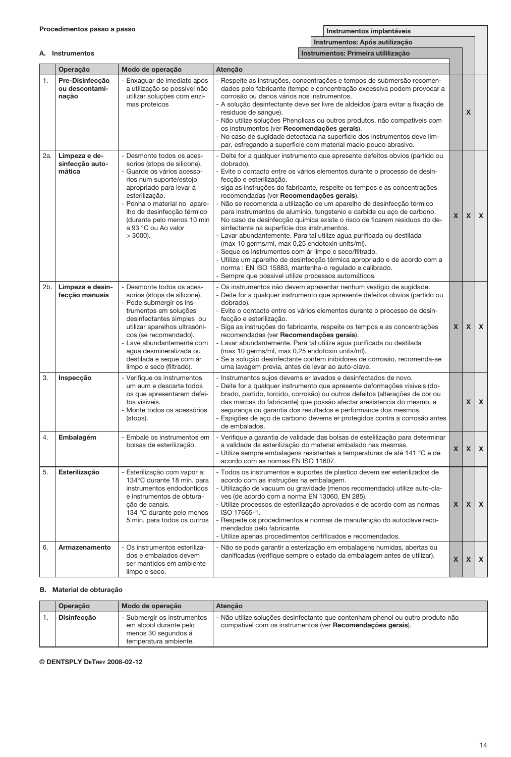**Procedimentos passo a passo**

**A. Instrumentos**

| | Operação | Modo de operação | Atenção | Instrumentos: Primeira utililização | Instrumentos: Após autilização | Instrumentos implantáveis |
|---|---|---|---|---|---|---|
| 1. | **Pre-Disinfecção ou descontaminação** | - Enxaguar de imediato após a utilização se possivel não utilizar soluções com enzimas proteicos | - Respeite as instruções, concentrações e tempos de submersão recomendados pelo fabricante (tempo e concentração excessiva podem provocar a corrosão ou danos vários nos instrumentos.<br>- A solução desinfectante deve ser livre de aldeídos (para evitar a fixação de residuos de sangue).<br>- Não utilize soluções Phenolicas ou outros produtos, não compativeis com os instrumentos (ver **Recomendações gerais**).<br>- No caso de sugidade detectada na superficie dos instrumentos deve limpar, esfregando a superficie com material macio pouco abrasivo. | | X | |
| 2a. | **Limpeza e desinfecção automática** | - Desmonte todos os acessorios (stops de silicone).<br>- Guarde os vários acessorios num suporte/estojo apropriado para levar á esterilização.<br>- Ponha o material no aparelho de desinfecção térmico (durante pelo menos 10 min a 93 °C ou Ao valor > 3000). | - Deite for a qualquer instrumento que apresente defeitos obvios (partido ou dobrado).<br>- Evite o contacto entre os vários elementos durante o processo de desinfecção e esterilização.<br>- siga as instruções do fabricante, respeite os tempos e as concentrações recomendadas (ver **Recomendações gerais**).<br>- Não se recomenda a utilização de um aparelho de desinfecção térmico para instrumentos de aluminio, tungstenio e carbide ou aço de carbono. No caso de desinfecção quimica existe o risco de ficarem residuos do desinfectante na superficie dos instrumentos.<br>- Lavar abundantemente. Para tal utilize agua purificada ou destilada (max 10 germs/ml, max 0,25 endotoxin units/ml).<br>- Seque os instrumentos com ár limpo e seco/filtrado.<br>- Utilize um aparelho de desinfecção térmica apropriado e de acordo com a norma : EN ISO 15883, mantenha-o regulado e calibrado.<br>- Sempre que possivel utilize processos automáticos. | X | X | X |
| 2b. | **Limpeza e desinfecção manuais** | - Desmonte todos os acessorios (stops de silicone).<br>- Pode submergir os instrumentos em soluções desinfectantes simples ou utilizar aparelhos ultrasónicos (se recomendado).<br>- Lave abundantemente com agua desmineralizada ou destilada e seque com ár limpo e seco (filtrado). | - Os instrumentos não devem apresentar nenhum vestigio de sugidade.<br>- Deite for a qualquer instrumento que apresente defeitos obvios (partido ou dobrado).<br>- Evite o contacto entre os vários elementos durante o processo de desinfecção e esterilização.<br>- Siga as instruções do fabricante, respeite os tempos e as concentrações recomendadas (ver **Recomendações gerais**).<br>- Lavar abundantemente. Para tal utilize agua purificada ou destilada (max 10 germs/ml, max 0,25 endotoxin units/ml).<br>- Se a solução desinfectante contem inibidores de corrosão, recomenda-se uma lavagem previa, antes de levar ao auto-clave. | X | X | X |
| 3. | **Inspecção** | - Verifique os instrumentos um aum e descarte todos os que apresentarem defeitos visiveis.<br>- Monte todos os acessórios (stops). | - Instrumentos sujos devems er lavados e desinfectados de novo.<br>- Deite for a qualquer instrumento que apresente deformações visiveis (dobrado, partido, torcido, corrosão) ou outros defeitos (alterações de cor ou das marcas do fabricante) que possão afectar aresistencia do mesmo, a segurança ou garantia dos resultados e performance dos mesmos.<br>- Espigões de aço de carbono devems er protegidos contra a corrosão antes de embalados. | | X | X |
| 4. | **Embalagém** | - Embale os instrumentos em bolsas de esterilização. | - Verifique a garantia de validade das bolsas de estelilização para determinar a validade da esterilização do material embalado nas mesmas.<br>- Utilize sempre embalagens resistentes a temperaturas de até 141 °C e de acordo com as normas EN ISO 11607. | X | X | X |
| 5. | **Esterilização** | - Esterilização com vapor a: 134°C durante 18 min. para instrumentos endodonticos e instrumentos de obturação de canais.<br>134 °C durante pelo menos 5 min. para todos os outros | - Todos os instrumentos e suportes de plastico devem ser esterilizados de acordo com as instruções na embalagem.<br>- Utilização de vacuum ou gravidade (menos recomendado) utilize auto-claves (de acordo com a norma EN 13060, EN 285).<br>- Utilize processos de esterilização aprovados e de acordo com as normas ISO 17665-1.<br>- Respeite os procedimentos e normas de manutenção do autoclave recomendados pelo fabricante.<br>- Utilize apenas procedimentos certificados e recomendados. | X | X | X |
| 6. | **Armazenamento** | - Os instrumentos esterilizados e embalados devem ser mantidos em ambiente limpo e seco. | - Não se pode garantir a esterização em embalagens humidas, abertas ou danificadas (verifique sempre o estado da embalagem antes de utilizar). | X | X | X |

**B. Material de obturação**

| | Operação | Modo de operação | Atenção |
|---|---|---|---|
| 1. | **Disinfecção** | - Submergir os instrumentos em alcool durante pelo menos 30 segundos á temperatura ambiente. | - Não utilize soluções desinfectante que contenham phenol ou outro produto não compativel com os instrumentos (ver **Recomendações gerais**). |

**© DENTSPLY DeTrey 2008-02-12**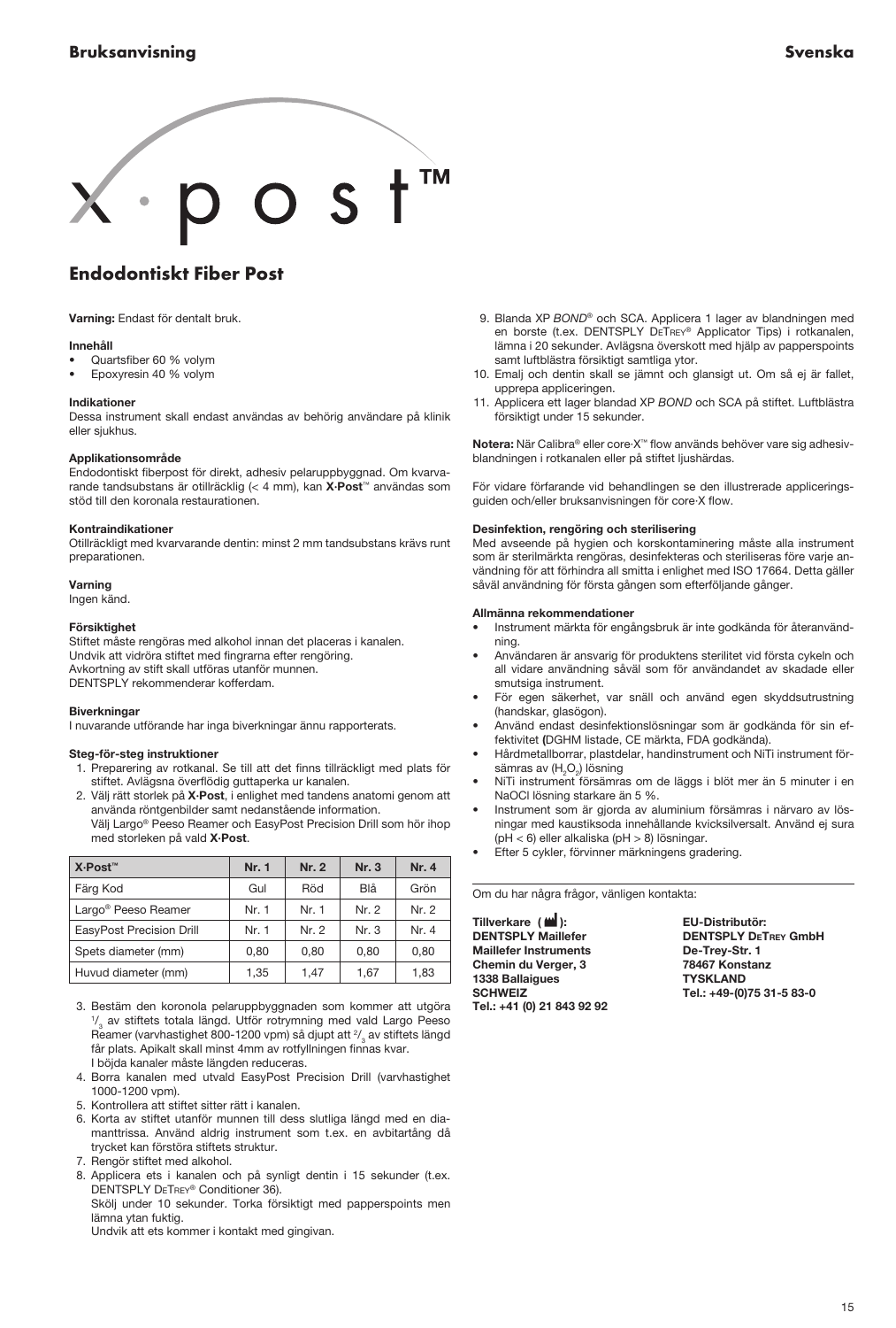# X·POST™

## Endodontiskt Fiber Post

**Varning:** Endast för dentalt bruk.

**Innehåll**

- Quartsfiber 60 % volym
- Epoxyresin 40 % volym

**Indikationer**

Dessa instrument skall endast användas av behörig användare på klinik eller sjukhus.

**Applikationsområde**

Endodontiskt fiberpost för direkt, adhesiv pelaruppbyggnad. Om kvarvarande tandsubstans är otillräcklig (< 4 mm), kan **X·Post**™ användas som stöd till den koronala restaurationen.

**Kontraindikationer**

Otillräckligt med kvarvarande dentin: minst 2 mm tandsubstans krävs runt preparationen.

**Varning**

Ingen känd.

**Försiktighet**

Stiftet måste rengöras med alkohol innan det placeras i kanalen.
Undvik att vidröra stiftet med fingrarna efter rengöring.
Avkortning av stift skall utföras utanför munnen.
DENTSPLY rekommenderar kofferdam.

**Biverkningar**

I nuvarande utförande har inga biverkningar ännu rapporterats.

**Steg-för-steg instruktioner**

1. Preparering av rotkanal. Se till att det finns tillräckligt med plats för stiftet. Avlägsna överflödig guttaperka ur kanalen.
2. Välj rätt storlek på **X·Post**, i enlighet med tandens anatomi genom att använda röntgenbilder samt nedanstående information.
   Välj Largo® Peeso Reamer och EasyPost Precision Drill som hör ihop med storleken på vald **X·Post**.

| X·Post™ | Nr. 1 | Nr. 2 | Nr. 3 | Nr. 4 |
|---|---|---|---|---|
| Färg Kod | Gul | Röd | Blå | Grön |
| Largo® Peeso Reamer | Nr. 1 | Nr. 1 | Nr. 2 | Nr. 2 |
| EasyPost Precision Drill | Nr. 1 | Nr. 2 | Nr. 3 | Nr. 4 |
| Spets diameter (mm) | 0,80 | 0,80 | 0,80 | 0,80 |
| Huvud diameter (mm) | 1,35 | 1,47 | 1,67 | 1,83 |

3. Bestäm den koronola pelaruppbyggnaden som kommer att utgöra $^{1}/_{3}$ av stiftets totala längd. Utför rotrymning med vald Largo Peeso Reamer (varvhastighet 800-1200 vpm) så djupt att $^{2}/_{3}$ av stiftets längd får plats. Apikalt skall minst 4mm av rotfyllningen finnas kvar.
   I böjda kanaler måste längden reduceras.
4. Borra kanalen med utvald EasyPost Precision Drill (varvhastighet 1000-1200 vpm).
5. Kontrollera att stiftet sitter rätt i kanalen.
6. Korta av stiftet utanför munnen till dess slutliga längd med en diamanttrissa. Använd aldrig instrument som t.ex. en avbitartång då trycket kan förstöra stiftets struktur.
7. Rengör stiftet med alkohol.
8. Applicera ets i kanalen och på synligt dentin i 15 sekunder (t.ex. DENTSPLY DETREY® Conditioner 36).
   Skölj under 10 sekunder. Torka försiktigt med papperspoints men lämna ytan fuktig.
   Undvik att ets kommer i kontakt med gingivan.
9. Blanda XP *BOND*® och SCA. Applicera 1 lager av blandningen med en borste (t.ex. DENTSPLY DETREY® Applicator Tips) i rotkanalen, lämna i 20 sekunder. Avlägsna överskott med hjälp av papperspoints samt luftblästra försiktigt samtliga ytor.
10. Emalj och dentin skall se jämnt och glansigt ut. Om så ej är fallet, upprepa appliceringen.
11. Applicera ett lager blandad XP *BOND* och SCA på stiftet. Luftblästra försiktigt under 15 sekunder.

**Notera:** När Calibra® eller core·X™ flow används behöver vare sig adhesivblandningen i rotkanalen eller på stiftet ljushärdas.

För vidare förfarande vid behandlingen se den illustrerade appliceringsguiden och/eller bruksanvisningen för core·X flow.

**Desinfektion, rengöring och sterilisering**

Med avseende på hygien och korskontaminering måste alla instrument som är sterilmärkta rengöras, desinfekteras och steriliseras före varje användning för att förhindra all smitta i enlighet med ISO 17664. Detta gäller såväl användning för första gången som efterföljande gånger.

**Allmänna rekommendationer**

- Instrument märkta för engångsbruk är inte godkända för återanvändning.
- Användaren är ansvarig för produktens sterilitet vid första cykeln och all vidare användning såväl som för användandet av skadade eller smutsiga instrument.
- För egen säkerhet, var snäll och använd egen skyddsutrustning (handskar, glasögon).
- Använd endast desinfektionslösningar som är godkända för sin effektivitet (DGHM listade, CE märkta, FDA godkända).
- Hårdmetallborrar, plastdelar, handinstrument och NiTi instrument försämras av ($H_2O_2$) lösning
- NiTi instrument försämras om de läggs i blöt mer än 5 minuter i en NaOCl lösning starkare än 5 %.
- Instrument som är gjorda av aluminium försämras i närvaro av lösningar med kaustiksoda innehållande kvicksilversalt. Använd ej sura (pH < 6) eller alkaliska (pH > 8) lösningar.
- Efter 5 cykler, förvinner märkningens gradering.

Om du har några frågor, vänligen kontakta:

**Tillverkare ( ):**
**DENTSPLY Maillefer**
**Maillefer Instruments**
**Chemin du Verger, 3**
**1338 Ballaigues**
**SCHWEIZ**
**Tel.: +41 (0) 21 843 92 92**

**EU-Distributör:**
**DENTSPLY DETREY GmbH**
**De-Trey-Str. 1**
**78467 Konstanz**
**TYSKLAND**
**Tel.: +49-(0)75 31-5 83-0**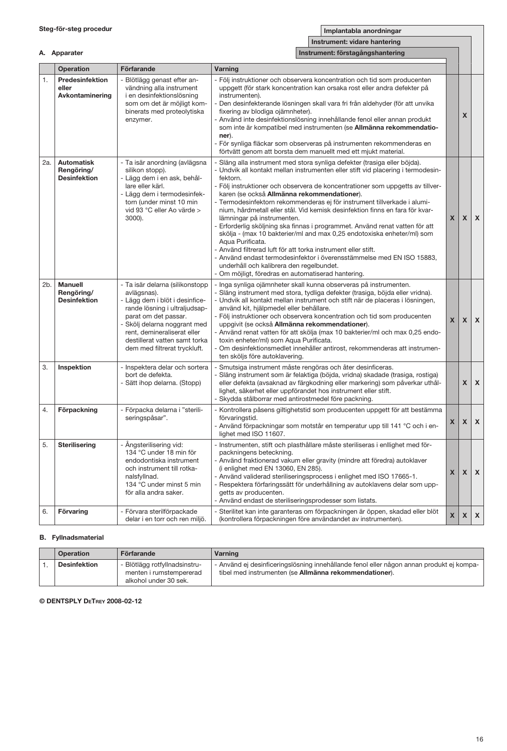**Steg-för-steg procedur**

**A. Apparater**

| | Operation | Förfarande | Varning | Instrument: förstagångshantering | Instrument: vidare hantering | Implantabla anordningar |
|---|---|---|---|---|---|---|
| 1. | **Predesinfektion eller Avkontaminering** | - Blötlägg genast efter användning alla instrument i en desinfektionslösning som om det är möjligt kombinerats med proteolytiska enzymer. | - Följ instruktioner och observera koncentration och tid som producenten uppgett (för stark koncentration kan orsaka rost eller andra defekter på instrumenten).<br>- Den desinfekterande lösningen skall vara fri från aldehyder (för att unvika fixering av blodiga ojämnheter).<br>- Använd inte desinfektionslösning innehållande fenol eller annan produkt som inte är kompatibel med instrumenten (se **Allmänna rekommendationer**).<br>- För synliga fläckar som observeras på instrumenten rekommenderas en förtvätt genom att borsta dem manuellt med ett mjukt material. | | X | |
| 2a. | **Automatisk Rengöring/ Desinfektion** | - Ta isär anordning (avlägsna silikon stopp).<br>- Lägg dem i en ask, behållare eller kärl.<br>- Lägg dem i termodesinfektorn (under minst 10 min vid 93 °C eller Ao värde > 3000). | - Släng alla instrument med stora synliga defekter (trasiga eller böjda).<br>- Undvik all kontakt mellan instrumenten eller stift vid placering i termodesinfektorn.<br>- Följ instruktioner och observera de koncentrationer som uppgetts av tillverkaren (se också **Allmänna rekommendationer**).<br>- Termodesinfektorn rekommenderas ej för instrument tillverkade i aluminium, hårdmetall eller stål. Vid kemisk desinfektion finns en fara för kvarlämningar på instrumenten.<br>- Erforderlig sköljning ska finnas i programmet. Använd renat vatten för att skölja - (max 10 bakterier/ml and max 0,25 endotoxiska enheter/ml) som Aqua Purificata.<br>- Använd filtrerad luft för att torka instrument eller stift.<br>- Använd endast termodesinfektor i överensstämmelse med EN ISO 15883, underhåll och kalibrera den regelbundet.<br>- Om möjligt, föredras en automatiserad hantering. | X | X | X |
| 2b. | **Manuell Rengöring/ Desinfektion** | - Ta isär delarna (silikonstopp avlägsnas).<br>- Lägg dem i blöt i desinficerande lösning i ultraljudsapparat om det passar.<br>- Skölj delarna noggrant med rent, demineraliserat eller destillerat vatten samt torka dem med filtrerat tryckluft. | - Inga synliga ojämnheter skall kunna observeras på instrumenten.<br>- Släng instrument med stora, tydliga defekter (trasiga, böjda eller vridna).<br>- Undvik all kontakt mellan instrument och stift när de placeras i lösningen, använd kit, hjälpmedel eller behållare.<br>- Följ instruktioner och observera koncentration och tid som producenten uppgivit (se också **Allmänna rekommendationer**).<br>- Använd renat vatten för att skölja (max 10 bakterier/ml och max 0,25 endotoxin enheter/ml) som Aqua Purificata.<br>- Om desinfektionsmedlet innehåller antirost, rekommenderas att instrumenten sköljs före autoklavering. | X | X | X |
| 3. | **Inspektion** | - Inspektera delar och sortera bort de defekta.<br>- Sätt ihop delarna. (Stopp) | - Smutsiga instrument måste rengöras och åter desinficeras.<br>- Släng instrument som är felaktiga (böjda, vridna) skadade (trasiga, rostiga) eller defekta (avsaknad av färgkodning eller markering) som påverkar uthållighet, säkerhet eller uppförandet hos instrument eller stift.<br>- Skydda stålborrar med antirostmedel före packning. | | X | X |
| 4. | **Förpackning** | - Förpacka delarna i "steriliseringspåsar". | - Kontrollera påsens giltighetstid som producenten uppgett för att bestämma förvaringstid.<br>- Använd förpackningar som motstår en temperatur upp till 141 °C och i enlighet med ISO 11607. | X | X | X |
| 5. | **Sterilisering** | - Ångsterilisering vid:<br>134 °C under 18 min för endodontiska instrument och instrument till rotkanalsfyllnad.<br>134 °C under minst 5 min för alla andra saker. | - Instrumenten, stift och plasthållare måste steriliseras i enllighet med förpackningens beteckning.<br>- Använd fraktionerad vakum eller gravity (mindre att föredra) autoklaver (i enlighet med EN 13060, EN 285).<br>- Använd validerad steriliseringsprocess i enlighet med ISO 17665-1.<br>- Respektera förfaringssätt för underhållning av autoklavens delar som uppgetts av producenten.<br>- Använd endast de steriliseringsprodesser som listats. | X | X | X |
| 6. | **Förvaring** | - Förvara sterilförpackade delar i en torr och ren miljö. | - Sterilitet kan inte garanteras om förpackningen är öppen, skadad eller blöt (kontrollera förpackningen före användandet av instrumenten). | X | X | X |

**B. Fyllnadsmaterial**

| | Operation | Förfarande | Varning |
|---|---|---|---|
| 1. | **Desinfektion** | - Blötlägg rotfyllnadsinstrumenten i rumstempererad alkohol under 30 sek. | - Använd ej desinficeringslösning innehållande fenol eller någon annan produkt ej kompatibel med instrumenten (se **Allmänna rekommendationer**). |

**© DENTSPLY DeTrey 2008-02-12**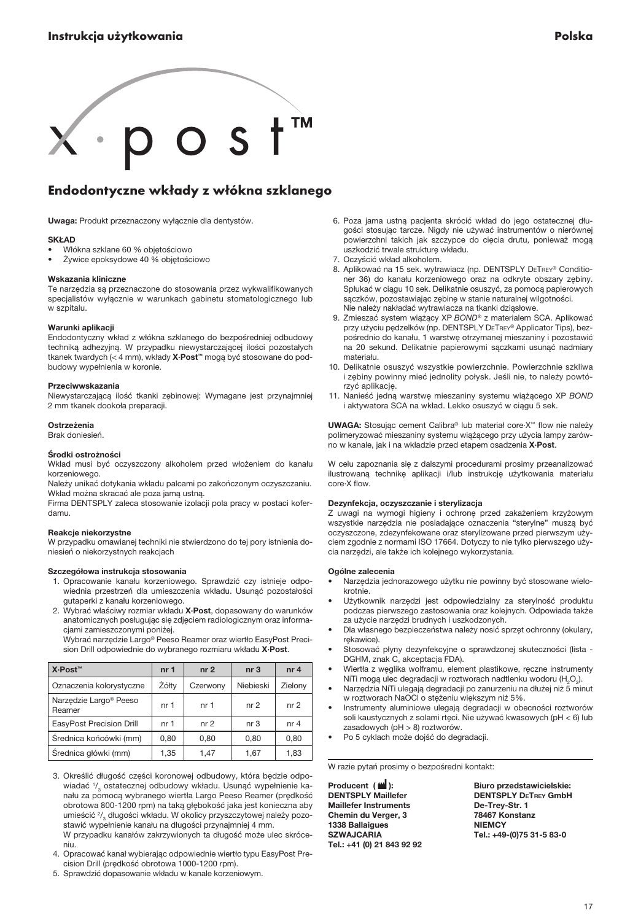Instrukcja użytkowania

Polska

# X·Post™

## Endodontyczne wkłady z włókna szklanego

**Uwaga:** Produkt przeznaczony wyłącznie dla dentystów.

**SKŁAD**

- Włókna szklane 60 % objętościowo
- Żywice epoksydowe 40 % objętościowo

**Wskazania kliniczne**

Te narzędzia są przeznaczone do stosowania przez wykwalifikowanych specjalistów wyłącznie w warunkach gabinetu stomatologicznego lub w szpitalu.

**Warunki aplikacji**

Endodontyczny wkład z włókna szklanego do bezpośredniej odbudowy techniką adhezyjną. W przypadku niewystarczającej ilości pozostałych tkanek twardych (< 4 mm), wkłady **X·Post™** mogą być stosowane do podbudowy wypełnienia w koronie.

**Przeciwwskazania**

Niewystarczającą ilość tkanki zębinowej: Wymagane jest przynajmniej 2 mm tkanek dookoła preparacji.

**Ostrzeżenia**

Brak doniesień.

**Środki ostrożności**

Wkład musi być oczyszczony alkoholem przed włożeniem do kanału korzeniowego.

Należy unikać dotykania wkładu palcami po zakończonym oczyszczaniu.

Wkład można skracać ale poza jamą ustną.

Firma DENTSPLY zaleca stosowanie izolacji pola pracy w postaci koferdamu.

**Reakcje niekorzystne**

W przypadku omawianej techniki nie stwierdzono do tej pory istnienia doniesień o niekorzystnych reakcjach

**Szczegółowa instrukcja stosowania**

1. Opracowanie kanału korzeniowego. Sprawdzić czy istnieje odpowiednia przestrzeń dla umieszczenia wkładu. Usunąć pozostałości gutaperki z kanału korzeniowego.
2. Wybrać właściwy rozmiar wkładu **X·Post**, dopasowany do warunków anatomicznych posługując się zdjęciem radiologicznym oraz informacjami zamieszczonymi poniżej.
   Wybrać narzędzie Largo® Peeso Reamer oraz wiertło EasyPost Precision Drill odpowiednie do wybranego rozmiaru wkładu **X·Post**.

| X·Post™ | nr 1 | nr 2 | nr 3 | nr 4 |
|---|---|---|---|---|
| Oznaczenia kolorystyczne | Żółty | Czerwony | Niebieski | Zielony |
| Narzędzie Largo® Peeso Reamer | nr 1 | nr 1 | nr 2 | nr 2 |
| EasyPost Precision Drill | nr 1 | nr 2 | nr 3 | nr 4 |
| Średnica końcówki (mm) | 0,80 | 0,80 | 0,80 | 0,80 |
| Średnica główki (mm) | 1,35 | 1,47 | 1,67 | 1,83 |

3. Określić długość części koronowej odbudowy, która będzie odpowiadać $^1/_3$ ostatecznej odbudowy wkładu. Usunąć wypełnienie kanału za pomocą wybranego wiertła Largo Peeso Reamer (prędkość obrotowa 800-1200 rpm) na taką głębokość jaka jest konieczna aby umieścić $^2/_3$ długości wkładu. W okolicy przyszczytowej należy pozostawić wypełnienie kanału na długości przynajmniej 4 mm.
   W przypadku kanałów zakrzywionych ta długość może ulec skróceniu.
4. Opracować kanał wybierając odpowiednie wiertło typu EasyPost Precision Drill (prędkość obrotowa 1000-1200 rpm).
5. Sprawdzić dopasowanie wkładu w kanale korzeniowym.
6. Poza jama ustną pacjenta skrócić wkład do jego ostatecznej długości stosując tarcze. Nigdy nie używać instrumentów o nierównej powierzchni takich jak szczypce do cięcia drutu, ponieważ mogą uszkodzić trwale strukturę wkładu.
7. Oczyścić wkład alkoholem.
8. Aplikować na 15 sek. wytrawiacz (np. DENTSPLY DeTrey® Conditioner 36) do kanału korzeniowego oraz na odkryte obszary zębiny. Spłukać w ciągu 10 sek. Delikatnie osuszyć, za pomocą papierowych sączków, pozostawiając zębinę w stanie naturalnej wilgotności.
   Nie należy nakładać wytrawiacza na tkanki dziąsłowe.
9. Zmieszać system wiążący XP *BOND®* z materiałem SCA. Aplikować przy użyciu pędzelków (np. DENTSPLY DeTrey® Applicator Tips), bezpośrednio do kanału, 1 warstwę otrzymanej mieszaniny i pozostawić na 20 sekund. Delikatnie papierowymi sączkami usunąć nadmiary materiału.
10. Delikatnie osuszyć wszystkie powierzchnie. Powierzchnie szkliwa i zębiny powinny mieć jednolity połysk. Jeśli nie, to należy powtórzyć aplikację.
11. Nanieść jedną warstwę mieszaniny systemu wiążącego XP *BOND* i aktywatora SCA na wkład. Lekko osuszyć w ciągu 5 sek.

**UWAGA:** Stosując cement Calibra® lub materiał core·X™ flow nie należy polimeryzować mieszaniny systemu wiążącego przy użycia lampy zarówno w kanale, jak i na wkładzie przed etapem osadzenia **X·Post**.

W celu zapoznania się z dalszymi procedurami prosimy przeanalizować ilustrowaną technikę aplikacji i/lub instrukcję użytkowania materiału core·X flow.

**Dezynfekcja, oczyszczanie i sterylizacja**

Z uwagi na wymogi higieny i ochronę przed zakażeniem krzyżowym wszystkie narzędzia nie posiadające oznaczenia "sterylne" muszą być oczyszczone, zdezynfekowane oraz sterylizowane przed pierwszym użyciem zgodnie z normami ISO 17664. Dotyczy to nie tylko pierwszego użycia narzędzi, ale także ich kolejnego wykorzystania.

**Ogólne zalecenia**

- Narzędzia jednorazowego użytku nie powinny być stosowane wielokrotnie.
- Użytkownik narzędzi jest odpowiedzialny za sterylność produktu podczas pierwszego zastosowania oraz kolejnych. Odpowiada także za użycie narzędzi brudnych i uszkodzonych.
- Dla własnego bezpieczeństwa należy nosić sprzęt ochronny (okulary, rękawice).
- Stosować płyny dezynfekcyjne o sprawdzonej skuteczności (lista - DGHM, znak C, akceptacja FDA).
- Wiertła z węglika wolframu, element plastikowe, ręczne instrumenty NiTi mogą ulec degradacji w roztworach nadtlenku wodoru ($H_2O_2$).
- Narzędzia NiTi ulegają degradacji po zanurzeniu na dłużej niż 5 minut w roztworach NaOCl o stężeniu większym niż 5%.
- Instrumenty aluminiowe ulegają degradacji w obecności roztworów soli kaustycznych z solami rtęci. Nie używać kwasowych (pH < 6) lub zasadowych (pH > 8) roztworów.
- Po 5 cyklach może dojść do degradacji.

W razie pytań prosimy o bezpośredni kontakt:

**Producent ( ):**
**DENTSPLY Maillefer**
**Maillefer Instruments**
**Chemin du Verger, 3**
**1338 Ballaigues**
**SZWAJCARIA**
**Tel.: +41 (0) 21 843 92 92**

**Biuro przedstawicielskie:**
**DENTSPLY DeTrey GmbH**
**De-Trey-Str. 1**
**78467 Konstanz**
**NIEMCY**
**Tel.: +49-(0)75 31-5 83-0**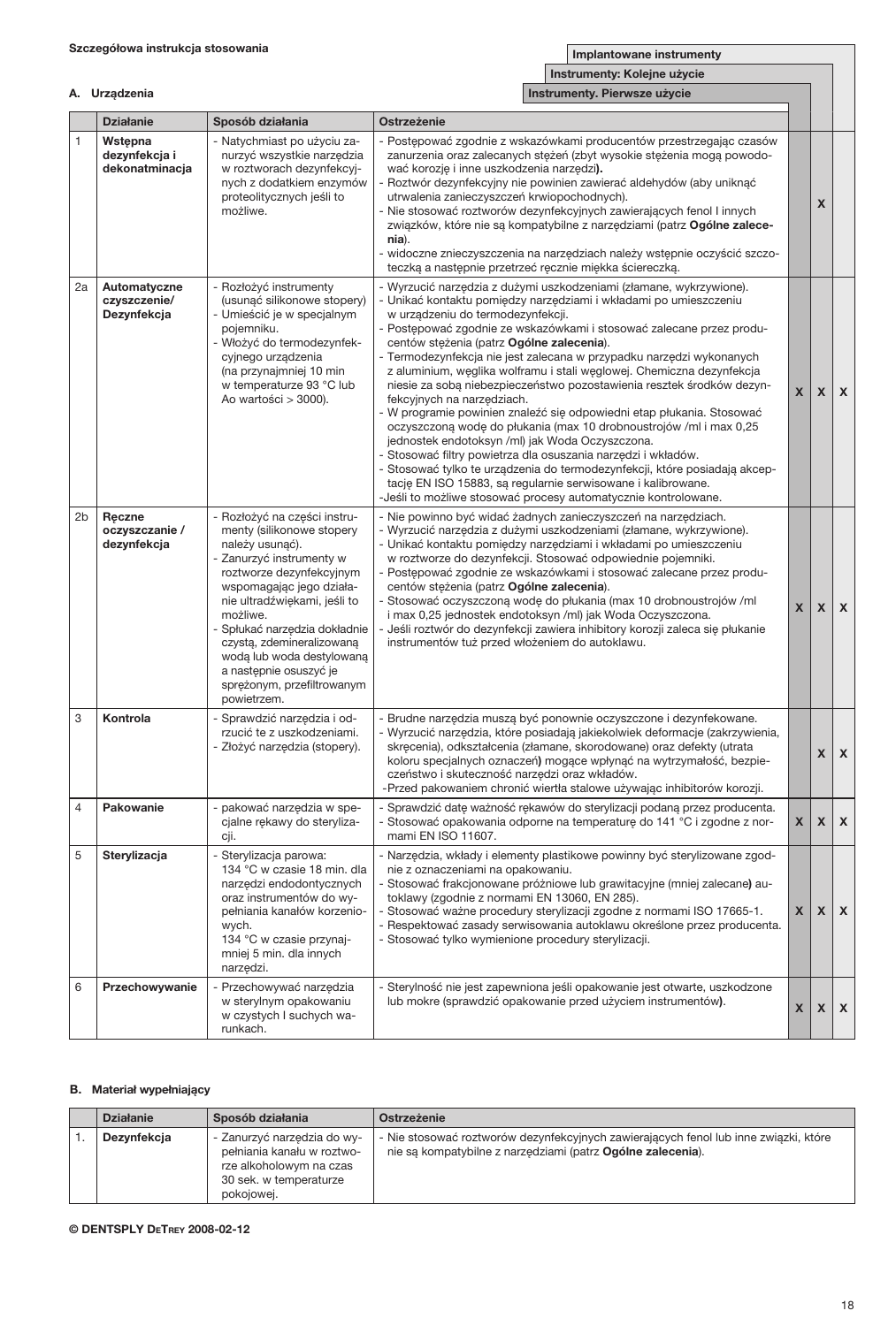**Szczegółowa instrukcja stosowania**

## A. Urządzenia

| | Działanie | Sposób działania | Ostrzeżenie | Instrumenty. Pierwsze użycie | Instrumenty: Kolejne użycie | Implantowane instrumenty |
|---|---|---|---|---|---|---|
| 1 | **Wstępna dezynfekcja i dekonatminacja** | - Natychmiast po użyciu zanurzyć wszystkie narzędzia w roztworach dezynfekcyjnych z dodatkiem enzymów proteolitycznych jeśli to możliwe. | - Postępować zgodnie z wskazówkami producentów przestrzegając czasów zanurzenia oraz zalecanych stężeń (zbyt wysokie stężenia mogą powodować korozję i inne uszkodzenia narzędzi**).**<br>- Roztwór dezynfekcyjny nie powinien zawierać aldehydów (aby uniknąć utrwalenia zanieczyszczeń krwiopochodnych).<br>- Nie stosować roztworów dezynfekcyjnych zawierających fenol I innych związków, które nie są kompatybilne z narzędziami (patrz **Ogólne zalecenia**).<br>- widoczne znieczyszczenia na narzędziach należy wstępnie oczyścić szczoteczką a następnie przetrzeć ręcznie miękka ściereczką. | | X | |
| 2a | **Automatyczne czyszczenie/ Dezynfekcja** | - Rozłożyć instrumenty (usunąć silikonowe stopery)<br>- Umieścić je w specjalnym pojemniku.<br>- Włożyć do termodezynfekcyjnego urządzenia (na przynajmniej 10 min w temperaturze 93 °C lub Ao wartości > 3000). | - Wyrzucić narzędzia z dużymi uszkodzeniami (złamane, wykrzywione).<br>- Unikać kontaktu pomiędzy narzędziami i wkładami po umieszczeniu w urządzeniu do termodezynfekcji.<br>- Postępować zgodnie ze wskazówkami i stosować zalecane przez producentów stężenia (patrz **Ogólne zalecenia**).<br>- Termodezynfekcja nie jest zalecana w przypadku narzędzi wykonanych z aluminium, węglika wolframu i stali węglowej. Chemiczna dezynfekcja niesie za sobą niebezpieczeństwo pozostawienia resztek środków dezynfekcyjnych na narzędziach.<br>- W programie powinien znaleźć się odpowiedni etap płukania. Stosować oczyszczoną wodę do płukania (max 10 drobnoustrojów /ml i max 0,25 jednostek endotoksyn /ml) jak Woda Oczyszczona.<br>- Stosować filtry powietrza dla osuszania narzędzi i wkładów.<br>- Stosować tylko te urządzenia do termodezynfekcji, które posiadają akceptację EN ISO 15883, są regularnie serwisowane i kalibrowane.<br>-Jeśli to możliwe stosować procesy automatycznie kontrolowane. | X | X | X |
| 2b | **Ręczne oczyszczanie / dezynfekcja** | - Rozłożyć na części instrumenty (silikonowe stopery należy usunąć).<br>- Zanurzyć instrumenty w roztworze dezynfekcyjnym wspomagając jego działanie ultradźwiękami, jeśli to możliwe.<br>- Spłukać narzędzia dokładnie czystą, zdemineralizowaną wodą lub woda destylowaną a następnie osuszyć je sprężonym, przefiltrowanym powietrzem. | - Nie powinno być widać żadnych zanieczyszczeń na narzędziach.<br>- Wyrzucić narzędzia z dużymi uszkodzeniami (złamane, wykrzywione).<br>- Unikać kontaktu pomiędzy narzędziami i wkładami po umieszczeniu w roztworze do dezynfekcji. Stosować odpowiednie pojemniki.<br>- Postępować zgodnie ze wskazówkami i stosować zalecane przez producentów stężenia (patrz **Ogólne zalecenia**).<br>- Stosować oczyszczoną wodę do płukania (max 10 drobnoustrojów /ml i max 0,25 jednostek endotoksyn /ml) jak Woda Oczyszczona.<br>- Jeśli roztwór do dezynfekcji zawiera inhibitory korozji zaleca się płukanie instrumentów tuż przed włożeniem do autoklawu. | X | X | X |
| 3 | **Kontrola** | - Sprawdzić narzędzia i odrzucić te z uszkodzeniami.<br>- Złożyć narzędzia (stopery). | - Brudne narzędzia muszą być ponownie oczyszczone i dezynfekowane.<br>- Wyrzucić narzędzia, które posiadają jakiekolwiek deformacje (zakrzywienia, skręcenia), odkształcenia (złamane, skorodowane) oraz defekty (utrata koloru specjalnych oznaczeń) mogące wpłynąć na wytrzymałość, bezpieczeństwo i skuteczność narzędzi oraz wkładów.<br>-Przed pakowaniem chronić wiertła stalowe używając inhibitorów korozji. | | X | X |
| 4 | **Pakowanie** | - pakować narzędzia w specjalne rękawy do sterylizacji. | - Sprawdzić datę ważność rękawów do sterylizacji podaną przez producenta.<br>- Stosować opakowania odporne na temperaturę do 141 °C i zgodne z normami EN ISO 11607. | X | X | X |
| 5 | **Sterylizacja** | - Sterylizacja parowa: 134 °C w czasie 18 min. dla narzędzi endodontycznych oraz instrumentów do wypełniania kanałów korzeniowych. 134 °C w czasie przynajmniej 5 min. dla innych narzędzi. | - Narzędzia, wkłady i elementy plastikowe powinny być sterylizowane zgodnie z oznaczeniami na opakowaniu.<br>- Stosować frakcjonowane próżniowe lub grawitacyjne (mniej zalecane**)** autoklawy (zgodnie z normami EN 13060, EN 285).<br>- Stosować ważne procedury sterylizacji zgodne z normami ISO 17665-1.<br>- Respektować zasady serwisowania autoklawu określone przez producenta.<br>- Stosować tylko wymienione procedury sterylizacji. | X | X | X |
| 6 | **Przechowywanie** | - Przechowywać narzędzia w sterylnym opakowaniu w czystych I suchych warunkach. | - Sterylność nie jest zapewniona jeśli opakowanie jest otwarte, uszkodzone lub mokre (sprawdzić opakowanie przed użyciem instrumentów**)**. | X | X | X |

## B. Materiał wypełniający

| | Działanie | Sposób działania | Ostrzeżenie |
|---|---|---|---|
| 1. | **Dezynfekcja** | - Zanurzyć narzędzia do wypełniania kanału w roztworze alkoholowym na czas 30 sek. w temperaturze pokojowej. | - Nie stosować roztworów dezynfekcyjnych zawierających fenol lub inne związki, które nie są kompatybilne z narzędziami (patrz **Ogólne zalecenia**). |

**© DENTSPLY DeTrey 2008-02-12**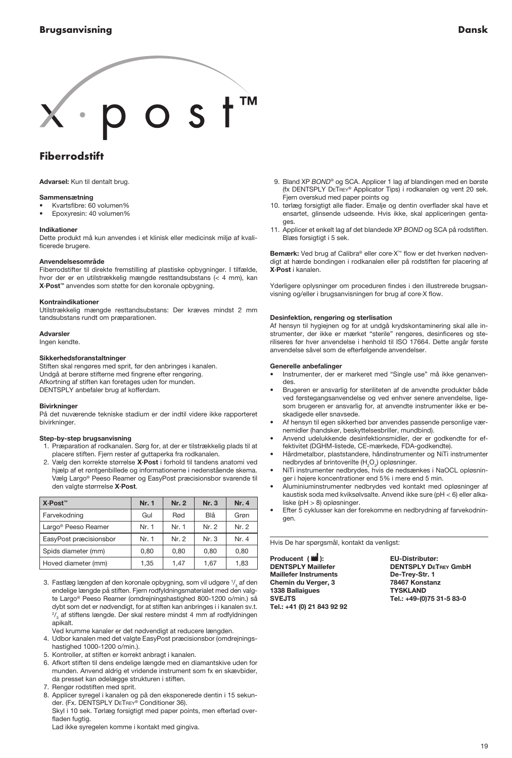# Brugsanvisning

**Dansk**

# X·post™

## Fiberrodstift

**Advarsel:** Kun til dentalt brug.

**Sammensætning**
- Kvartsfibre: 60 volumen%
- Epoxyresin: 40 volumen%

**Indikationer**
Dette produkt må kun anvendes i et klinisk eller medicinsk miljø af kvalificerede brugere.

**Anvendelsesområde**
Fiberrodstifter til direkte fremstilling af plastiske opbygninger. I tilfælde, hvor der er en utilstrækkelig mængde resttandsubstans (< 4 mm), kan **X·Post™** anvendes som støtte for den koronale opbygning.

**Kontraindikationer**
Utilstrækkelig mængde resttandsubstans: Der kræves mindst 2 mm tandsubstans rundt om præparationen.

**Advarsler**
Ingen kendte.

**Sikkerhedsforanstaltninger**
Stiften skal rengøres med sprit, før den anbringes i kanalen.
Undgå at berøre stifterne med fingrene efter rengøring.
Afkortning af stiften kan foretages uden for munden.
DENTSPLY anbefaler brug af kofferdam.

**Bivirkninger**
På det nuværende tekniske stadium er der indtil videre ikke rapporteret bivirkninger.

**Step-by-step brugsanvisning**

1. Præparation af rodkanalen. Sørg for, at der er tilstrækkelig plads til at placere stiften. Fjern rester af guttaperka fra rodkanalen.
2. Vælg den korrekte størrelse **X·Post** i forhold til tandens anatomi ved hjælp af et røntgenbillede og informationerne i nedenstående skema. Vælg Largo® Peeso Reamer og EasyPost præcisionsbor svarende til den valgte størrelse **X·Post**.

| X·Post™ | Nr. 1 | Nr. 2 | Nr. 3 | Nr. 4 |
|---|---|---|---|---|
| Farvekodning | Gul | Rød | Blå | Grøn |
| Largo® Peeso Reamer | Nr. 1 | Nr. 1 | Nr. 2 | Nr. 2 |
| EasyPost præcisionsbor | Nr. 1 | Nr. 2 | Nr. 3 | Nr. 4 |
| Spids diameter (mm) | 0,80 | 0,80 | 0,80 | 0,80 |
| Hoved diameter (mm) | 1,35 | 1,47 | 1,67 | 1,83 |

3. Fastlæg længden af den koronale opbygning, som vil udgøre $^1/_3$ af den endelige længde på stiften. Fjern rodfyldningsmaterialet med den valgte Largo® Peeso Reamer (omdrejningshastighed 800-1200 o/min.) så dybt som det er nødvendigt, for at stiften kan anbringes i i kanalen sv.t. $^2/_3$ af stiftens længde. Der skal restere mindst 4 mm af rodfyldningen apikalt.
   Ved krumme kanaler er det nødvendigt at reducere længden.
4. Udbor kanalen med det valgte EasyPost præcisionsbor (omdrejningshastighed 1000-1200 o/min.).
5. Kontroller, at stiften er korrekt anbragt i kanalen.
6. Afkort stiften til dens endelige længde med en diamantskive uden for munden. Anvend aldrig et vridende instrument som fx en skævbider, da presset kan ødelægge strukturen i stiften.
7. Rengør rodstiften med sprit.
8. Applicer syregel i kanalen og på den eksponerede dentin i 15 sekunder. (Fx. DENTSPLY DeTrey® Conditioner 36).
   Skyl i 10 sek. Tørlæg forsigtigt med paper points, men efterlad overfladen fugtig.
   Lad ikke syregelen komme i kontakt med gingiva.
9. Bland XP *BOND*® og SCA. Applicer 1 lag af blandingen med en børste (fx DENTSPLY DeTrey® Applicator Tips) i rodkanalen og vent 20 sek. Fjern overskud med paper points og
10. tørlæg forsigtigt alle flader. Emalje og dentin overflader skal have et ensartet, glinsende udseende. Hvis ikke, skal appliceringen gentages.
11. Applicer et enkelt lag af det blandede XP *BOND* og SCA på rodstiften. Blæs forsigtigt i 5 sek.

**Bemærk:** Ved brug af Calibra® eller core·X™ flow er det hverken nødvendigt at hærde bondingen i rodkanalen eller på rodstiften før placering af **X·Post** i kanalen.

Yderligere oplysninger om proceduren findes i den illustrerede brugsanvisning og/eller i brugsanvisningen for brug af core·X flow.

**Desinfektion, rengøring og sterlisation**
Af hensyn til hygiejnen og for at undgå krydskontaminering skal alle instrumenter, der ikke er mærket "sterile" rengøres, desinficeres og steriliseres før hver anvendelse i henhold til ISO 17664. Dette angår første anvendelse såvel som de efterfølgende anvendelser.

**Generelle anbefalinger**
- Instrumenter, der er markeret med "Single use" må ikke genanvendes.
- Brugeren er ansvarlig for steriliteten af de anvendte produkter både ved førstegangsanvendelse og ved enhver senere anvendelse, ligesom brugeren er ansvarlig for, at anvendte instrumenter ikke er beskadigede eller snavsede.
- Af hensyn til egen sikkerhed bør anvendes passende personlige værnemidler (handsker, beskyttelsesbriller, mundbind).
- Anvend udelukkende desinfektionsmidler, der er godkendte for effektivitet (DGHM-listede, CE-mærkede, FDA-godkendte).
- Hårdmetalbor, plaststandere, håndinstrumenter og NiTi instrumenter nedbrydes af brintoverilte ($H_2O_2$) opløsninger.
- NiTi instrumenter nedbrydes, hvis de nedsænkes i NaOCL opløsninger i højere koncentrationer end 5% i mere end 5 min.
- Aluminiuminstrumenter nedbrydes ved kontakt med opløsninger af kaustisk soda med kviksølvsalte. Anvend ikke sure (pH < 6) eller alkaliske (pH > 8) opløsninger.
- Efter 5 cyklusser kan der forekomme en nedbrydning af farvekodningen.

Hvis De har spørgsmål, kontakt da venligst:

**Producent ( ):**
**DENTSPLY Maillefer**
**Maillefer Instruments**
**Chemin du Verger, 3**
**1338 Ballaigues**
**SVEJTS**
**Tel.: +41 (0) 21 843 92 92**

**EU-Distributør:**
**DENTSPLY DeTrey GmbH**
**De-Trey-Str. 1**
**78467 Konstanz**
**TYSKLAND**
**Tel.: +49-(0)75 31-5 83-0**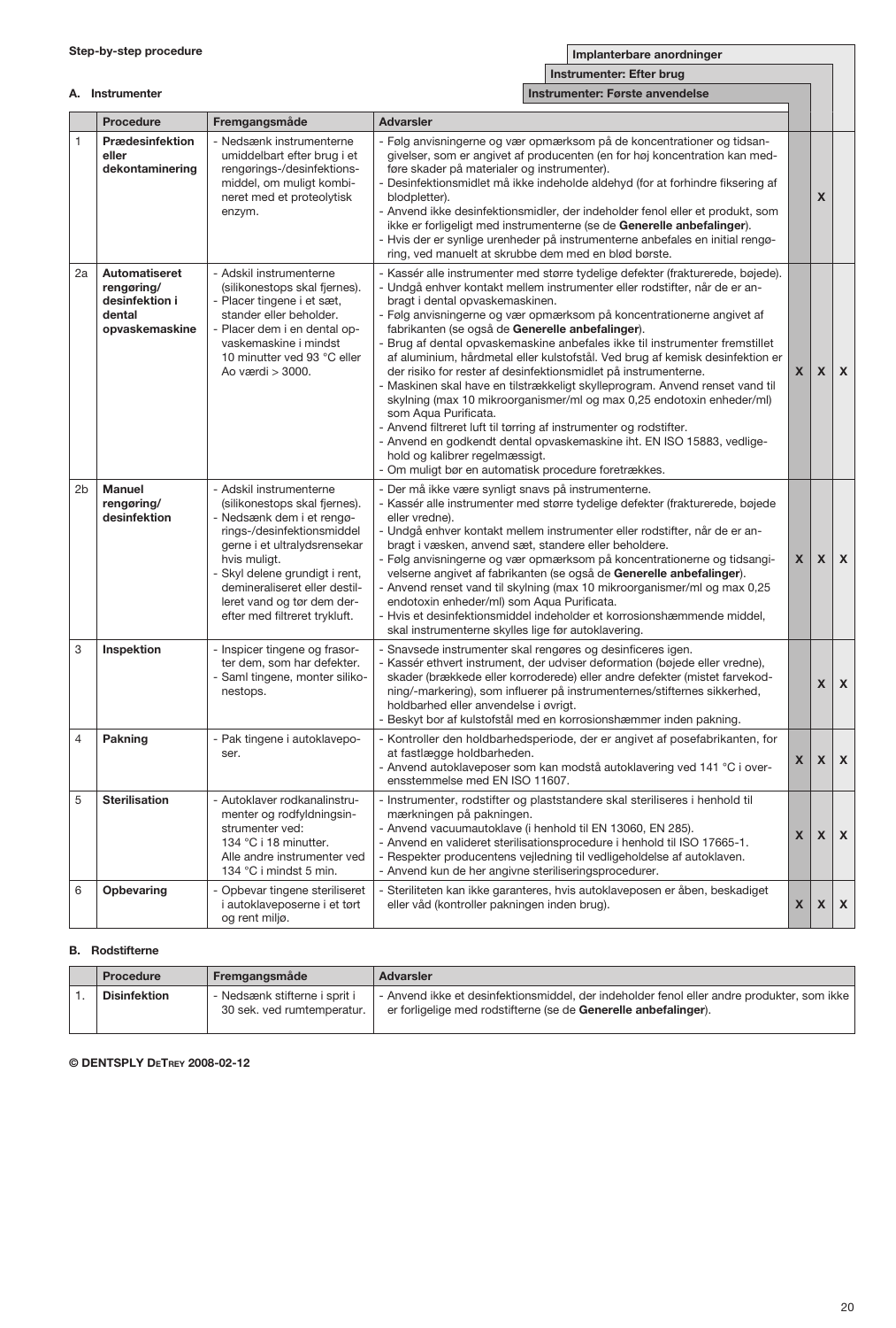**Step-by-step procedure**

**A. Instrumenter**

| | Procedure | Fremgangsmåde | Advarsler | Instrumenter: Første anvendelse | Instrumenter: Efter brug | Implanterbare anordninger |
|---|---|---|---|---|---|---|
| 1 | **Prædesinfektion eller dekontaminering** | - Nedsænk instrumenterne umiddelbart efter brug i et rengørings-/desinfektionsmiddel, om muligt kombineret med et proteolytisk enzym. | - Følg anvisningerne og vær opmærksom på de koncentrationer og tidsangivelser, som er angivet af producenten (en for høj koncentration kan medføre skader på materialer og instrumenter).<br>- Desinfektionsmidlet må ikke indeholde aldehyd (for at forhindre fiksering af blodpletter).<br>- Anvend ikke desinfektionsmidler, der indeholder fenol eller et produkt, som ikke er forligeligt med instrumenterne (se de **Generelle anbefalinger**).<br>- Hvis der er synlige urenheder på instrumenterne anbefales en initial rengøring, ved manuelt at skrubbe dem med en blød børste. | | X | |
| 2a | **Automatiseret rengøring/ desinfektion i dental opvaskemaskine** | - Adskil instrumenterne (silikonestops skal fjernes).<br>- Placer tingene i et sæt, stander eller beholder.<br>- Placer dem i en dental opvaskemaskine i mindst 10 minutter ved 93 °C eller Ao værdi > 3000. | - Kassér alle instrumenter med større tydelige defekter (frakturerede, bøjede).<br>- Undgå enhver kontakt mellem instrumenter eller rodstifter, når de er anbragt i dental opvaskemaskinen.<br>- Følg anvisningerne og vær opmærksom på koncentrationerne angivet af fabrikanten (se også de **Generelle anbefalinger**).<br>- Brug af dental opvaskemaskine anbefales ikke til instrumenter fremstillet af aluminium, hårdmetal eller kulstofstål. Ved brug af kemisk desinfektion er der risiko for rester af desinfektionsmidlet på instrumenterne.<br>- Maskinen skal have et tilstrækkeligt skylleprogram. Anvend renset vand til skylning (max 10 mikroorganismer/ml og max 0,25 endotoxin enheder/ml) som Aqua Purificata.<br>- Anvend filtreret luft til tørring af instrumenter og rodstifter.<br>- Anvend en godkendt dental opvaskemaskine iht. EN ISO 15883, vedligehold og kalibrer regelmæssigt.<br>- Om muligt bør en automatisk procedure foretrækkes. | X | X | X |
| 2b | **Manuel rengøring/ desinfektion** | - Adskil instrumenterne (silikonestops skal fjernes).<br>- Nedsænk dem i et rengørings-/desinfektionsmiddel gerne i et ultralydsrensekar hvis muligt.<br>- Skyl delene grundigt i rent, demineraliseret eller destilleret vand og tør dem derefter med filtreret trykluft. | - Der må ikke være synligt snavs på instrumenterne.<br>- Kassér alle instrumenter med større tydelige defekter (frakturerede, bøjede eller vredne).<br>- Undgå enhver kontakt mellem instrumenter eller rodstifter, når de er anbragt i væsken, anvend sæt, standere eller beholdere.<br>- Følg anvisningerne og vær opmærksom på koncentrationerne og tidsangivelserne angivet af fabrikanten (se også de **Generelle anbefalinger**).<br>- Anvend renset vand til skylning (max 10 mikroorganismer/ml og max 0,25 endotoxin enheder/ml) som Aqua Purificata.<br>- Hvis et desinfektionsmiddel indeholder et korrosionshæmmende middel, skal instrumenterne skylles lige før autoklavering. | X | X | X |
| 3 | **Inspektion** | - Inspicer tingene og frasorter dem, som har defekter.<br>- Saml tingene, monter silikonestops. | - Snavsede instrumenter skal rengøres og desinficeres igen.<br>- Kassér ethvert instrument, der udviser deformation (bøjede eller vredne), skader (brækkede eller korroderede) eller andre defekter (mistet farvekodning/-markering), som influerer på instrumenternes/stifternes sikkerhed, holdbarhed eller anvendelse i øvrigt.<br>- Beskyt bor af kulstofstål med en korrosionshæmmer inden pakning. | | X | X |
| 4 | **Pakning** | - Pak tingene i autoklaveposer. | - Kontroller den holdbarhedsperiode, der er angivet af posefabrikanten, for at fastlægge holdbarheden.<br>- Anvend autoklaveposer som kan modstå autoklavering ved 141 °C i overensstemmelse med EN ISO 11607. | X | X | X |
| 5 | **Sterilisation** | - Autoklaver rodkanalinstrumenter og rodfyldningsinstrumenter ved:<br>134 °C i 18 minutter.<br>Alle andre instrumenter ved 134 °C i mindst 5 min. | - Instrumenter, rodstifter og plaststandere skal steriliseres i henhold til mærkningen på pakningen.<br>- Anvend vacuumautoklave (i henhold til EN 13060, EN 285).<br>- Anvend en valideret sterilisationsprocedure i henhold til ISO 17665-1.<br>- Respekter producentens vejledning til vedligeholdelse af autoklaven.<br>- Anvend kun de her angivne steriliseringsprocedurer. | X | X | X |
| 6 | **Opbevaring** | - Opbevar tingene steriliseret i autoklaveposerne i et tørt og rent miljø. | - Steriliteten kan ikke garanteres, hvis autoklaveposen er åben, beskadiget eller våd (kontroller pakningen inden brug). | X | X | X |

**B. Rodstifterne**

| | Procedure | Fremgangsmåde | Advarsler |
|---|---|---|---|
| 1. | **Disinfektion** | - Nedsænk stifterne i sprit i 30 sek. ved rumtemperatur. | - Anvend ikke et desinfektionsmiddel, der indeholder fenol eller andre produkter, som ikke er forligelige med rodstifterne (se de **Generelle anbefalinger**). |

**© DENTSPLY DeTrey 2008-02-12**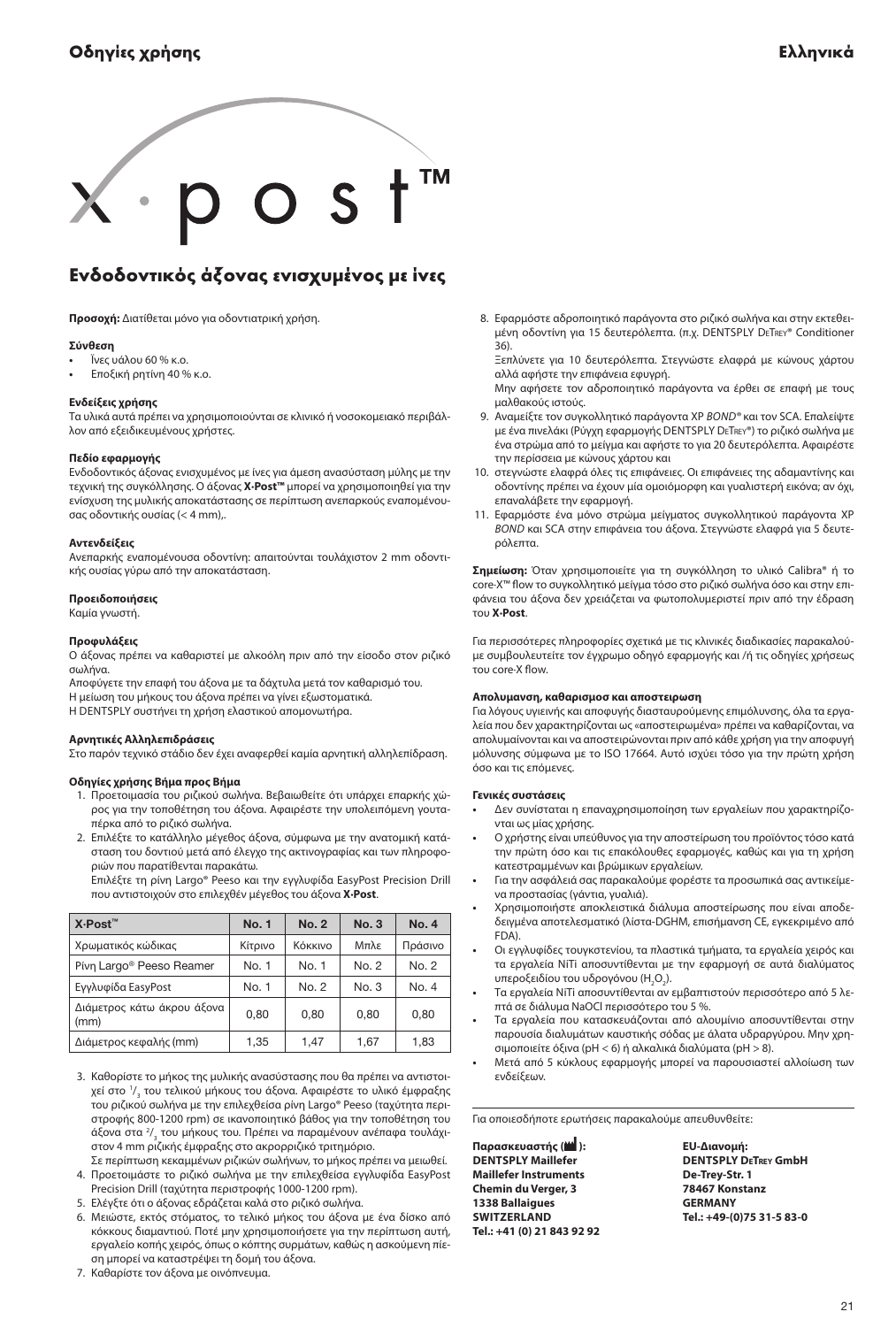# X·post™

## Ενδοδοντικός άξονας ενισχυμένος με ίνες

**Προσοχή:** Διατίθεται μόνο για οδοντιατρική χρήση.

**Σύνθεση**

- Ίνες υάλου 60 % κ.ο.
- Εποξική ρητίνη 40 % κ.ο.

**Ενδείξεις χρήσης**

Τα υλικά αυτά πρέπει να χρησιμοποιούνται σε κλινικό ή νοσοκομειακό περιβάλλον από εξειδικευμένους χρήστες.

**Πεδίο εφαρμογής**

Ενδοδοντικός άξονας ενισχυμένος με ίνες για άμεση ανασύσταση μύλης με την τεχνική της συγκόλλησης. Ο άξονας **X·Post™** μπορεί να χρησιμοποιηθεί για την ενίσχυση της μυλικής αποκατάστασης σε περίπτωση ανεπαρκούς εναπομένουσας οδοντικής ουσίας (< 4 mm),.

**Αντενδείξεις**

Ανεπαρκής εναπομένουσα οδοντίνη: απαιτούνται τουλάχιστον 2 mm οδοντικής ουσίας γύρω από την αποκατάσταση.

**Προειδοποιήσεις**

Καμία γνωστή.

**Προφυλάξεις**

Ο άξονας πρέπει να καθαριστεί με αλκοόλη πριν από την είσοδο στον ριζικό σωλήνα.

Αποφύγετε την επαφή του άξονα με τα δάχτυλα μετά τον καθαρισμό του.

Η μείωση του μήκους του άξονα πρέπει να γίνει εξωστοματικά.

Η DENTSPLY συστήνει τη χρήση ελαστικού απομονωτήρα.

**Αρνητικές Αλληλεπιδράσεις**

Στο παρόν τεχνικό στάδιο δεν έχει αναφερθεί καμία αρνητική αλληλεπίδραση.

**Οδηγίες χρήσης Βήμα προς Βήμα**

1. Προετοιμασία του ριζικού σωλήνα. Βεβαιωθείτε ότι υπάρχει επαρκής χώρος για την τοποθέτηση του άξονα. Αφαιρέστε την υπολειπόμενη γουταπέρκα από το ριζικό σωλήνα.
2. Επιλέξτε το κατάλληλο μέγεθος άξονα, σύμφωνα με την ανατομική κατάσταση του δοντιού μετά από έλεγχο της ακτινογραφίας και των πληροφοριών που παρατίθενται παρακάτω.
   Επιλέξτε τη ρίνη Largo® Peeso και την εγγλυφίδα EasyPost Precision Drill που αντιστοιχούν στο επιλεχθέν μέγεθος του άξονα **X·Post**.

| X·Post™ | No. 1 | No. 2 | No. 3 | No. 4 |
|---|---|---|---|---|
| Χρωματικός κώδικας | Κίτρινο | Κόκκινο | Μπλε | Πράσινο |
| Ρίνη Largo® Peeso Reamer | No. 1 | No. 1 | No. 2 | No. 2 |
| Εγγλυφίδα EasyPost | No. 1 | No. 2 | No. 3 | No. 4 |
| Διάμετρος κάτω άκρου άξονα (mm) | 0,80 | 0,80 | 0,80 | 0,80 |
| Διάμετρος κεφαλής (mm) | 1,35 | 1,47 | 1,67 | 1,83 |

3. Καθορίστε το μήκος της μυλικής ανασύστασης που θα πρέπει να αντιστοιχεί στο $^1/_3$ του τελικού μήκους του άξονα. Αφαιρέστε το υλικό έμφραξης του ριζικού σωλήνα με την επιλεχθείσα ρίνη Largo® Peeso (ταχύτητα περιστροφής 800-1200 rpm) σε ικανοποιητικό βάθος για την τοποθέτηση του άξονα στα $^2/_3$ του μήκους του. Πρέπει να παραμένουν ανέπαφα τουλάχιστον 4 mm ριζικής έμφραξης στο ακρορριζικό τριτημόριο.
   Σε περίπτωση κεκαμμένων ριζικών σωλήνων, το μήκος πρέπει να μειωθεί.
4. Προετοιμάστε το ριζικό σωλήνα με την επιλεχθείσα εγγλυφίδα EasyPost Precision Drill (ταχύτητα περιστροφής 1000-1200 rpm).
5. Ελέγξτε ότι ο άξονας εδράζεται καλά στο ριζικό σωλήνα.
6. Μειώστε, εκτός στόματος, το τελικό μήκος του άξονα με ένα δίσκο από κόκκους διαμαντιού. Ποτέ μην χρησιμοποιήσετε για την περίπτωση αυτή, εργαλείο κοπής χειρός, όπως ο κόπτης συρμάτων, καθώς η ασκούμενη πίεση μπορεί να καταστρέψει τη δομή του άξονα.
7. Καθαρίστε τον άξονα με οινόπνευμα.
8. Εφαρμόστε αδροποιητικό παράγοντα στο ριζικό σωλήνα και στην εκτεθειμένη οδοντίνη για 15 δευτερόλεπτα. (π.χ. DENTSPLY DeTrey® Conditioner 36).
   Ξεπλύνετε για 10 δευτερόλεπτα. Στεγνώστε ελαφρά με κώνους χάρτου αλλά αφήστε την επιφάνεια εφυγρή.
   Μην αφήσετε τον αδροποιητικό παράγοντα να έρθει σε επαφή με τους μαλθακούς ιστούς.
9. Αναμείξτε τον συγκολλητικό παράγοντα XP *BOND®* και τον SCA. Επαλείψτε με ένα πινελάκι (Ρύγχη εφαρμογής DENTSPLY DeTrey®) το ριζικό σωλήνα με ένα στρώμα από το μείγμα και αφήστε το για 20 δευτερόλεπτα. Αφαιρέστε την περίσσεια με κώνους χάρτου και
10. στεγνώστε ελαφρά όλες τις επιφάνειες. Οι επιφάνειες της αδαμαντίνης και οδοντίνης πρέπει να έχουν μία ομοιόμορφη και γυαλιστερή εικόνα; αν όχι, επαναλάβετε την εφαρμογή.
11. Εφαρμόστε ένα μόνο στρώμα μείγματος συγκολλητικού παράγοντα XP *BOND* και SCA στην επιφάνεια του άξονα. Στεγνώστε ελαφρά για 5 δευτερόλεπτα.

**Σημείωση:** Όταν χρησιμοποιείτε για τη συγκόλληση το υλικό Calibra® ή το core·X™ flow το συγκολλητικό μείγμα τόσο στο ριζικό σωλήνα όσο και στην επιφάνεια του άξονα δεν χρειάζεται να φωτοπολυμεριστεί πριν από την έδραση του **X·Post**.

Για περισσότερες πληροφορίες σχετικά με τις κλινικές διαδικασίες παρακαλούμε συμβουλευτείτε τον έγχρωμο οδηγό εφαρμογής και /ή τις οδηγίες χρήσεως του core·X flow.

**Απολυμανση, καθαρισμος και αποστειρωση**

Για λόγους υγιεινής και αποφυγής διασταυρούμενης επιμόλυνσης, όλα τα εργαλεία που δεν χαρακτηρίζονται ως «αποστειρωμένα» πρέπει να καθαρίζονται, να απολυμαίνονται και να αποστειρώνονται πριν από κάθε χρήση για την αποφυγή μόλυνσης σύμφωνα με το ISO 17664. Αυτό ισχύει τόσο για την πρώτη χρήση όσο και τις επόμενες.

**Γενικές συστάσεις**

- Δεν συνίσταται η επαναχρησιμοποίηση των εργαλείων που χαρακτηρίζονται ως μίας χρήσης.
- Ο χρήστης είναι υπεύθυνος για την αποστείρωση του προϊόντος τόσο κατά την πρώτη όσο και τις επακόλουθες εφαρμογές, καθώς και για τη χρήση κατεστραμμένων και βρώμικων εργαλείων.
- Για την ασφάλειά σας παρακαλούμε φορέστε τα προσωπικά σας αντικείμενα προστασίας (γάντια, γυαλιά).
- Χρησιμοποιήστε αποκλειστικά διάλυμα αποστείρωσης που είναι αποδεδειγμένα αποτελεσματικό (λίστα-DGHM, επισήμανση CE, εγκεκριμένο από FDA).
- Οι εγγλυφίδες τουγκστενίου, τα πλαστικά τμήματα, τα εργαλεία χειρός και τα εργαλεία NiTi αποσυντίθενται με την εφαρμογή σε αυτά διαλύματος υπεροξειδίου του υδρογόνου ($H_2O_2$).
- Τα εργαλεία NiTi αποσυντίθενται αν εμβαπτιστούν περισσότερο από 5 λεπτά σε διάλυμα NaOCl περισσότερο του 5 %.
- Τα εργαλεία που κατασκευάζονται από αλουμίνιο αποσυντίθενται στην παρουσία διαλυμάτων καυστικής σόδας με άλατα υδραργύρου. Μην χρησιμοποιείτε όξινα (pH < 6) ή αλκαλικά διαλύματα (pH > 8).
- Μετά από 5 κύκλους εφαρμογής μπορεί να παρουσιαστεί αλλοίωση των ενδείξεων.

Για οποιεσδήποτε ερωτήσεις παρακαλούμε απευθυνθείτε:

**Παρασκευαστής ( ):**
**DENTSPLY Maillefer**
**Maillefer Instruments**
**Chemin du Verger, 3**
**1338 Ballaigues**
**SWITZERLAND**
**Tel.: +41 (0) 21 843 92 92**

**EU-Διανομή:**
**DENTSPLY DeTrey GmbH**
**De-Trey-Str. 1**
**78467 Konstanz**
**GERMANY**
**Tel.: +49-(0)75 31-5 83-0**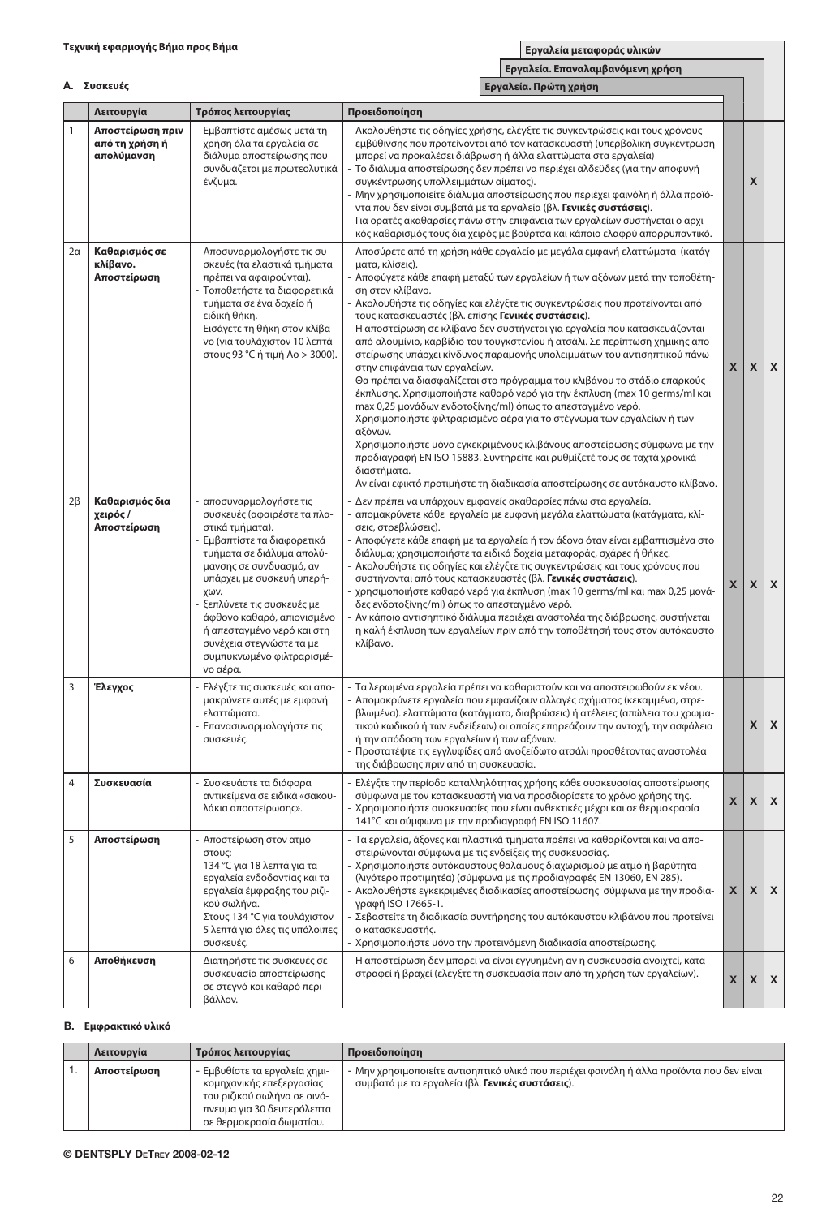**Τεχνική εφαρμογής Βήμα προς Βήμα**

### A. Συσκευές

| | Λειτουργία | Τρόπος λειτουργίας | Προειδοποίηση | Εργαλεία. Πρώτη χρήση | Εργαλεία. Επαναλαμβανόμενη χρήση | Εργαλεία μεταφοράς υλικών |
|---|---|---|---|---|---|---|
| 1 | **Αποστείρωση πριν από τη χρήση ή απολύμανση** | - Εμβαπτίστε αμέσως μετά τη χρήση όλα τα εργαλεία σε διάλυμα αποστείρωσης που συνδυάζεται με πρωτεολυτικά ένζυμα. | - Ακολουθήστε τις οδηγίες χρήσης, ελέγξτε τις συγκεντρώσεις και τους χρόνους εμβύθισης που προτείνονται από τον κατασκευαστή (υπερβολική συγκέντρωση μπορεί να προκαλέσει διάβρωση ή άλλα ελαττώματα στα εργαλεία)<br>- Το διάλυμα αποστείρωσης δεν πρέπει να περιέχει αλδεΰδες (για την αποφυγή συγκέντρωσης υπολλειμμάτων αίματος).<br>- Μην χρησιμοποιείτε διάλυμα αποστείρωσης που περιέχει φαινόλη ή άλλα προϊόντα που δεν είναι συμβατά με τα εργαλεία (βλ. **Γενικές συστάσεις**).<br>- Για ορατές ακαθαρσίες πάνω στην επιφάνεια των εργαλείων συστήνεται ο αρχικός καθαρισμός τους δια χειρός με βούρτσα και κάποιο ελαφρύ απορρυπαντικό. | | X | |
| 2α | **Καθαρισμός σε κλίβανο. Αποστείρωση** | - Αποσυναρμολογήστε τις συσκευές (τα ελαστικά τμήματα πρέπει να αφαιρούνται).<br>- Τοποθετήστε τα διαφορετικά τμήματα σε ένα δοχείο ή ειδική θήκη.<br>- Εισάγετε τη θήκη στον κλίβανο (για τουλάχιστον 10 λεπτά στους 93 °C ή τιμή Ao > 3000). | - Αποσύρετε από τη χρήση κάθε εργαλείο με μεγάλα εμφανή ελαττώματα (κατάγματα, κλίσεις).<br>- Αποφύγετε κάθε επαφή μεταξύ των εργαλείων ή των αξόνων μετά την τοποθέτηση στον κλίβανο.<br>- Ακολουθήστε τις οδηγίες και ελέγξτε τις συγκεντρώσεις που προτείνονται από τους κατασκευαστές (βλ. επίσης **Γενικές συστάσεις**).<br>- Η αποστείρωση σε κλίβανο δεν συστήνεται για εργαλεία που κατασκευάζονται από αλουμίνιο, καρβίδιο του τουγκστενίου ή ατσάλι. Σε περίπτωση χημικής αποστείρωσης υπάρχει κίνδυνος παραμονής υπολειμμάτων του αντισηπτικού πάνω στην επιφάνεια των εργαλείων.<br>- Θα πρέπει να διασφαλίζεται στο πρόγραμμα του κλιβάνου το στάδιο επαρκούς έκπλυσης. Χρησιμοποιήστε καθαρό νερό για την έκπλυση (max 10 germs/ml και max 0,25 μονάδων ενδοτοξίνης/ml) όπως το απεσταγμένο νερό.<br>- Χρησιμοποιήστε φιλτραρισμένο αέρα για το στέγνωμα των εργαλείων ή των αξόνων.<br>- Χρησιμοποιήστε μόνο εγκεκριμένους κλιβάνους αποστείρωσης σύμφωνα με την προδιαγραφή EN ISO 15883. Συντηρείτε και ρυθμίζετέ τους σε ταχτά χρονικά διαστήματα.<br>- Αν είναι εφικτό προτιμήστε τη διαδικασία αποστείρωσης σε αυτόκαυστο κλίβανο. | X | X | X |
| 2β | **Καθαρισμός δια χειρός / Αποστείρωση** | - αποσυναρμολογήστε τις συσκευές (αφαιρέστε τα πλαστικά τμήματα).<br>- Εμβαπτίστε τα διαφορετικά τμήματα σε διάλυμα απολύμανσης σε συνδυασμό, αν υπάρχει, με συσκευή υπερήχων.<br>- ξεπλύνετε τις συσκευές με άφθονο καθαρό, απιονισμένο ή απεσταγμένο νερό και στη συνέχεια στεγνώστε τα με συμπυκνωμένο φιλτραρισμένο αέρα. | - Δεν πρέπει να υπάρχουν εμφανείς ακαθαρσίες πάνω στα εργαλεία.<br>- απομακρύνετε κάθε εργαλείο με εμφανή μεγάλα ελαττώματα (κατάγματα, κλίσεις, στρεβλώσεις).<br>- Αποφύγετε κάθε επαφή με τα εργαλεία ή τον άξονα όταν είναι εμβαπτισμένα στο διάλυμα; χρησιμοποιήστε τα ειδικά δοχεία μεταφοράς, σχάρες ή θήκες.<br>- Ακολουθήστε τις οδηγίες και ελέγξτε τις συγκεντρώσεις και τους χρόνους που συστήνονται από τους κατασκευαστές (βλ. **Γενικές συστάσεις**).<br>- χρησιμοποιήστε καθαρό νερό για έκπλυση (max 10 germs/ml και max 0,25 μονάδες ενδοτοξίνης/ml) όπως το απεσταγμένο νερό.<br>- Αν κάποιο αντισηπτικό διάλυμα περιέχει αναστολέα της διάβρωσης, συστήνεται η καλή έκπλυση των εργαλείων πριν από την τοποθέτησή τους στον αυτόκαυστο κλίβανο. | X | X | X |
| 3 | **Έλεγχος** | - Ελέγξτε τις συσκευές και απομακρύνετε αυτές με εμφανή ελαττώματα.<br>- Επανασυναρμολογήστε τις συσκευές. | - Τα λερωμένα εργαλεία πρέπει να καθαριστούν και να αποστειρωθούν εκ νέου.<br>- Απομακρύνετε εργαλεία που εμφανίζουν αλλαγές σχήματος (κεκαμμένα, στρεβλωμένα). ελαττώματα (κατάγματα, διαβρώσεις) ή ατέλειες (απώλεια του χρωματικού κωδικού ή των ενδείξεων) οι οποίες επηρεάζουν την αντοχή, την ασφάλεια ή την απόδοση των εργαλείων ή των αξόνων.<br>- Προστατέψτε τις εγγλυφίδες από ανοξείδωτο ατσάλι προσθέτοντας αναστολέα της διάβρωσης πριν από τη συσκευασία. | | X | X |
| 4 | **Συσκευασία** | - Συσκευάστε τα διάφορα αντικείμενα σε ειδικά «σακουλάκια αποστείρωσης». | - Ελέγξτε την περίοδο καταλληλότητας χρήσης κάθε συσκευασίας αποστείρωσης σύμφωνα με τον κατασκευαστή για να προσδιορίσετε το χρόνο χρήσης της.<br>- Χρησιμοποιήστε συσκευασίες που είναι ανθεκτικές μέχρι και σε θερμοκρασία 141°C και σύμφωνα με την προδιαγραφή EN ISO 11607. | X | X | X |
| 5 | **Αποστείρωση** | - Αποστείρωση στον ατμό στους:<br>134 °C για 18 λεπτά για τα εργαλεία ενδοδοντίας και τα εργαλεία έμφραξης του ριζικού σωλήνα.<br>Στους 134 °C για τουλάχιστον 5 λεπτά για όλες τις υπόλοιπες συσκευές. | - Τα εργαλεία, άξονες και πλαστικά τμήματα πρέπει να καθαρίζονται και να αποστειρώνονται σύμφωνα με τις ενδείξεις της συσκευασίας.<br>- Χρησιμοποιήστε αυτόκαυστους θαλάμους διαχωρισμού με ατμό ή βαρύτητα (λιγότερο προτιμητέα) (σύμφωνα με τις προδιαγραφές EN 13060, EN 285).<br>- Ακολουθήστε εγκεκριμένες διαδικασίες αποστείρωσης σύμφωνα με την προδιαγραφή ISO 17665-1.<br>- Σεβαστείτε τη διαδικασία συντήρησης του αυτόκαυστου κλιβάνου που προτείνει ο κατασκευαστής.<br>- Χρησιμοποιήστε μόνο την προτεινόμενη διαδικασία αποστείρωσης. | X | X | X |
| 6 | **Αποθήκευση** | - Διατηρήστε τις συσκευές σε συσκευασία αποστείρωσης σε στεγνό και καθαρό περιβάλλον. | - Η αποστείρωση δεν μπορεί να είναι εγγυημένη αν η συσκευασία ανοιχτεί, καταστραφεί ή βραχεί (ελέγξτε τη συσκευασία πριν από τη χρήση των εργαλείων). | X | X | X |

### B. Εμφρακτικό υλικό

| | Λειτουργία | Τρόπος λειτουργίας | Προειδοποίηση |
|---|---|---|---|
| 1. | **Αποστείρωση** | - Εμβυθίστε τα εργαλεία χημικομηχανικής επεξεργασίας του ριζικού σωλήνα σε οινόπνευμα για 30 δευτερόλεπτα σε θερμοκρασία δωματίου. | - Μην χρησιμοποιείτε αντισηπτικό υλικό που περιέχει φαινόλη ή άλλα προϊόντα που δεν είναι συμβατά με τα εργαλεία (βλ. **Γενικές συστάσεις**). |

**© DENTSPLY DeTrey 2008-02-12**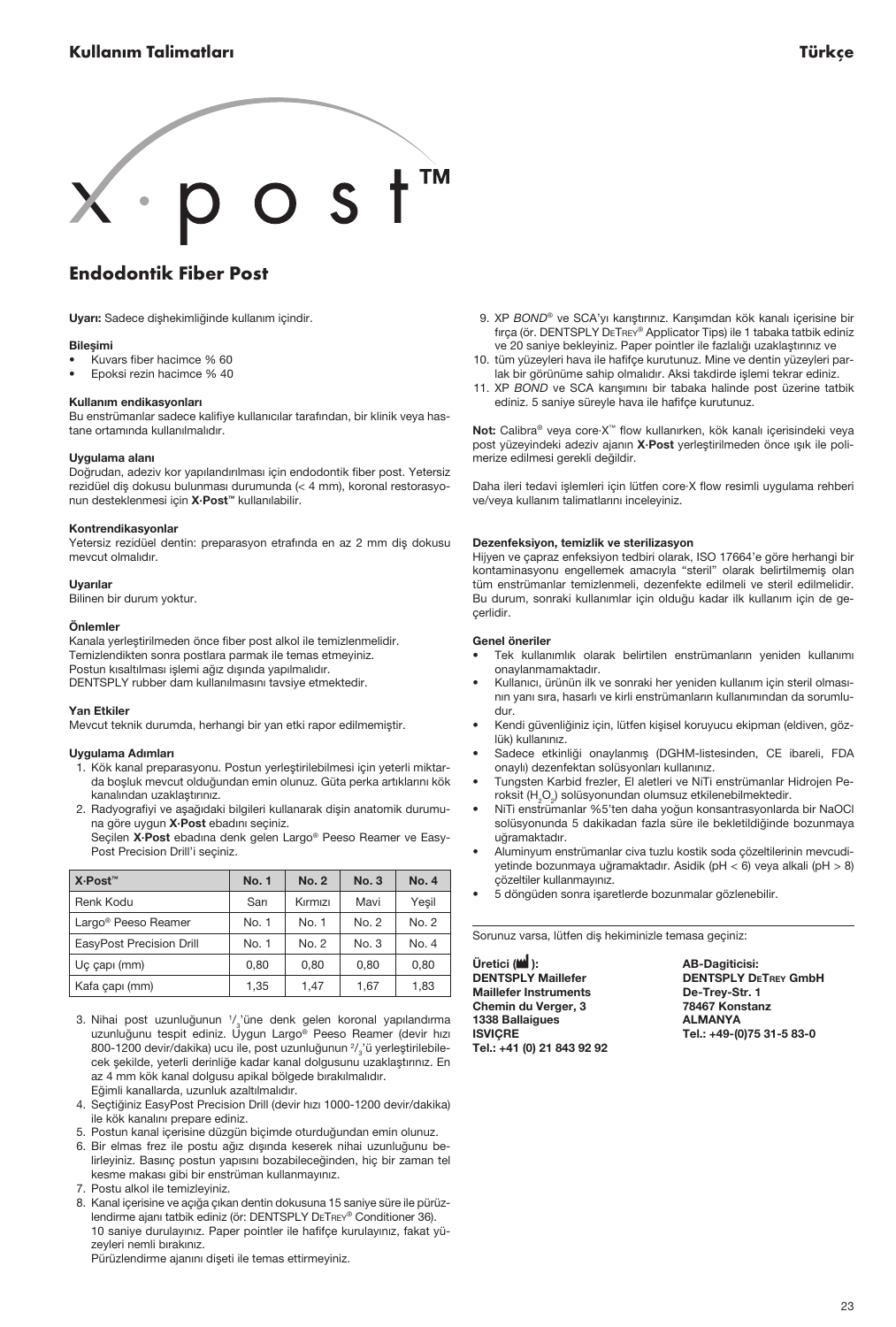## Kullanım Talimatları

# X·post™

## Endodontik Fiber Post

**Uyarı:** Sadece dişhekimliğinde kullanım içindir.

**Bileşimi**

- Kuvars fiber hacimce % 60
- Epoksi rezin hacimce % 40

**Kullanım endikasyonları**

Bu enstrümanlar sadece kalifiye kullanıcılar tarafından, bir klinik veya hastane ortamında kullanılmalıdır.

**Uygulama alanı**

Doğrudan, adeziv kor yapılandırılması için endodontik fiber post. Yetersiz rezidüel diş dokusu bulunması durumunda (< 4 mm), koronal restorasyonun desteklenmesi için **X·Post™** kullanılabilir.

**Kontrendikasyonlar**

Yetersiz rezidüel dentin: preparasyon etrafında en az 2 mm diş dokusu mevcut olmalıdır.

**Uyarılar**

Bilinen bir durum yoktur.

**Önlemler**

Kanala yerleştirilmeden önce fiber post alkol ile temizlenmelidir.
Temizlendikten sonra postlara parmak ile temas etmeyiniz.
Postun kısaltılması işlemi ağız dışında yapılmalıdır.
DENTSPLY rubber dam kullanılmasını tavsiye etmektedir.

**Yan Etkiler**

Mevcut teknik durumda, herhangi bir yan etki rapor edilmemiştir.

**Uygulama Adımları**

1. Kök kanal preparasyonu. Postun yerleştirilebilmesi için yeterli miktarda boşluk mevcut olduğundan emin olunuz. Güta perka artıklarını kök kanalından uzaklaştırınız.
2. Radyografiyi ve aşağıdaki bilgileri kullanarak dişin anatomik durumuna göre uygun **X·Post** ebadını seçiniz.
   Seçilen **X·Post** ebadına denk gelen Largo® Peeso Reamer ve EasyPost Precision Drill'i seçiniz.

| X·Post™ | No. 1 | No. 2 | No. 3 | No. 4 |
|---|---|---|---|---|
| Renk Kodu | Sarı | Kırmızı | Mavi | Yeşil |
| Largo® Peeso Reamer | No. 1 | No. 1 | No. 2 | No. 2 |
| EasyPost Precision Drill | No. 1 | No. 2 | No. 3 | No. 4 |
| Uç çapı (mm) | 0,80 | 0,80 | 0,80 | 0,80 |
| Kafa çapı (mm) | 1,35 | 1,47 | 1,67 | 1,83 |

3. Nihai post uzunluğunun $^{1}/_{3}$'üne denk gelen koronal yapılandırma uzunluğunu tespit ediniz. Uygun Largo® Peeso Reamer (devir hızı 800-1200 devir/dakika) ucu ile, post uzunluğunun $^{2}/_{3}$'ü yerleştirilebilecek şekilde, yeterli derinliğe kadar kanal dolgusunu uzaklaştırınız. En az 4 mm kök kanal dolgusu apikal bölgede bırakılmalıdır.
   Eğimli kanallarda, uzunluk azaltılmalıdır.
4. Seçtiğiniz EasyPost Precision Drill (devir hızı 1000-1200 devir/dakika) ile kök kanalını prepare ediniz.
5. Postun kanal içerisine düzgün biçimde oturduğundan emin olunuz.
6. Bir elmas frez ile postu ağız dışında keserek nihai uzunluğunu belirleyiniz. Basınç postun yapısını bozabileceğinden, hiç bir zaman tel kesme makası gibi bir enstrüman kullanmayınız.
7. Postu alkol ile temizleyiniz.
8. Kanal içerisine ve açığa çıkan dentin dokusuna 15 saniye süre ile pürüzlendirme ajanı tatbik ediniz (ör: DENTSPLY DeTrey® Conditioner 36).
   10 saniye durulayınız. Paper pointler ile hafifçe kurulayınız, fakat yüzeyleri nemli bırakınız.
   Pürüzlendirme ajanını dişeti ile temas ettirmeyiniz.
9. XP *BOND*® ve SCA'yı karıştırınız. Karışımdan kök kanalı içerisine bir fırça (ör. DENTSPLY DeTrey® Applicator Tips) ile 1 tabaka tatbik ediniz ve 20 saniye bekleyiniz. Paper pointler ile fazlalığı uzaklaştırınız ve
10. tüm yüzeyleri hava ile hafifçe kurutunuz. Mine ve dentin yüzeyleri parlak bir görünüme sahip olmalıdır. Aksi takdirde işlemi tekrar ediniz.
11. XP *BOND* ve SCA karışımını bir tabaka halinde post üzerine tatbik ediniz. 5 saniye süreyle hava ile hafifçe kurutunuz.

**Not:** Calibra® veya core·X™ flow kullanırken, kök kanalı içerisindeki veya post yüzeyindeki adeziv ajanın **X·Post** yerleştirilmeden önce ışık ile polimerize edilmesi gerekli değildir.

Daha ileri tedavi işlemleri için lütfen core·X flow resimli uygulama rehberi ve/veya kullanım talimatlarını inceleyiniz.

**Dezenfeksiyon, temizlik ve sterilizasyon**

Hijyen ve çapraz enfeksiyon tedbiri olarak, ISO 17664'e göre herhangi bir kontaminasyonu engellemek amacıyla "steril" olarak belirtilmemiş olan tüm enstrümanlar temizlenmeli, dezenfekte edilmeli ve steril edilmelidir. Bu durum, sonraki kullanımlar için olduğu kadar ilk kullanım için de geçerlidir.

**Genel öneriler**

- Tek kullanımlık olarak belirtilen enstrümanların yeniden kullanımı onaylanmamaktadır.
- Kullanıcı, ürünün ilk ve sonraki her yeniden kullanım için steril olmasının yanı sıra, hasarlı ve kirli enstrümanların kullanımından da sorumludur.
- Kendi güvenliğiniz için, lütfen kişisel koruyucu ekipman (eldiven, gözlük) kullanınız.
- Sadece etkinliği onaylanmış (DGHM-listesinden, CE ibareli, FDA onaylı) dezenfektan solüsyonları kullanınız.
- Tungsten Karbid frezler, El aletleri ve NiTi enstrümanlar Hidrojen Peroksit ($H_2O_2$) solüsyonundan olumsuz etkilenebilmektedir.
- NiTi enstrümanlar %5'ten daha yoğun konsantrasyonlarda bir NaOCl solüsyonunda 5 dakikadan fazla süre ile bekletildiğinde bozunmaya uğramaktadır.
- Aluminyum enstrümanlar civa tuzlu kostik soda çözeltilerinin mevcudiyetinde bozunmaya uğramaktadır. Asidik (pH < 6) veya alkali (pH > 8) çözeltiler kullanmayınız.
- 5 döngüden sonra işaretlerde bozunmalar gözlenebilir.

Sorunuz varsa, lütfen diş hekiminizle temasa geçiniz:

**Üretici:**
**DENTSPLY Maillefer**
**Maillefer Instruments**
**Chemin du Verger, 3**
**1338 Ballaigues**
**ISVIÇRE**
**Tel.: +41 (0) 21 843 92 92**

**AB-Dagiticisi:**
**DENTSPLY DeTrey GmbH**
**De-Trey-Str. 1**
**78467 Konstanz**
**ALMANYA**
**Tel.: +49-(0)75 31-5 83-0**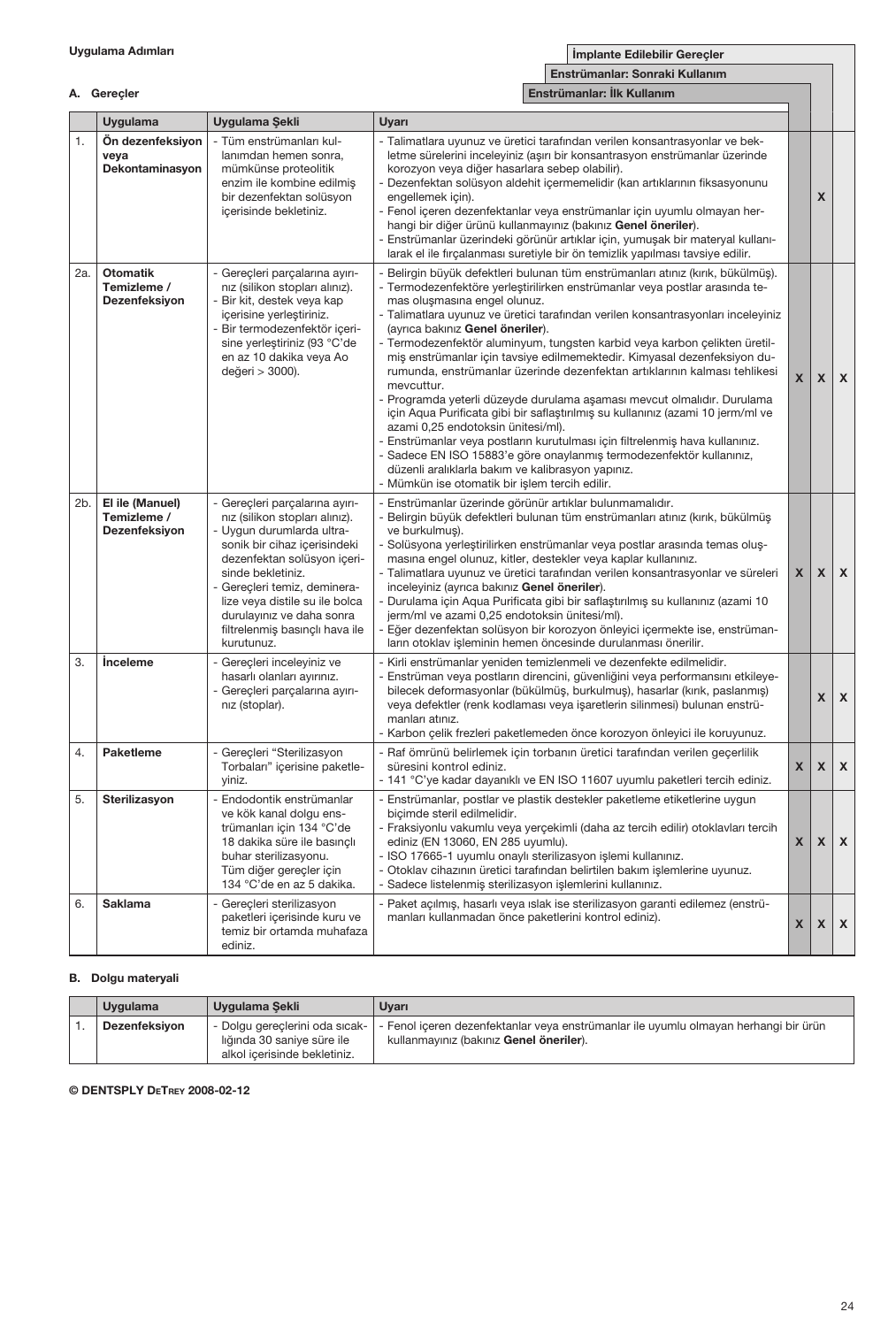**Uygulama Adımları**

**A. Gereçler**

| | Uygulama | Uygulama Şekli | Uyarı | Enstrümanlar: İlk Kullanım | Enstrümanlar: Sonraki Kullanım | İmplante Edilebilir Gereçler |
|---|---|---|---|---|---|---|
| 1. | **Ön dezenfeksiyon veya Dekontaminasyon** | - Tüm enstrümanları kullanımdan hemen sonra, mümkünse proteolitik enzim ile kombine edilmiş bir dezenfektan solüsyon içerisinde bekletiniz. | - Talimatlara uyunuz ve üretici tarafından verilen konsantrasyonlar ve bekletme sürelerini inceleyiniz (aşırı bir konsantrasyon enstrümanlar üzerinde korozyon veya diğer hasarlara sebep olabilir).<br>- Dezenfektan solüsyon aldehit içermemelidir (kan artıklarının fiksasyonunu engellemek için).<br>- Fenol içeren dezenfektanlar veya enstrümanlar için uyumlu olmayan herhangi bir diğer ürünü kullanmayınız (bakınız **Genel öneriler**).<br>- Enstrümanlar üzerindeki görünür artıklar için, yumuşak bir materyal kullanılarak el ile fırçalanması suretiyle bir ön temizlik yapılması tavsiye edilir. | | X | |
| 2a. | **Otomatik Temizleme / Dezenfeksiyon** | - Gereçleri parçalarına ayırınız (silikon stopları alınız).<br>- Bir kit, destek veya kap içerisine yerleştiriniz.<br>- Bir termodezenfektör içerisine yerleştiriniz (93 °C'de en az 10 dakika veya Ao değeri > 3000). | - Belirgin büyük defektleri bulunan tüm enstrümanları atınız (kırık, bükülmüş).<br>- Termodezenfektöre yerleştirilirken enstrümanlar veya postlar arasında temas oluşmasına engel olunuz.<br>- Talimatlara uyunuz ve üretici tarafından verilen konsantrasyonları inceleyiniz (ayrıca bakınız **Genel öneriler**).<br>- Termodezenfektör aluminyum, tungsten karbid veya karbon çelikten üretilmiş enstrümanlar için tavsiye edilmemektedir. Kimyasal dezenfeksiyon durumunda, enstrümanlar üzerinde dezenfektan artıklarının kalması tehlikesi mevcuttur.<br>- Programda yeterli düzeyde durulama aşaması mevcut olmalıdır. Durulama için Aqua Purificata gibi bir saflaştırılmış su kullanınız (azami 10 jerm/ml ve azami 0,25 endotoksin ünitesi/ml).<br>- Enstrümanlar veya postların kurutulması için filtrelenmiş hava kullanınız.<br>- Sadece EN ISO 15883'e göre onaylanmış termodezenfektör kullanınız, düzenli aralıklarla bakım ve kalibrasyon yapınız.<br>- Mümkün ise otomatik bir işlem tercih edilir. | X | X | X |
| 2b. | **El ile (Manuel) Temizleme / Dezenfeksiyon** | - Gereçleri parçalarına ayırınız (silikon stopları alınız).<br>- Uygun durumlarda ultrasonik bir cihaz içerisindeki dezenfektan solüsyon içerisinde bekletiniz.<br>- Gereçleri temiz, demineralize veya distile su ile bolca durulayınız ve daha sonra filtrelenmiş basınçlı hava ile kurutunuz. | - Enstrümanlar üzerinde görünür artıklar bulunmamalıdır.<br>- Belirgin büyük defektleri bulunan tüm enstrümanları atınız (kırık, bükülmüş ve burkulmuş).<br>- Solüsyona yerleştirilirken enstrümanlar veya postlar arasında temas oluşmasına engel olunuz, kitler, destekler veya kaplar kullanınız.<br>- Talimatlara uyunuz ve üretici tarafından verilen konsantrasyonlar ve süreleri inceleyiniz (ayrıca bakınız **Genel öneriler**).<br>- Durulama için Aqua Purificata gibi bir saflaştırılmış su kullanınız (azami 10 jerm/ml ve azami 0,25 endotoksin ünitesi/ml).<br>- Eğer dezenfektan solüsyon bir korozyon önleyici içermekte ise, enstrümanların otoklav işleminin hemen öncesinde durulanması önerilir. | X | X | X |
| 3. | **İnceleme** | - Gereçleri inceleyiniz ve hasarlı olanları ayırınız.<br>- Gereçleri parçalarına ayırınız (stoplar). | - Kirli enstrümanlar yeniden temizlenmeli ve dezenfekte edilmelidir.<br>- Enstrüman veya postların direncini, güvenliğini veya performansını etkileyebilecek deformasyonlar (bükülmüş, burkulmuş), hasarlar (kırık, paslanmış) veya defektler (renk kodlaması veya işaretlerin silinmesi) bulunan enstrümanları atınız.<br>- Karbon çelik frezleri paketlemeden önce korozyon önleyici ile koruyunuz. | | X | X |
| 4. | **Paketleme** | - Gereçleri "Sterilizasyon Torbaları" içerisine paketleyiniz. | - Raf ömrünü belirlemek için torbanın üretici tarafından verilen geçerlilik süresini kontrol ediniz.<br>- 141 °C'ye kadar dayanıklı ve EN ISO 11607 uyumlu paketleri tercih ediniz. | X | X | X |
| 5. | **Sterilizasyon** | - Endodontik enstrümanlar ve kök kanal dolgu enstrümanları için 134 °C'de 18 dakika süre ile basınçlı buhar sterilizasyonu. Tüm diğer gereçler için 134 °C'de en az 5 dakika. | - Enstrümanlar, postlar ve plastik destekler paketleme etiketlerine uygun biçimde steril edilmelidir.<br>- Fraksiyonlu vakumlu veya yerçekimli (daha az tercih edilir) otoklavları tercih ediniz (EN 13060, EN 285 uyumlu).<br>- ISO 17665-1 uyumlu onaylı sterilizasyon işlemi kullanınız.<br>- Otoklav cihazının üretici tarafından belirtilen bakım işlemlerine uyunuz.<br>- Sadece listelenmiş sterilizasyon işlemlerini kullanınız. | X | X | X |
| 6. | **Saklama** | - Gereçleri sterilizasyon paketleri içerisinde kuru ve temiz bir ortamda muhafaza ediniz. | - Paket açılmış, hasarlı veya ıslak ise sterilizasyon garanti edilemez (enstrümanları kullanmadan önce paketlerini kontrol ediniz). | X | X | X |

**B. Dolgu materyali**

| | Uygulama | Uygulama Şekli | Uyarı |
|---|---|---|---|
| 1. | **Dezenfeksiyon** | - Dolgu gereçlerini oda sıcaklığında 30 saniye süre ile alkol içerisinde bekletiniz. | - Fenol içeren dezenfektanlar veya enstrümanlar ile uyumlu olmayan herhangi bir ürün kullanmayınız (bakınız **Genel öneriler**). |

**© DENTSPLY DeTrey 2008-02-12**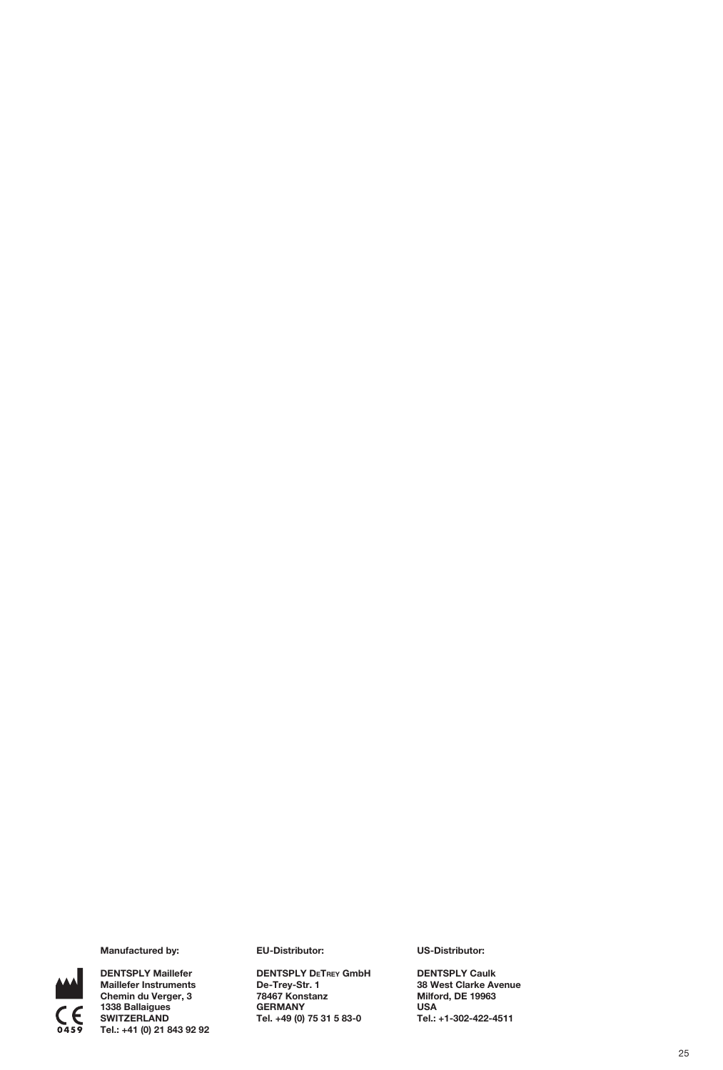**Manufactured by:**

**DENTSPLY Maillefer**
**Maillefer Instruments**
**Chemin du Verger, 3**
**1338 Ballaigues**
**SWITZERLAND**
**Tel.: +41 (0) 21 843 92 92**

0459

**EU-Distributor:**

**DENTSPLY DeTrey GmbH**
**De-Trey-Str. 1**
**78467 Konstanz**
**GERMANY**
**Tel. +49 (0) 75 31 5 83-0**

**US-Distributor:**

**DENTSPLY Caulk**
**38 West Clarke Avenue**
**Milford, DE 19963**
**USA**
**Tel.: +1-302-422-4511**